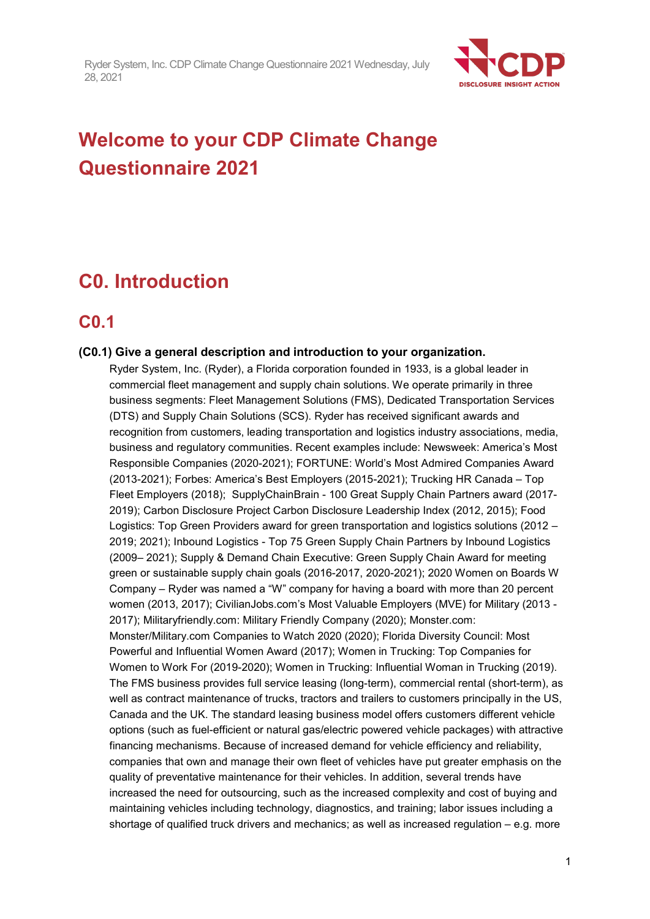# Welcome to your CDP Climate Change Questionnaire 2021

## C0. Introduction

### C0.1

**(C0.1) Give a general description and introduction to your organization.**

Ryder System, Inc. (Ryder), a Florida corporation founded in 1933, is a global leader in commercial fleet management and supply chain solutions. We operate primarily in three business segments: Fleet Management Solutions (FMS), Dedicated Transportation Services (DTS) and Supply Chain Solutions (SCS). Ryder has received significant awards and recognition from customers, leading transportation and logistics industry associations, media, business and regulatory communities. Recent examples include: Newsweek: America's Most Responsible Companies (2020-2021); FORTUNE: World's Most Admired Companies Award (2013-2021); Forbes: America's Best Employers (2015-2021); Trucking HR Canada – Top Fleet Employers (2018); SupplyChainBrain - 100 Great Supply Chain Partners award (2017-2019); Carbon Disclosure Project Carbon Disclosure Leadership Index (2012, 2015); Food Logistics: Top Green Providers award for green transportation and logistics solutions (2012 – 2019; 2021); Inbound Logistics - Top 75 Green Supply Chain Partners by Inbound Logistics (2009– 2021); Supply & Demand Chain Executive: Green Supply Chain Award for meeting green or sustainable supply chain goals (2016-2017, 2020-2021); 2020 Women on Boards W Company – Ryder was named a "W" company for having a board with more than 20 percent women (2013, 2017); CivilianJobs.com's Most Valuable Employers (MVE) for Military (2013 - 2017); Militaryfriendly.com: Military Friendly Company (2020); Monster.com: Monster/Military.com Companies to Watch 2020 (2020); Florida Diversity Council: Most Powerful and Influential Women Award (2017); Women in Trucking: Top Companies for Women to Work For (2019-2020); Women in Trucking: Influential Woman in Trucking (2019). The FMS business provides full service leasing (long-term), commercial rental (short-term), as well as contract maintenance of trucks, tractors and trailers to customers principally in the US, Canada and the UK. The standard leasing business model offers customers different vehicle options (such as fuel-efficient or natural gas/electric powered vehicle packages) with attractive financing mechanisms. Because of increased demand for vehicle efficiency and reliability, companies that own and manage their own fleet of vehicles have put greater emphasis on the quality of preventative maintenance for their vehicles. In addition, several trends have increased the need for outsourcing, such as the increased complexity and cost of buying and maintaining vehicles including technology, diagnostics, and training; labor issues including a shortage of qualified truck drivers and mechanics; as well as increased regulation – e.g. more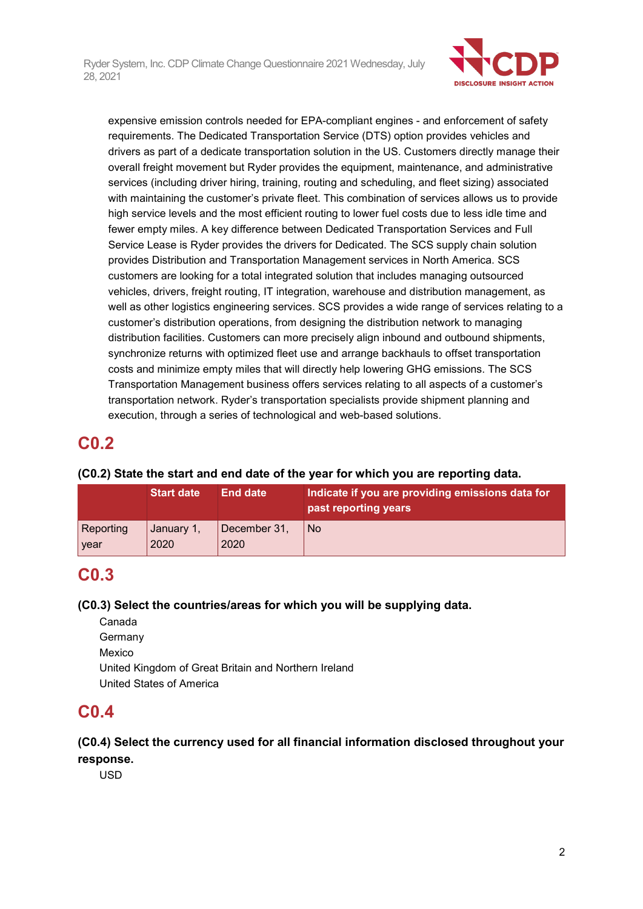expensive emission controls needed for EPA-compliant engines - and enforcement of safety requirements. The Dedicated Transportation Service (DTS) option provides vehicles and drivers as part of a dedicate transportation solution in the US. Customers directly manage their overall freight movement but Ryder provides the equipment, maintenance, and administrative services (including driver hiring, training, routing and scheduling, and fleet sizing) associated with maintaining the customer's private fleet. This combination of services allows us to provide high service levels and the most efficient routing to lower fuel costs due to less idle time and fewer empty miles. A key difference between Dedicated Transportation Services and Full Service Lease is Ryder provides the drivers for Dedicated. The SCS supply chain solution provides Distribution and Transportation Management services in North America. SCS customers are looking for a total integrated solution that includes managing outsourced vehicles, drivers, freight routing, IT integration, warehouse and distribution management, as well as other logistics engineering services. SCS provides a wide range of services relating to a customer's distribution operations, from designing the distribution network to managing distribution facilities. Customers can more precisely align inbound and outbound shipments, synchronize returns with optimized fleet use and arrange backhauls to offset transportation costs and minimize empty miles that will directly help lowering GHG emissions. The SCS Transportation Management business offers services relating to all aspects of a customer's transportation network. Ryder's transportation specialists provide shipment planning and execution, through a series of technological and web-based solutions.

# C0.2

**(C0.2) State the start and end date of the year for which you are reporting data.**

| | Start date | End date | Indicate if you are providing emissions data for past reporting years |
|---|---|---|---|
| Reporting year | January 1, 2020 | December 31, 2020 | No |

# C0.3

**(C0.3) Select the countries/areas for which you will be supplying data.**

Canada
Germany
Mexico
United Kingdom of Great Britain and Northern Ireland
United States of America

# C0.4

**(C0.4) Select the currency used for all financial information disclosed throughout your response.**

USD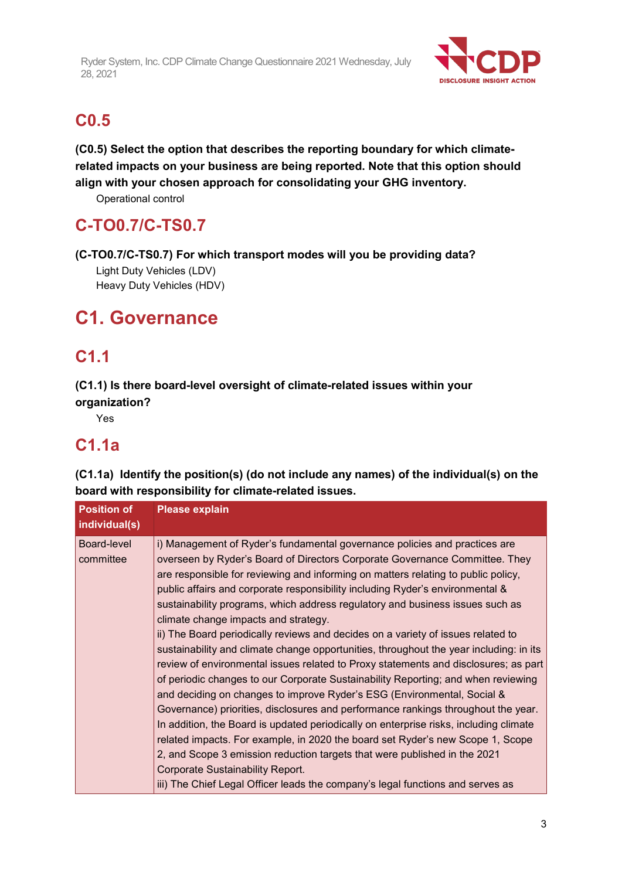## C0.5

**(C0.5) Select the option that describes the reporting boundary for which climate-related impacts on your business are being reported. Note that this option should align with your chosen approach for consolidating your GHG inventory.**

Operational control

## C-TO0.7/C-TS0.7

**(C-TO0.7/C-TS0.7) For which transport modes will you be providing data?**

Light Duty Vehicles (LDV)
Heavy Duty Vehicles (HDV)

# C1. Governance

## C1.1

**(C1.1) Is there board-level oversight of climate-related issues within your organization?**

Yes

## C1.1a

**(C1.1a) Identify the position(s) (do not include any names) of the individual(s) on the board with responsibility for climate-related issues.**

| Position of individual(s) | Please explain |
|---|---|
| Board-level committee | i) Management of Ryder's fundamental governance policies and practices are overseen by Ryder's Board of Directors Corporate Governance Committee. They are responsible for reviewing and informing on matters relating to public policy, public affairs and corporate responsibility including Ryder's environmental & sustainability programs, which address regulatory and business issues such as climate change impacts and strategy.<br>ii) The Board periodically reviews and decides on a variety of issues related to sustainability and climate change opportunities, throughout the year including: in its review of environmental issues related to Proxy statements and disclosures; as part of periodic changes to our Corporate Sustainability Reporting; and when reviewing and deciding on changes to improve Ryder's ESG (Environmental, Social & Governance) priorities, disclosures and performance rankings throughout the year. In addition, the Board is updated periodically on enterprise risks, including climate related impacts. For example, in 2020 the board set Ryder's new Scope 1, Scope 2, and Scope 3 emission reduction targets that were published in the 2021 Corporate Sustainability Report.<br>iii) The Chief Legal Officer leads the company's legal functions and serves as |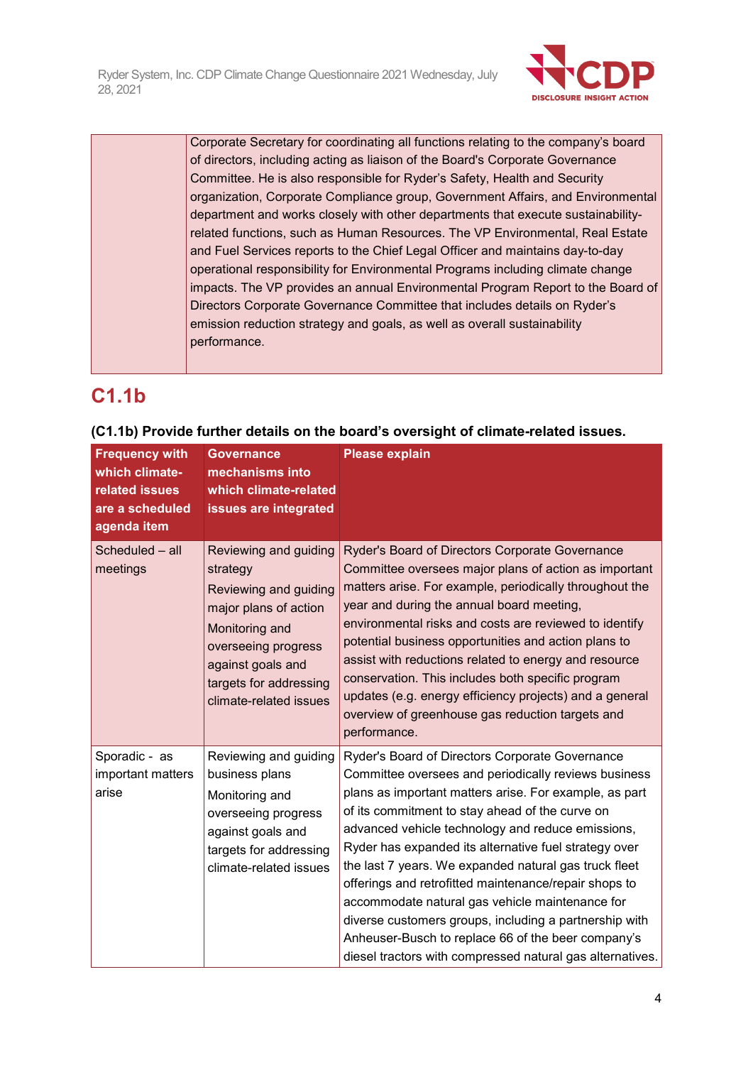| | Corporate Secretary for coordinating all functions relating to the company's board of directors, including acting as liaison of the Board's Corporate Governance Committee. He is also responsible for Ryder's Safety, Health and Security organization, Corporate Compliance group, Government Affairs, and Environmental department and works closely with other departments that execute sustainability-related functions, such as Human Resources. The VP Environmental, Real Estate and Fuel Services reports to the Chief Legal Officer and maintains day-to-day operational responsibility for Environmental Programs including climate change impacts. The VP provides an annual Environmental Program Report to the Board of Directors Corporate Governance Committee that includes details on Ryder's emission reduction strategy and goals, as well as overall sustainability performance. |
|---|---|

## C1.1b

**(C1.1b) Provide further details on the board's oversight of climate-related issues.**

| Frequency with which climate-related issues are a scheduled agenda item | Governance mechanisms into which climate-related issues are integrated | Please explain |
|---|---|---|
| Scheduled – all meetings | Reviewing and guiding strategy<br>Reviewing and guiding major plans of action<br>Monitoring and overseeing progress against goals and targets for addressing climate-related issues | Ryder's Board of Directors Corporate Governance Committee oversees major plans of action as important matters arise. For example, periodically throughout the year and during the annual board meeting, environmental risks and costs are reviewed to identify potential business opportunities and action plans to assist with reductions related to energy and resource conservation. This includes both specific program updates (e.g. energy efficiency projects) and a general overview of greenhouse gas reduction targets and performance. |
| Sporadic - as important matters arise | Reviewing and guiding business plans<br>Monitoring and overseeing progress against goals and targets for addressing climate-related issues | Ryder's Board of Directors Corporate Governance Committee oversees and periodically reviews business plans as important matters arise. For example, as part of its commitment to stay ahead of the curve on advanced vehicle technology and reduce emissions, Ryder has expanded its alternative fuel strategy over the last 7 years. We expanded natural gas truck fleet offerings and retrofitted maintenance/repair shops to accommodate natural gas vehicle maintenance for diverse customers groups, including a partnership with Anheuser-Busch to replace 66 of the beer company's diesel tractors with compressed natural gas alternatives. |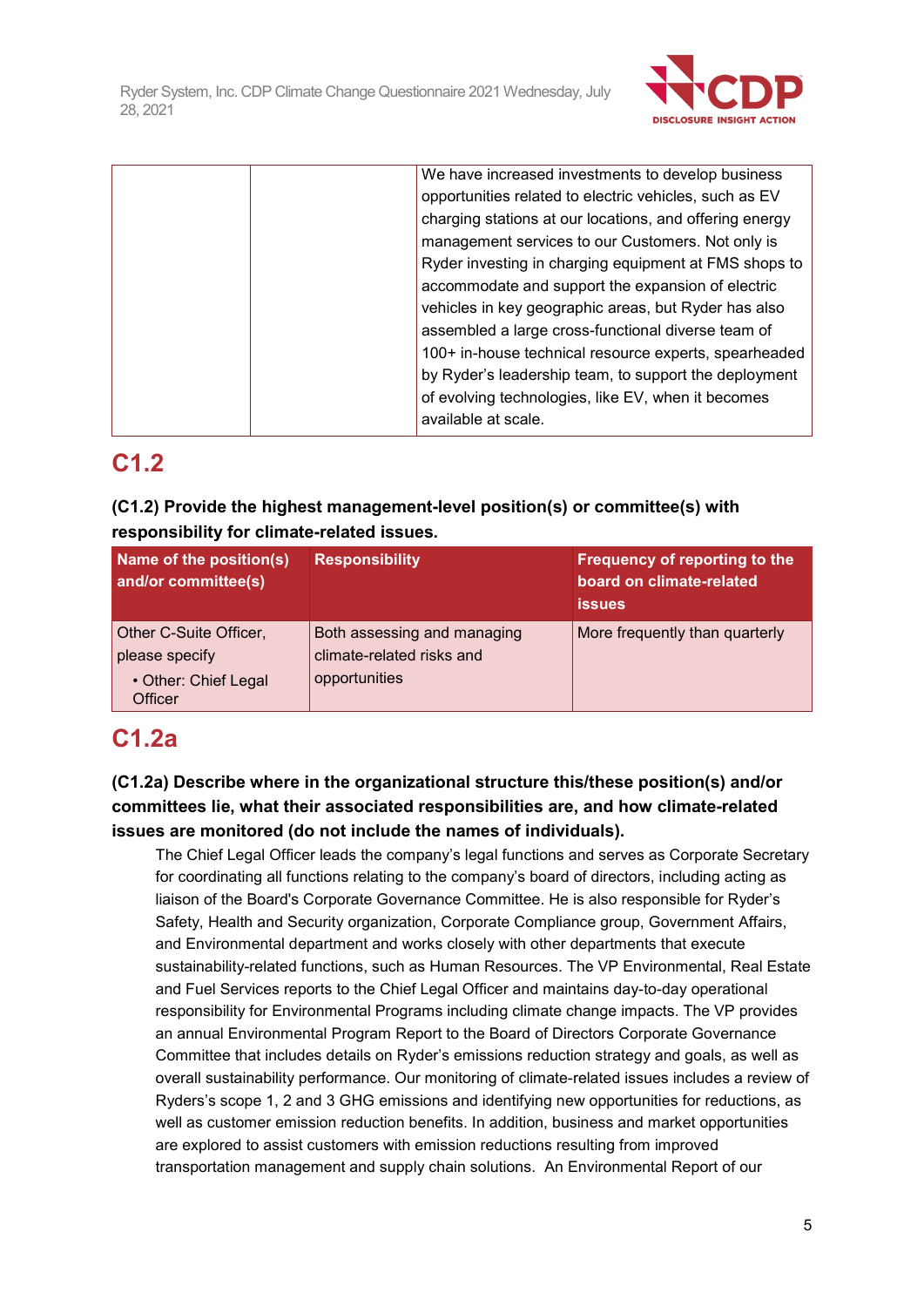| | | We have increased investments to develop business opportunities related to electric vehicles, such as EV charging stations at our locations, and offering energy management services to our Customers. Not only is Ryder investing in charging equipment at FMS shops to accommodate and support the expansion of electric vehicles in key geographic areas, but Ryder has also assembled a large cross-functional diverse team of 100+ in-house technical resource experts, spearheaded by Ryder's leadership team, to support the deployment of evolving technologies, like EV, when it becomes available at scale. |
|---|---|---|

## C1.2

**(C1.2) Provide the highest management-level position(s) or committee(s) with responsibility for climate-related issues.**

| Name of the position(s) and/or committee(s) | Responsibility | Frequency of reporting to the board on climate-related issues |
|---|---|---|
| Other C-Suite Officer, please specify<br>• Other: Chief Legal Officer | Both assessing and managing climate-related risks and opportunities | More frequently than quarterly |

## C1.2a

**(C1.2a) Describe where in the organizational structure this/these position(s) and/or committees lie, what their associated responsibilities are, and how climate-related issues are monitored (do not include the names of individuals).**

The Chief Legal Officer leads the company's legal functions and serves as Corporate Secretary for coordinating all functions relating to the company's board of directors, including acting as liaison of the Board's Corporate Governance Committee. He is also responsible for Ryder's Safety, Health and Security organization, Corporate Compliance group, Government Affairs, and Environmental department and works closely with other departments that execute sustainability-related functions, such as Human Resources. The VP Environmental, Real Estate and Fuel Services reports to the Chief Legal Officer and maintains day-to-day operational responsibility for Environmental Programs including climate change impacts. The VP provides an annual Environmental Program Report to the Board of Directors Corporate Governance Committee that includes details on Ryder's emissions reduction strategy and goals, as well as overall sustainability performance. Our monitoring of climate-related issues includes a review of Ryders's scope 1, 2 and 3 GHG emissions and identifying new opportunities for reductions, as well as customer emission reduction benefits. In addition, business and market opportunities are explored to assist customers with emission reductions resulting from improved transportation management and supply chain solutions. An Environmental Report of our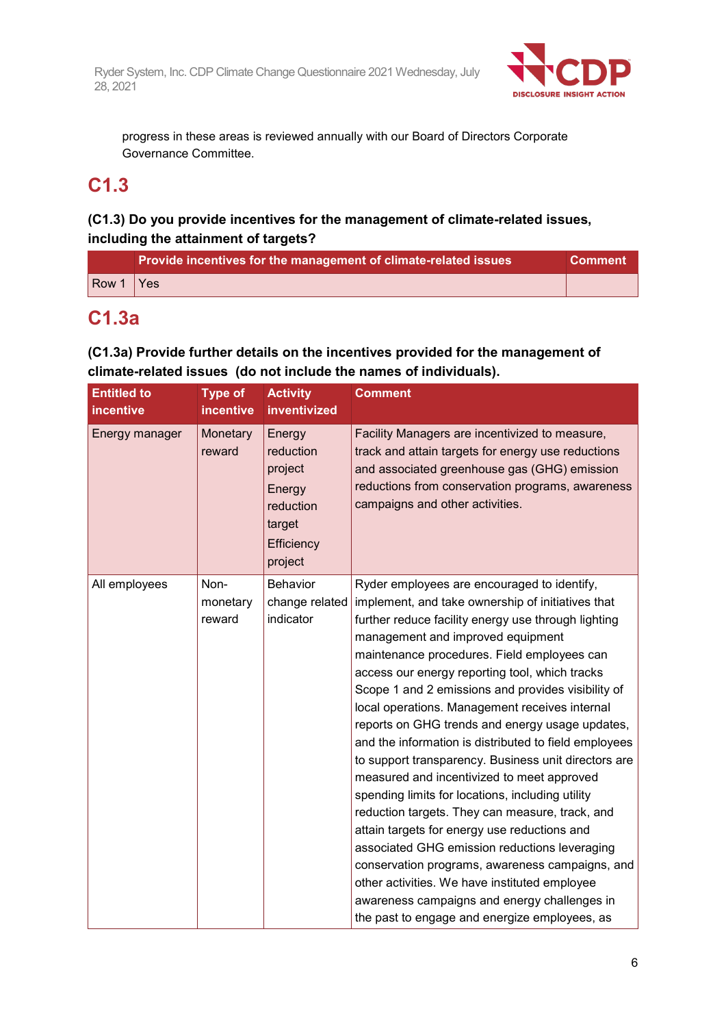progress in these areas is reviewed annually with our Board of Directors Corporate Governance Committee.

## C1.3

### (C1.3) Do you provide incentives for the management of climate-related issues, including the attainment of targets?

| | Provide incentives for the management of climate-related issues | Comment |
|---|---|---|
| Row 1 | Yes | |

## C1.3a

### (C1.3a) Provide further details on the incentives provided for the management of climate-related issues (do not include the names of individuals).

| Entitled to incentive | Type of incentive | Activity inventivized | Comment |
|---|---|---|---|
| Energy manager | Monetary reward | Energy reduction project<br>Energy reduction target<br>Efficiency project | Facility Managers are incentivized to measure, track and attain targets for energy use reductions and associated greenhouse gas (GHG) emission reductions from conservation programs, awareness campaigns and other activities. |
| All employees | Non-monetary reward | Behavior change related indicator | Ryder employees are encouraged to identify, implement, and take ownership of initiatives that further reduce facility energy use through lighting management and improved equipment maintenance procedures. Field employees can access our energy reporting tool, which tracks Scope 1 and 2 emissions and provides visibility of local operations. Management receives internal reports on GHG trends and energy usage updates, and the information is distributed to field employees to support transparency. Business unit directors are measured and incentivized to meet approved spending limits for locations, including utility reduction targets. They can measure, track, and attain targets for energy use reductions and associated GHG emission reductions leveraging conservation programs, awareness campaigns, and other activities. We have instituted employee awareness campaigns and energy challenges in the past to engage and energize employees, as |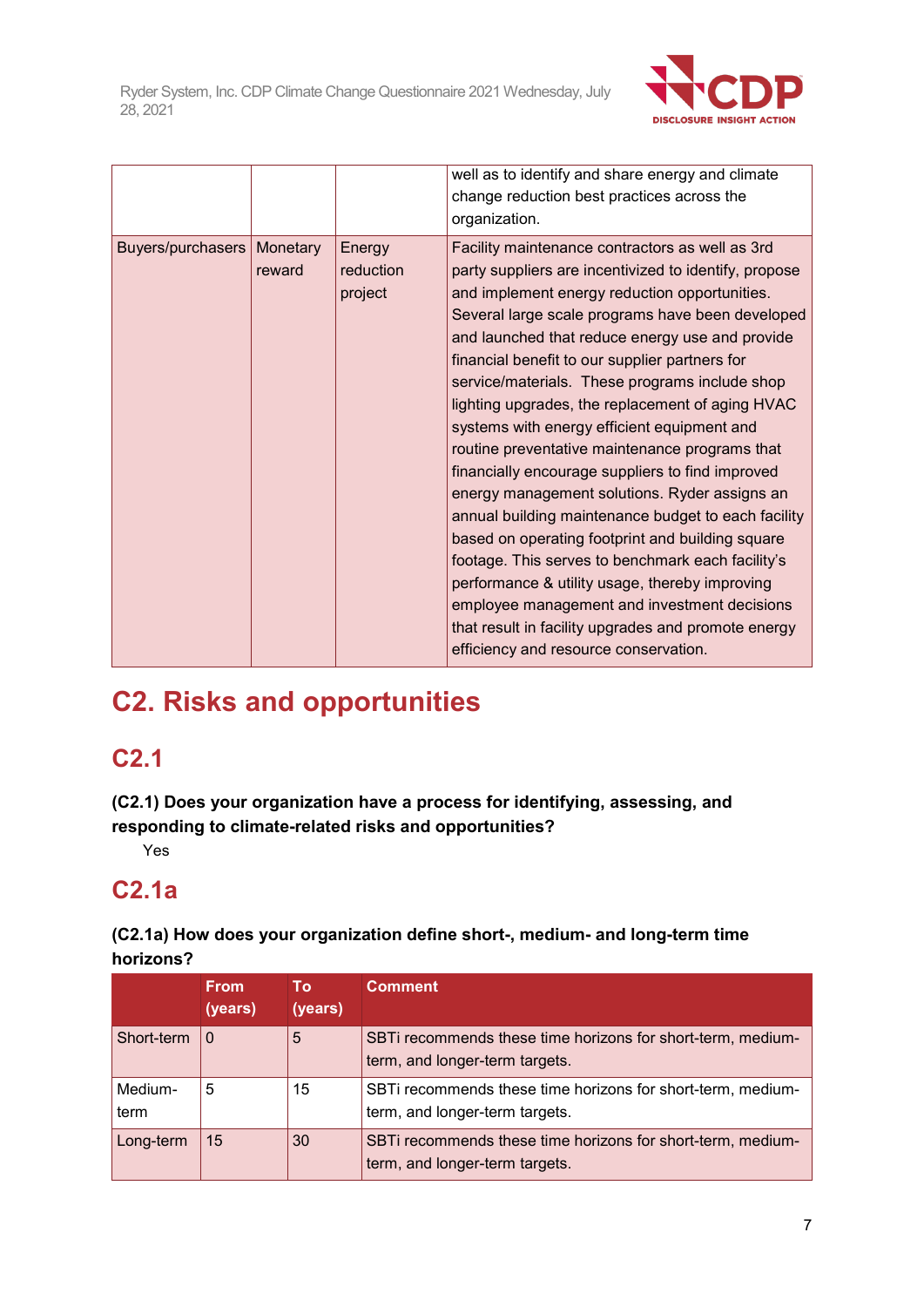| | | | |
|---|---|---|---|
| | | | well as to identify and share energy and climate change reduction best practices across the organization. |
| Buyers/purchasers | Monetary reward | Energy reduction project | Facility maintenance contractors as well as 3rd party suppliers are incentivized to identify, propose and implement energy reduction opportunities. Several large scale programs have been developed and launched that reduce energy use and provide financial benefit to our supplier partners for service/materials. These programs include shop lighting upgrades, the replacement of aging HVAC systems with energy efficient equipment and routine preventative maintenance programs that financially encourage suppliers to find improved energy management solutions. Ryder assigns an annual building maintenance budget to each facility based on operating footprint and building square footage. This serves to benchmark each facility's performance & utility usage, thereby improving employee management and investment decisions that result in facility upgrades and promote energy efficiency and resource conservation. |

# C2. Risks and opportunities

## C2.1

**(C2.1) Does your organization have a process for identifying, assessing, and responding to climate-related risks and opportunities?**

Yes

## C2.1a

**(C2.1a) How does your organization define short-, medium- and long-term time horizons?**

| | From (years) | To (years) | Comment |
|---|---|---|---|
| Short-term | 0 | 5 | SBTi recommends these time horizons for short-term, medium-term, and longer-term targets. |
| Medium-term | 5 | 15 | SBTi recommends these time horizons for short-term, medium-term, and longer-term targets. |
| Long-term | 15 | 30 | SBTi recommends these time horizons for short-term, medium-term, and longer-term targets. |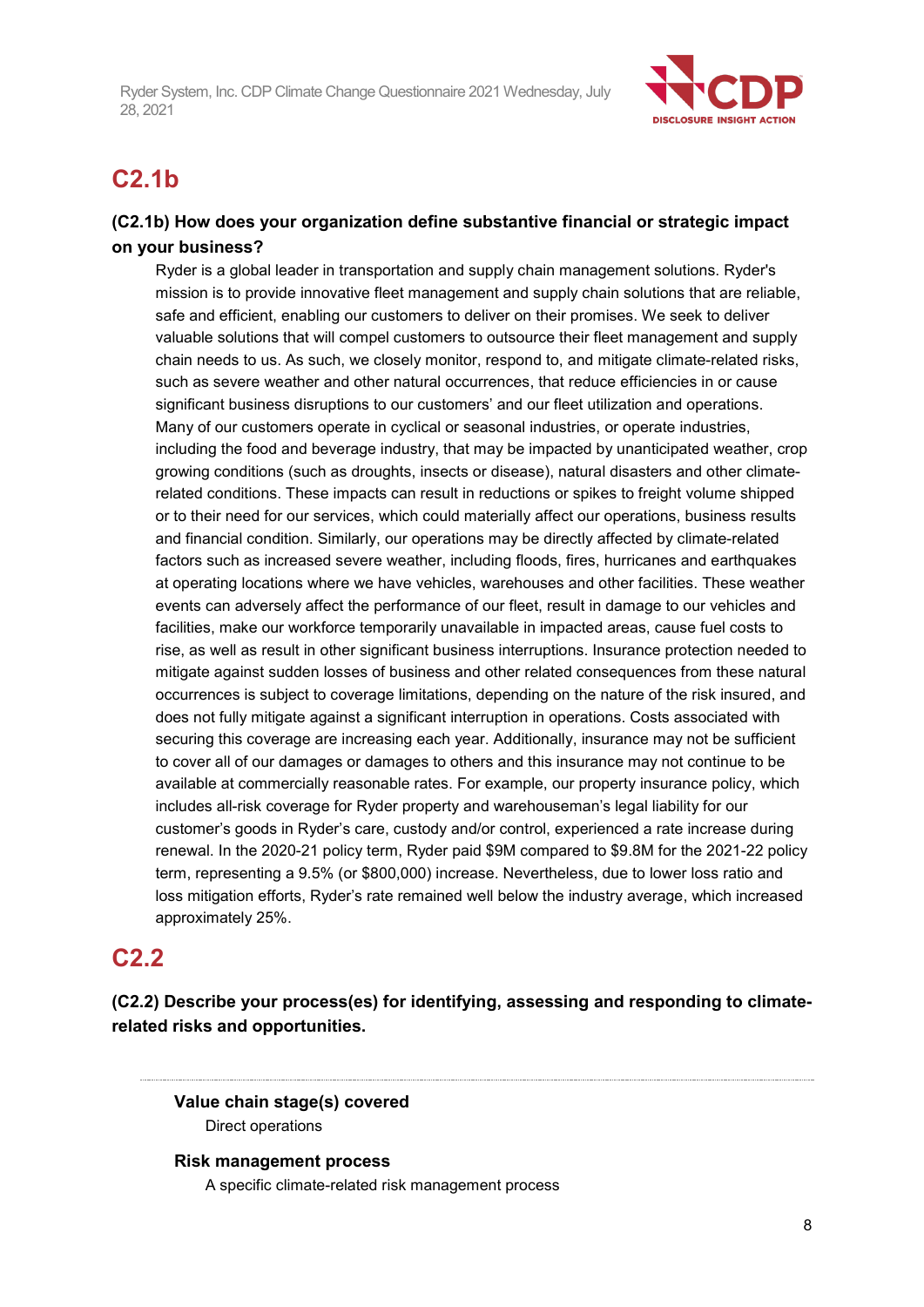## C2.1b

### (C2.1b) How does your organization define substantive financial or strategic impact on your business?

Ryder is a global leader in transportation and supply chain management solutions. Ryder's mission is to provide innovative fleet management and supply chain solutions that are reliable, safe and efficient, enabling our customers to deliver on their promises. We seek to deliver valuable solutions that will compel customers to outsource their fleet management and supply chain needs to us. As such, we closely monitor, respond to, and mitigate climate-related risks, such as severe weather and other natural occurrences, that reduce efficiencies in or cause significant business disruptions to our customers' and our fleet utilization and operations. Many of our customers operate in cyclical or seasonal industries, or operate industries, including the food and beverage industry, that may be impacted by unanticipated weather, crop growing conditions (such as droughts, insects or disease), natural disasters and other climate-related conditions. These impacts can result in reductions or spikes to freight volume shipped or to their need for our services, which could materially affect our operations, business results and financial condition. Similarly, our operations may be directly affected by climate-related factors such as increased severe weather, including floods, fires, hurricanes and earthquakes at operating locations where we have vehicles, warehouses and other facilities. These weather events can adversely affect the performance of our fleet, result in damage to our vehicles and facilities, make our workforce temporarily unavailable in impacted areas, cause fuel costs to rise, as well as result in other significant business interruptions. Insurance protection needed to mitigate against sudden losses of business and other related consequences from these natural occurrences is subject to coverage limitations, depending on the nature of the risk insured, and does not fully mitigate against a significant interruption in operations. Costs associated with securing this coverage are increasing each year. Additionally, insurance may not be sufficient to cover all of our damages or damages to others and this insurance may not continue to be available at commercially reasonable rates. For example, our property insurance policy, which includes all-risk coverage for Ryder property and warehouseman's legal liability for our customer's goods in Ryder's care, custody and/or control, experienced a rate increase during renewal. In the 2020-21 policy term, Ryder paid $9M compared to $9.8M for the 2021-22 policy term, representing a 9.5% (or $800,000) increase. Nevertheless, due to lower loss ratio and loss mitigation efforts, Ryder's rate remained well below the industry average, which increased approximately 25%.

## C2.2

### (C2.2) Describe your process(es) for identifying, assessing and responding to climate-related risks and opportunities.

---

**Value chain stage(s) covered**

Direct operations

**Risk management process**

A specific climate-related risk management process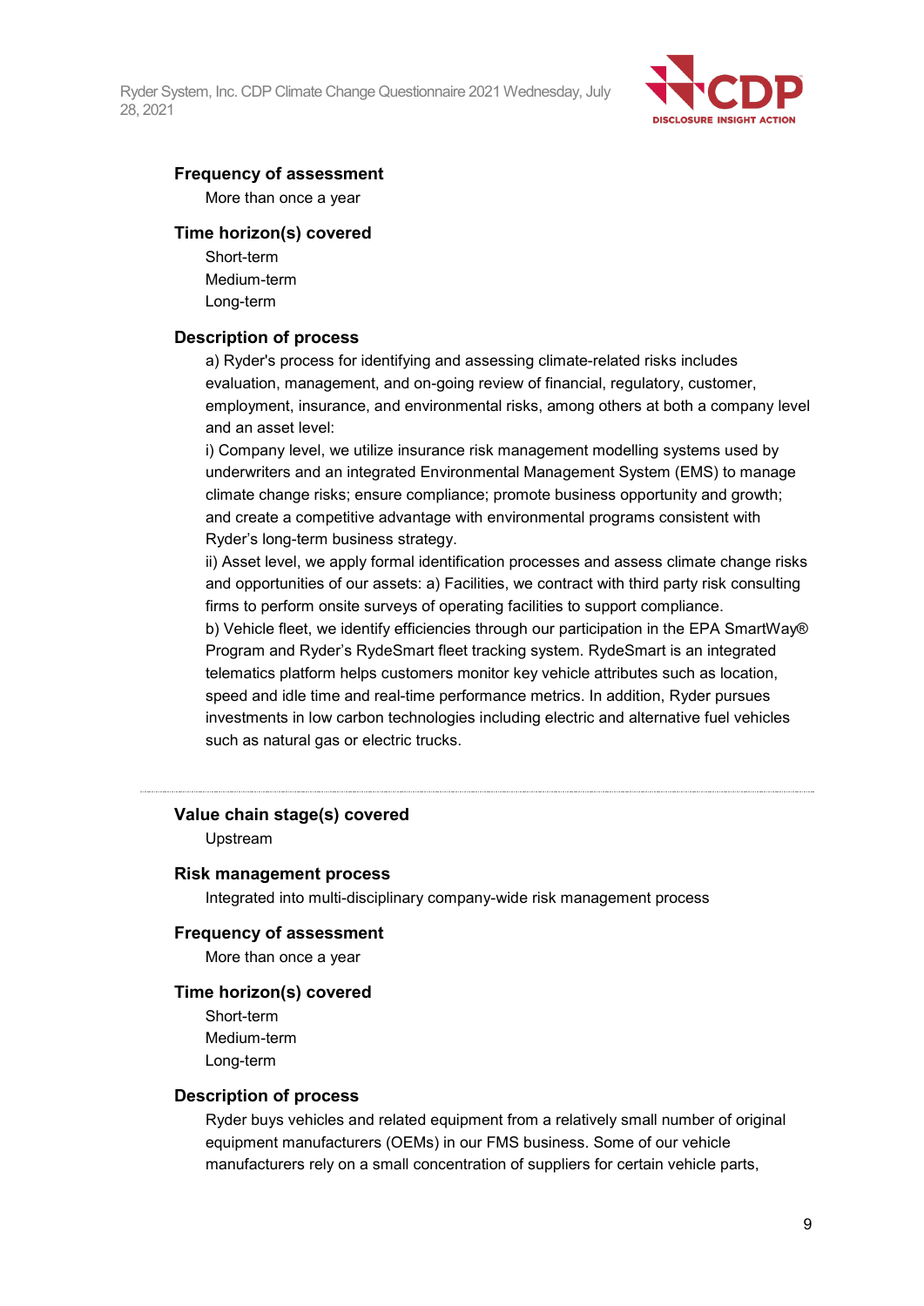**Frequency of assessment**

More than once a year

**Time horizon(s) covered**

Short-term
Medium-term
Long-term

**Description of process**

a) Ryder's process for identifying and assessing climate-related risks includes evaluation, management, and on-going review of financial, regulatory, customer, employment, insurance, and environmental risks, among others at both a company level and an asset level:
i) Company level, we utilize insurance risk management modelling systems used by underwriters and an integrated Environmental Management System (EMS) to manage climate change risks; ensure compliance; promote business opportunity and growth; and create a competitive advantage with environmental programs consistent with Ryder's long-term business strategy.
ii) Asset level, we apply formal identification processes and assess climate change risks and opportunities of our assets: a) Facilities, we contract with third party risk consulting firms to perform onsite surveys of operating facilities to support compliance.
b) Vehicle fleet, we identify efficiencies through our participation in the EPA SmartWay® Program and Ryder's RydeSmart fleet tracking system. RydeSmart is an integrated telematics platform helps customers monitor key vehicle attributes such as location, speed and idle time and real-time performance metrics. In addition, Ryder pursues investments in low carbon technologies including electric and alternative fuel vehicles such as natural gas or electric trucks.

---

**Value chain stage(s) covered**

Upstream

**Risk management process**

Integrated into multi-disciplinary company-wide risk management process

**Frequency of assessment**

More than once a year

**Time horizon(s) covered**

Short-term
Medium-term
Long-term

**Description of process**

Ryder buys vehicles and related equipment from a relatively small number of original equipment manufacturers (OEMs) in our FMS business. Some of our vehicle manufacturers rely on a small concentration of suppliers for certain vehicle parts,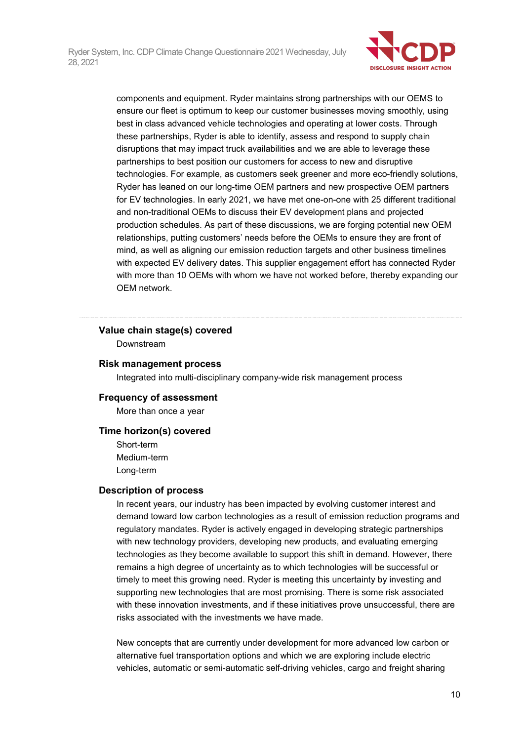components and equipment. Ryder maintains strong partnerships with our OEMS to ensure our fleet is optimum to keep our customer businesses moving smoothly, using best in class advanced vehicle technologies and operating at lower costs. Through these partnerships, Ryder is able to identify, assess and respond to supply chain disruptions that may impact truck availabilities and we are able to leverage these partnerships to best position our customers for access to new and disruptive technologies. For example, as customers seek greener and more eco-friendly solutions, Ryder has leaned on our long-time OEM partners and new prospective OEM partners for EV technologies. In early 2021, we have met one-on-one with 25 different traditional and non-traditional OEMs to discuss their EV development plans and projected production schedules. As part of these discussions, we are forging potential new OEM relationships, putting customers' needs before the OEMs to ensure they are front of mind, as well as aligning our emission reduction targets and other business timelines with expected EV delivery dates. This supplier engagement effort has connected Ryder with more than 10 OEMs with whom we have not worked before, thereby expanding our OEM network.

---

**Value chain stage(s) covered**

Downstream

**Risk management process**

Integrated into multi-disciplinary company-wide risk management process

**Frequency of assessment**

More than once a year

**Time horizon(s) covered**

Short-term
Medium-term
Long-term

**Description of process**

In recent years, our industry has been impacted by evolving customer interest and demand toward low carbon technologies as a result of emission reduction programs and regulatory mandates. Ryder is actively engaged in developing strategic partnerships with new technology providers, developing new products, and evaluating emerging technologies as they become available to support this shift in demand. However, there remains a high degree of uncertainty as to which technologies will be successful or timely to meet this growing need. Ryder is meeting this uncertainty by investing and supporting new technologies that are most promising. There is some risk associated with these innovation investments, and if these initiatives prove unsuccessful, there are risks associated with the investments we have made.

New concepts that are currently under development for more advanced low carbon or alternative fuel transportation options and which we are exploring include electric vehicles, automatic or semi-automatic self-driving vehicles, cargo and freight sharing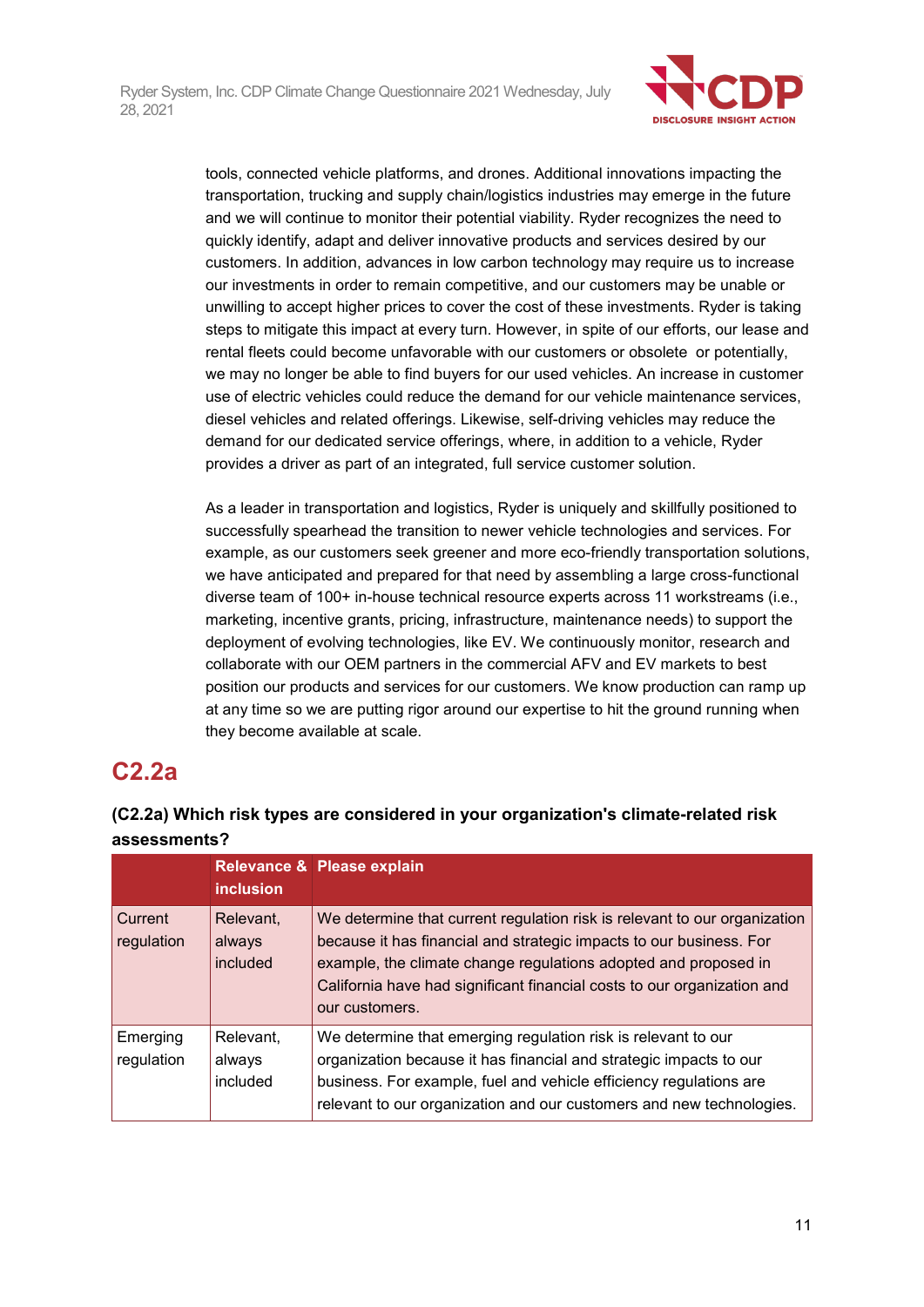tools, connected vehicle platforms, and drones. Additional innovations impacting the transportation, trucking and supply chain/logistics industries may emerge in the future and we will continue to monitor their potential viability. Ryder recognizes the need to quickly identify, adapt and deliver innovative products and services desired by our customers. In addition, advances in low carbon technology may require us to increase our investments in order to remain competitive, and our customers may be unable or unwilling to accept higher prices to cover the cost of these investments. Ryder is taking steps to mitigate this impact at every turn. However, in spite of our efforts, our lease and rental fleets could become unfavorable with our customers or obsolete or potentially, we may no longer be able to find buyers for our used vehicles. An increase in customer use of electric vehicles could reduce the demand for our vehicle maintenance services, diesel vehicles and related offerings. Likewise, self-driving vehicles may reduce the demand for our dedicated service offerings, where, in addition to a vehicle, Ryder provides a driver as part of an integrated, full service customer solution.

As a leader in transportation and logistics, Ryder is uniquely and skillfully positioned to successfully spearhead the transition to newer vehicle technologies and services. For example, as our customers seek greener and more eco-friendly transportation solutions, we have anticipated and prepared for that need by assembling a large cross-functional diverse team of 100+ in-house technical resource experts across 11 workstreams (i.e., marketing, incentive grants, pricing, infrastructure, maintenance needs) to support the deployment of evolving technologies, like EV. We continuously monitor, research and collaborate with our OEM partners in the commercial AFV and EV markets to best position our products and services for our customers. We know production can ramp up at any time so we are putting rigor around our expertise to hit the ground running when they become available at scale.

## C2.2a

**(C2.2a) Which risk types are considered in your organization's climate-related risk assessments?**

| | Relevance & inclusion | Please explain |
|---|---|---|
| Current regulation | Relevant, always included | We determine that current regulation risk is relevant to our organization because it has financial and strategic impacts to our business. For example, the climate change regulations adopted and proposed in California have had significant financial costs to our organization and our customers. |
| Emerging regulation | Relevant, always included | We determine that emerging regulation risk is relevant to our organization because it has financial and strategic impacts to our business. For example, fuel and vehicle efficiency regulations are relevant to our organization and our customers and new technologies. |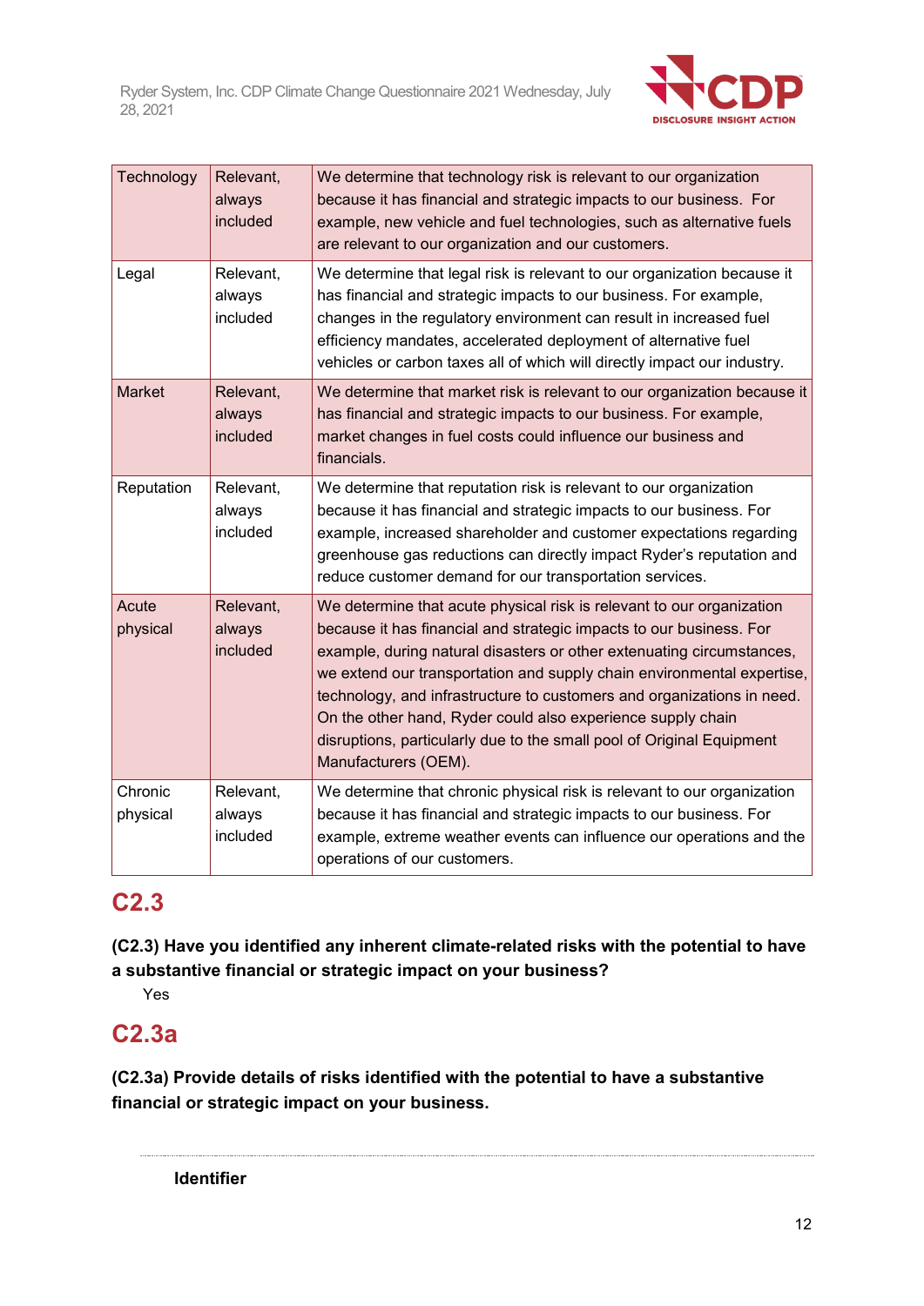| Technology | Relevant, always included | We determine that technology risk is relevant to our organization because it has financial and strategic impacts to our business. For example, new vehicle and fuel technologies, such as alternative fuels are relevant to our organization and our customers. |
|---|---|---|
| Legal | Relevant, always included | We determine that legal risk is relevant to our organization because it has financial and strategic impacts to our business. For example, changes in the regulatory environment can result in increased fuel efficiency mandates, accelerated deployment of alternative fuel vehicles or carbon taxes all of which will directly impact our industry. |
| Market | Relevant, always included | We determine that market risk is relevant to our organization because it has financial and strategic impacts to our business. For example, market changes in fuel costs could influence our business and financials. |
| Reputation | Relevant, always included | We determine that reputation risk is relevant to our organization because it has financial and strategic impacts to our business. For example, increased shareholder and customer expectations regarding greenhouse gas reductions can directly impact Ryder's reputation and reduce customer demand for our transportation services. |
| Acute physical | Relevant, always included | We determine that acute physical risk is relevant to our organization because it has financial and strategic impacts to our business. For example, during natural disasters or other extenuating circumstances, we extend our transportation and supply chain environmental expertise, technology, and infrastructure to customers and organizations in need. On the other hand, Ryder could also experience supply chain disruptions, particularly due to the small pool of Original Equipment Manufacturers (OEM). |
| Chronic physical | Relevant, always included | We determine that chronic physical risk is relevant to our organization because it has financial and strategic impacts to our business. For example, extreme weather events can influence our operations and the operations of our customers. |

## C2.3

**(C2.3) Have you identified any inherent climate-related risks with the potential to have a substantive financial or strategic impact on your business?**

Yes

## C2.3a

**(C2.3a) Provide details of risks identified with the potential to have a substantive financial or strategic impact on your business.**

---

**Identifier**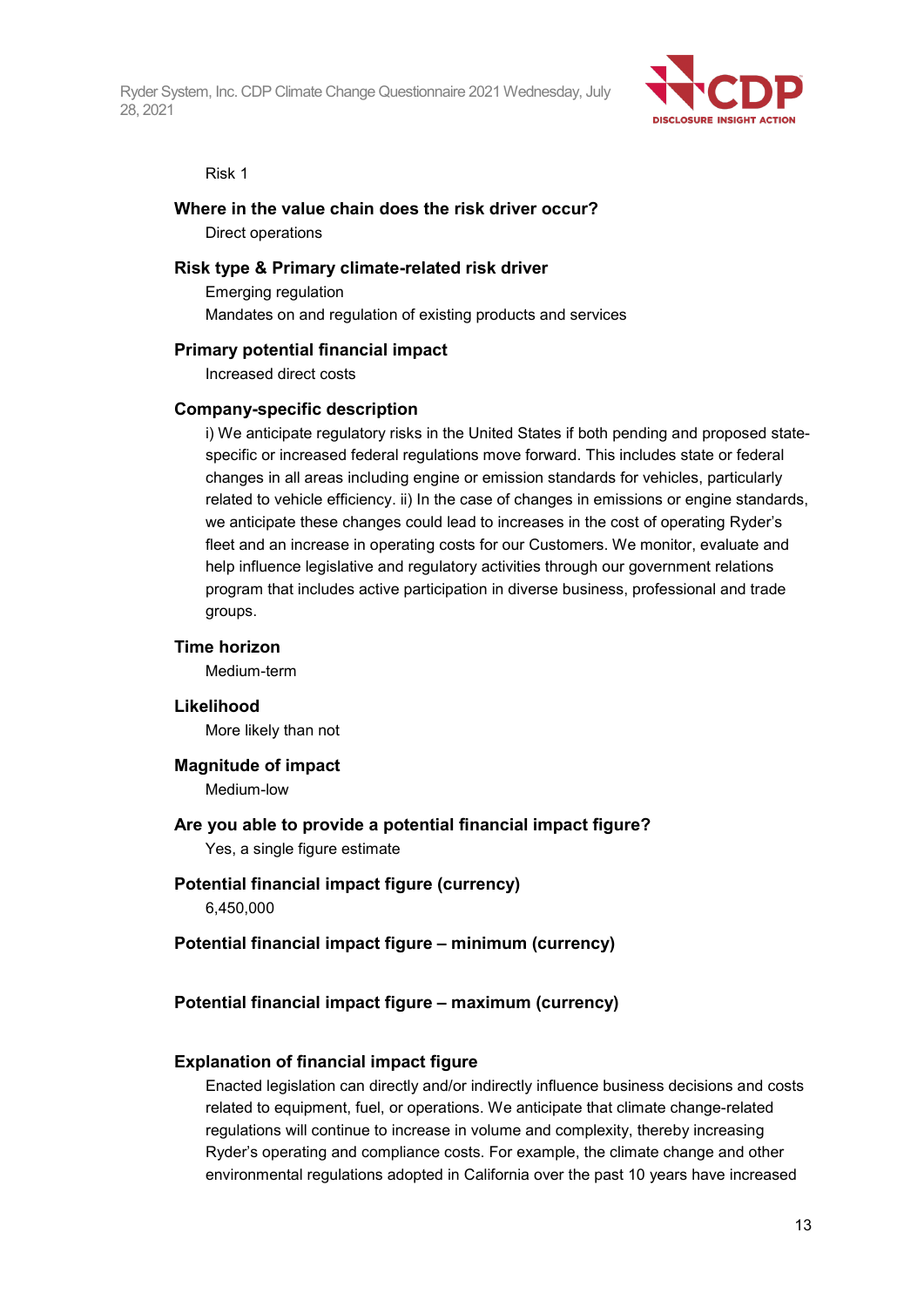Risk 1

**Where in the value chain does the risk driver occur?**

Direct operations

**Risk type & Primary climate-related risk driver**

Emerging regulation

Mandates on and regulation of existing products and services

**Primary potential financial impact**

Increased direct costs

**Company-specific description**

i) We anticipate regulatory risks in the United States if both pending and proposed state-specific or increased federal regulations move forward. This includes state or federal changes in all areas including engine or emission standards for vehicles, particularly related to vehicle efficiency. ii) In the case of changes in emissions or engine standards, we anticipate these changes could lead to increases in the cost of operating Ryder's fleet and an increase in operating costs for our Customers. We monitor, evaluate and help influence legislative and regulatory activities through our government relations program that includes active participation in diverse business, professional and trade groups.

**Time horizon**

Medium-term

**Likelihood**

More likely than not

**Magnitude of impact**

Medium-low

**Are you able to provide a potential financial impact figure?**

Yes, a single figure estimate

**Potential financial impact figure (currency)**

6,450,000

**Potential financial impact figure – minimum (currency)**

**Potential financial impact figure – maximum (currency)**

**Explanation of financial impact figure**

Enacted legislation can directly and/or indirectly influence business decisions and costs related to equipment, fuel, or operations. We anticipate that climate change-related regulations will continue to increase in volume and complexity, thereby increasing Ryder's operating and compliance costs. For example, the climate change and other environmental regulations adopted in California over the past 10 years have increased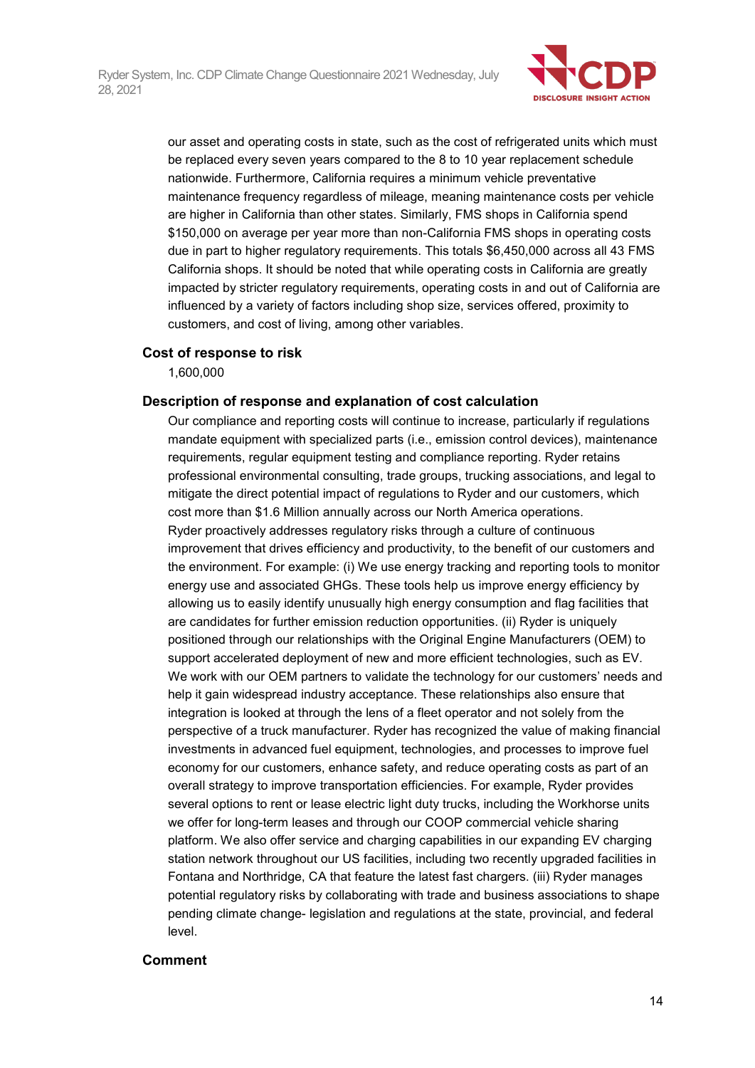our asset and operating costs in state, such as the cost of refrigerated units which must be replaced every seven years compared to the 8 to 10 year replacement schedule nationwide. Furthermore, California requires a minimum vehicle preventative maintenance frequency regardless of mileage, meaning maintenance costs per vehicle are higher in California than other states. Similarly, FMS shops in California spend $150,000 on average per year more than non-California FMS shops in operating costs due in part to higher regulatory requirements. This totals $6,450,000 across all 43 FMS California shops. It should be noted that while operating costs in California are greatly impacted by stricter regulatory requirements, operating costs in and out of California are influenced by a variety of factors including shop size, services offered, proximity to customers, and cost of living, among other variables.

**Cost of response to risk**

1,600,000

**Description of response and explanation of cost calculation**

Our compliance and reporting costs will continue to increase, particularly if regulations mandate equipment with specialized parts (i.e., emission control devices), maintenance requirements, regular equipment testing and compliance reporting. Ryder retains professional environmental consulting, trade groups, trucking associations, and legal to mitigate the direct potential impact of regulations to Ryder and our customers, which cost more than $1.6 Million annually across our North America operations.
Ryder proactively addresses regulatory risks through a culture of continuous improvement that drives efficiency and productivity, to the benefit of our customers and the environment. For example: (i) We use energy tracking and reporting tools to monitor energy use and associated GHGs. These tools help us improve energy efficiency by allowing us to easily identify unusually high energy consumption and flag facilities that are candidates for further emission reduction opportunities. (ii) Ryder is uniquely positioned through our relationships with the Original Engine Manufacturers (OEM) to support accelerated deployment of new and more efficient technologies, such as EV. We work with our OEM partners to validate the technology for our customers' needs and help it gain widespread industry acceptance. These relationships also ensure that integration is looked at through the lens of a fleet operator and not solely from the perspective of a truck manufacturer. Ryder has recognized the value of making financial investments in advanced fuel equipment, technologies, and processes to improve fuel economy for our customers, enhance safety, and reduce operating costs as part of an overall strategy to improve transportation efficiencies. For example, Ryder provides several options to rent or lease electric light duty trucks, including the Workhorse units we offer for long-term leases and through our COOP commercial vehicle sharing platform. We also offer service and charging capabilities in our expanding EV charging station network throughout our US facilities, including two recently upgraded facilities in Fontana and Northridge, CA that feature the latest fast chargers. (iii) Ryder manages potential regulatory risks by collaborating with trade and business associations to shape pending climate change- legislation and regulations at the state, provincial, and federal level.

**Comment**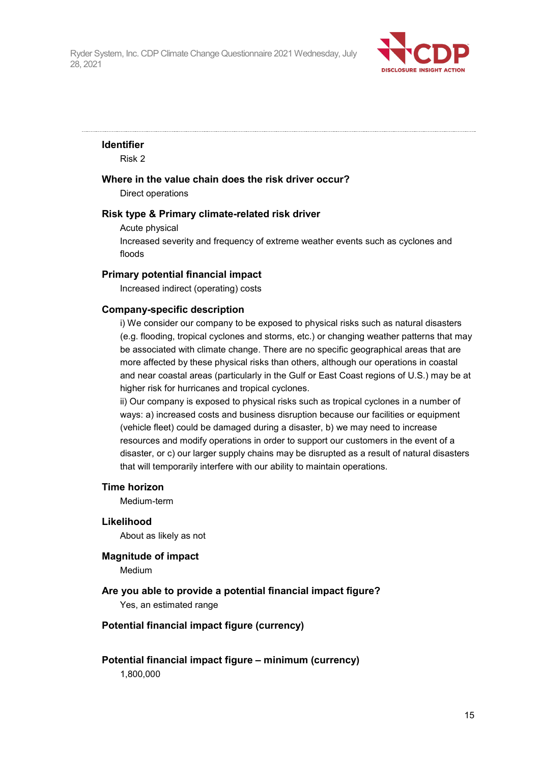**Identifier**

Risk 2

**Where in the value chain does the risk driver occur?**

Direct operations

**Risk type & Primary climate-related risk driver**

Acute physical

Increased severity and frequency of extreme weather events such as cyclones and floods

**Primary potential financial impact**

Increased indirect (operating) costs

**Company-specific description**

i) We consider our company to be exposed to physical risks such as natural disasters (e.g. flooding, tropical cyclones and storms, etc.) or changing weather patterns that may be associated with climate change. There are no specific geographical areas that are more affected by these physical risks than others, although our operations in coastal and near coastal areas (particularly in the Gulf or East Coast regions of U.S.) may be at higher risk for hurricanes and tropical cyclones.

ii) Our company is exposed to physical risks such as tropical cyclones in a number of ways: a) increased costs and business disruption because our facilities or equipment (vehicle fleet) could be damaged during a disaster, b) we may need to increase resources and modify operations in order to support our customers in the event of a disaster, or c) our larger supply chains may be disrupted as a result of natural disasters that will temporarily interfere with our ability to maintain operations.

**Time horizon**

Medium-term

**Likelihood**

About as likely as not

**Magnitude of impact**

Medium

**Are you able to provide a potential financial impact figure?**

Yes, an estimated range

**Potential financial impact figure (currency)**

**Potential financial impact figure – minimum (currency)**

1,800,000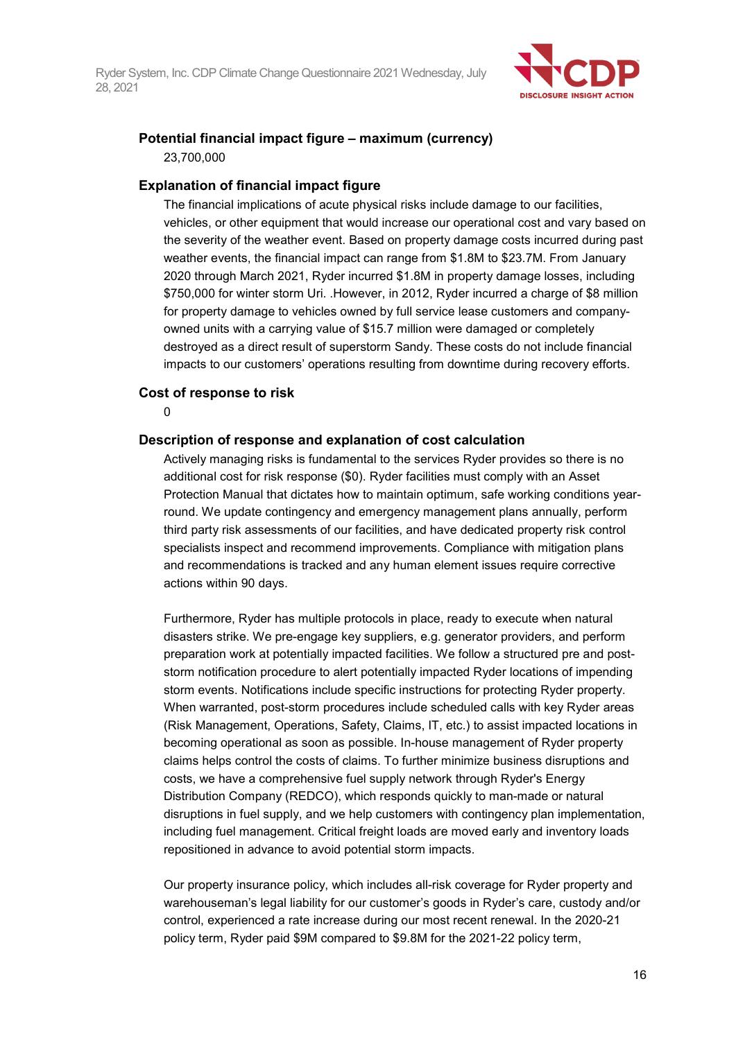### Potential financial impact figure – maximum (currency)

23,700,000

### Explanation of financial impact figure

The financial implications of acute physical risks include damage to our facilities, vehicles, or other equipment that would increase our operational cost and vary based on the severity of the weather event. Based on property damage costs incurred during past weather events, the financial impact can range from $1.8M to $23.7M. From January 2020 through March 2021, Ryder incurred $1.8M in property damage losses, including $750,000 for winter storm Uri. .However, in 2012, Ryder incurred a charge of $8 million for property damage to vehicles owned by full service lease customers and company-owned units with a carrying value of $15.7 million were damaged or completely destroyed as a direct result of superstorm Sandy. These costs do not include financial impacts to our customers' operations resulting from downtime during recovery efforts.

### Cost of response to risk

0

### Description of response and explanation of cost calculation

Actively managing risks is fundamental to the services Ryder provides so there is no additional cost for risk response ($0). Ryder facilities must comply with an Asset Protection Manual that dictates how to maintain optimum, safe working conditions year-round. We update contingency and emergency management plans annually, perform third party risk assessments of our facilities, and have dedicated property risk control specialists inspect and recommend improvements. Compliance with mitigation plans and recommendations is tracked and any human element issues require corrective actions within 90 days.

Furthermore, Ryder has multiple protocols in place, ready to execute when natural disasters strike. We pre-engage key suppliers, e.g. generator providers, and perform preparation work at potentially impacted facilities. We follow a structured pre and post-storm notification procedure to alert potentially impacted Ryder locations of impending storm events. Notifications include specific instructions for protecting Ryder property. When warranted, post-storm procedures include scheduled calls with key Ryder areas (Risk Management, Operations, Safety, Claims, IT, etc.) to assist impacted locations in becoming operational as soon as possible. In-house management of Ryder property claims helps control the costs of claims. To further minimize business disruptions and costs, we have a comprehensive fuel supply network through Ryder's Energy Distribution Company (REDCO), which responds quickly to man-made or natural disruptions in fuel supply, and we help customers with contingency plan implementation, including fuel management. Critical freight loads are moved early and inventory loads repositioned in advance to avoid potential storm impacts.

Our property insurance policy, which includes all-risk coverage for Ryder property and warehouseman's legal liability for our customer's goods in Ryder's care, custody and/or control, experienced a rate increase during our most recent renewal. In the 2020-21 policy term, Ryder paid $9M compared to $9.8M for the 2021-22 policy term,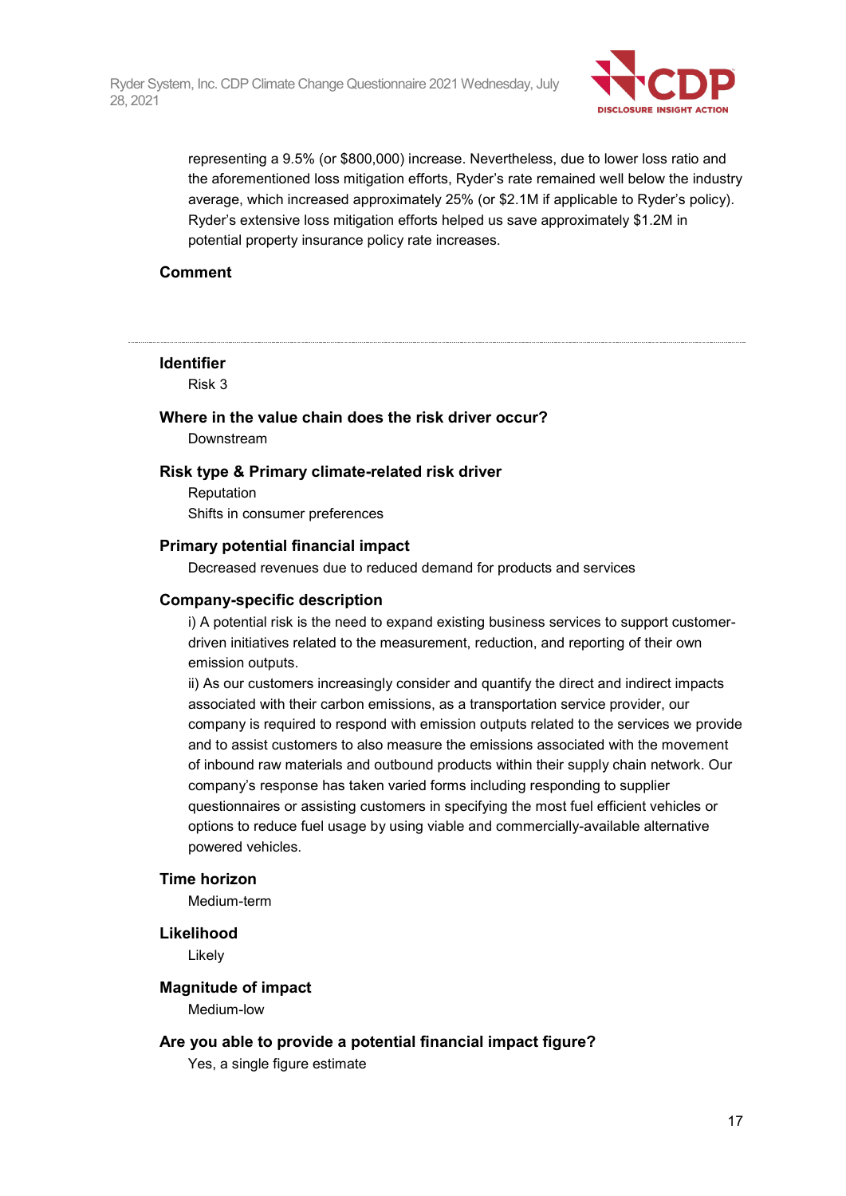representing a 9.5% (or $800,000) increase. Nevertheless, due to lower loss ratio and the aforementioned loss mitigation efforts, Ryder's rate remained well below the industry average, which increased approximately 25% (or $2.1M if applicable to Ryder's policy). Ryder's extensive loss mitigation efforts helped us save approximately $1.2M in potential property insurance policy rate increases.

**Comment**

---

**Identifier**

Risk 3

**Where in the value chain does the risk driver occur?**

Downstream

**Risk type & Primary climate-related risk driver**

Reputation

Shifts in consumer preferences

**Primary potential financial impact**

Decreased revenues due to reduced demand for products and services

**Company-specific description**

i) A potential risk is the need to expand existing business services to support customer-driven initiatives related to the measurement, reduction, and reporting of their own emission outputs.

ii) As our customers increasingly consider and quantify the direct and indirect impacts associated with their carbon emissions, as a transportation service provider, our company is required to respond with emission outputs related to the services we provide and to assist customers to also measure the emissions associated with the movement of inbound raw materials and outbound products within their supply chain network. Our company's response has taken varied forms including responding to supplier questionnaires or assisting customers in specifying the most fuel efficient vehicles or options to reduce fuel usage by using viable and commercially-available alternative powered vehicles.

**Time horizon**

Medium-term

**Likelihood**

Likely

**Magnitude of impact**

Medium-low

**Are you able to provide a potential financial impact figure?**

Yes, a single figure estimate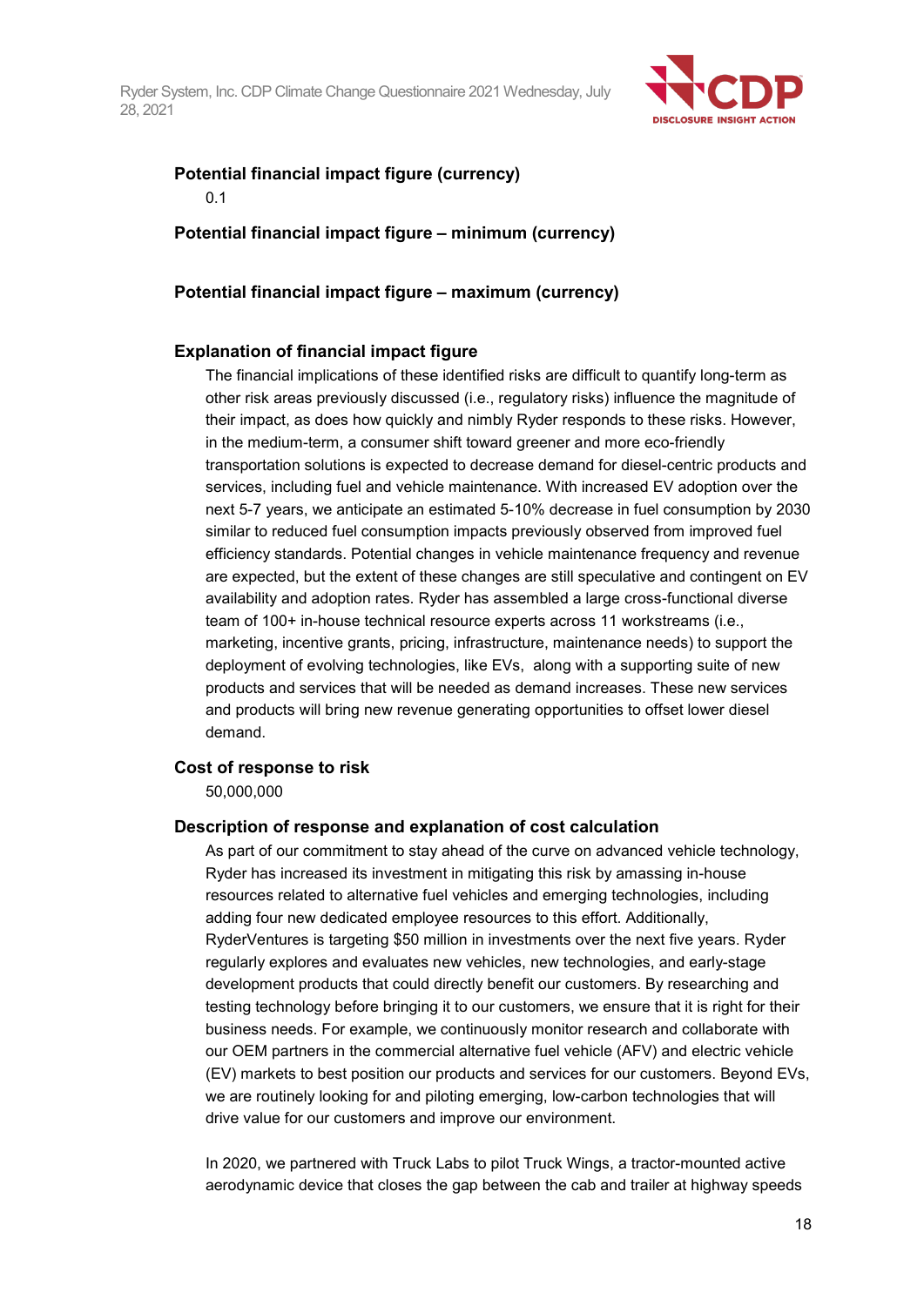**Potential financial impact figure (currency)**

0.1

**Potential financial impact figure – minimum (currency)**

**Potential financial impact figure – maximum (currency)**

**Explanation of financial impact figure**

The financial implications of these identified risks are difficult to quantify long-term as other risk areas previously discussed (i.e., regulatory risks) influence the magnitude of their impact, as does how quickly and nimbly Ryder responds to these risks. However, in the medium-term, a consumer shift toward greener and more eco-friendly transportation solutions is expected to decrease demand for diesel-centric products and services, including fuel and vehicle maintenance. With increased EV adoption over the next 5-7 years, we anticipate an estimated 5-10% decrease in fuel consumption by 2030 similar to reduced fuel consumption impacts previously observed from improved fuel efficiency standards. Potential changes in vehicle maintenance frequency and revenue are expected, but the extent of these changes are still speculative and contingent on EV availability and adoption rates. Ryder has assembled a large cross-functional diverse team of 100+ in-house technical resource experts across 11 workstreams (i.e., marketing, incentive grants, pricing, infrastructure, maintenance needs) to support the deployment of evolving technologies, like EVs, along with a supporting suite of new products and services that will be needed as demand increases. These new services and products will bring new revenue generating opportunities to offset lower diesel demand.

**Cost of response to risk**

50,000,000

**Description of response and explanation of cost calculation**

As part of our commitment to stay ahead of the curve on advanced vehicle technology, Ryder has increased its investment in mitigating this risk by amassing in-house resources related to alternative fuel vehicles and emerging technologies, including adding four new dedicated employee resources to this effort. Additionally, RyderVentures is targeting $50 million in investments over the next five years. Ryder regularly explores and evaluates new vehicles, new technologies, and early-stage development products that could directly benefit our customers. By researching and testing technology before bringing it to our customers, we ensure that it is right for their business needs. For example, we continuously monitor research and collaborate with our OEM partners in the commercial alternative fuel vehicle (AFV) and electric vehicle (EV) markets to best position our products and services for our customers. Beyond EVs, we are routinely looking for and piloting emerging, low-carbon technologies that will drive value for our customers and improve our environment.

In 2020, we partnered with Truck Labs to pilot Truck Wings, a tractor-mounted active aerodynamic device that closes the gap between the cab and trailer at highway speeds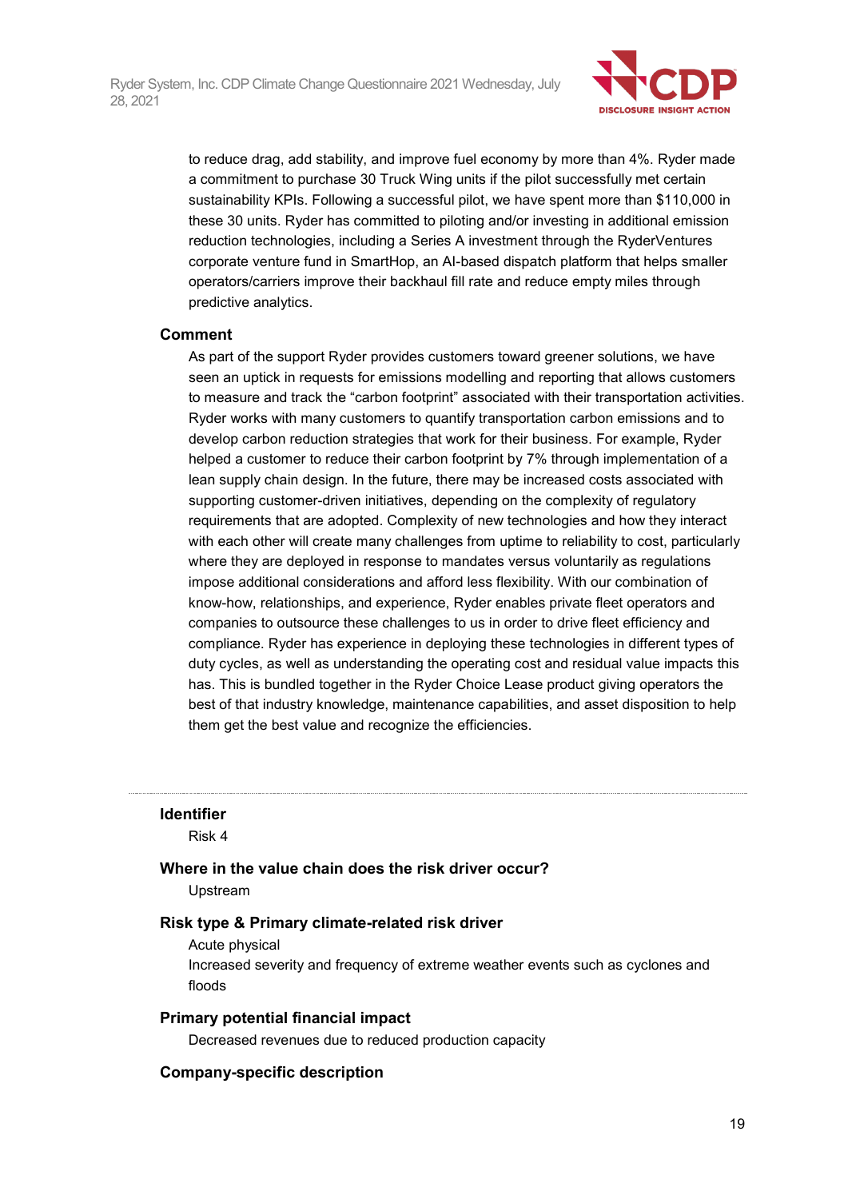to reduce drag, add stability, and improve fuel economy by more than 4%. Ryder made a commitment to purchase 30 Truck Wing units if the pilot successfully met certain sustainability KPIs. Following a successful pilot, we have spent more than $110,000 in these 30 units. Ryder has committed to piloting and/or investing in additional emission reduction technologies, including a Series A investment through the RyderVentures corporate venture fund in SmartHop, an AI-based dispatch platform that helps smaller operators/carriers improve their backhaul fill rate and reduce empty miles through predictive analytics.

**Comment**

As part of the support Ryder provides customers toward greener solutions, we have seen an uptick in requests for emissions modelling and reporting that allows customers to measure and track the "carbon footprint" associated with their transportation activities. Ryder works with many customers to quantify transportation carbon emissions and to develop carbon reduction strategies that work for their business. For example, Ryder helped a customer to reduce their carbon footprint by 7% through implementation of a lean supply chain design. In the future, there may be increased costs associated with supporting customer-driven initiatives, depending on the complexity of regulatory requirements that are adopted. Complexity of new technologies and how they interact with each other will create many challenges from uptime to reliability to cost, particularly where they are deployed in response to mandates versus voluntarily as regulations impose additional considerations and afford less flexibility. With our combination of know-how, relationships, and experience, Ryder enables private fleet operators and companies to outsource these challenges to us in order to drive fleet efficiency and compliance. Ryder has experience in deploying these technologies in different types of duty cycles, as well as understanding the operating cost and residual value impacts this has. This is bundled together in the Ryder Choice Lease product giving operators the best of that industry knowledge, maintenance capabilities, and asset disposition to help them get the best value and recognize the efficiencies.

---

**Identifier**

Risk 4

**Where in the value chain does the risk driver occur?**

Upstream

**Risk type & Primary climate-related risk driver**

Acute physical

Increased severity and frequency of extreme weather events such as cyclones and floods

**Primary potential financial impact**

Decreased revenues due to reduced production capacity

**Company-specific description**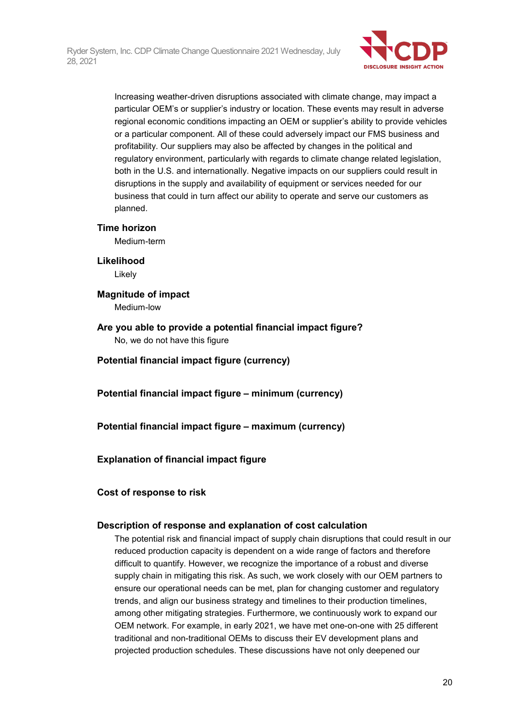Increasing weather-driven disruptions associated with climate change, may impact a particular OEM's or supplier's industry or location. These events may result in adverse regional economic conditions impacting an OEM or supplier's ability to provide vehicles or a particular component. All of these could adversely impact our FMS business and profitability. Our suppliers may also be affected by changes in the political and regulatory environment, particularly with regards to climate change related legislation, both in the U.S. and internationally. Negative impacts on our suppliers could result in disruptions in the supply and availability of equipment or services needed for our business that could in turn affect our ability to operate and serve our customers as planned.

**Time horizon**

Medium-term

**Likelihood**

Likely

**Magnitude of impact**

Medium-low

**Are you able to provide a potential financial impact figure?**

No, we do not have this figure

**Potential financial impact figure (currency)**

**Potential financial impact figure – minimum (currency)**

**Potential financial impact figure – maximum (currency)**

**Explanation of financial impact figure**

**Cost of response to risk**

**Description of response and explanation of cost calculation**

The potential risk and financial impact of supply chain disruptions that could result in our reduced production capacity is dependent on a wide range of factors and therefore difficult to quantify. However, we recognize the importance of a robust and diverse supply chain in mitigating this risk. As such, we work closely with our OEM partners to ensure our operational needs can be met, plan for changing customer and regulatory trends, and align our business strategy and timelines to their production timelines, among other mitigating strategies. Furthermore, we continuously work to expand our OEM network. For example, in early 2021, we have met one-on-one with 25 different traditional and non-traditional OEMs to discuss their EV development plans and projected production schedules. These discussions have not only deepened our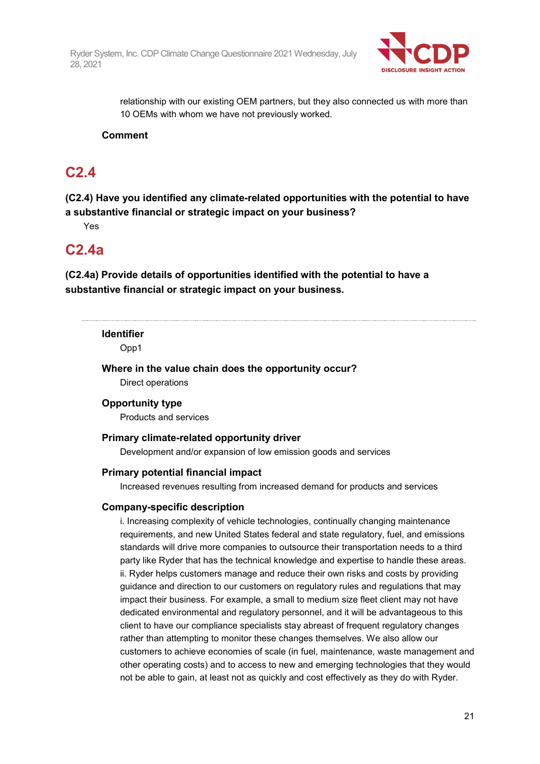relationship with our existing OEM partners, but they also connected us with more than 10 OEMs with whom we have not previously worked.

**Comment**

## C2.4

**(C2.4) Have you identified any climate-related opportunities with the potential to have a substantive financial or strategic impact on your business?**

Yes

## C2.4a

**(C2.4a) Provide details of opportunities identified with the potential to have a substantive financial or strategic impact on your business.**

---

**Identifier**

Opp1

**Where in the value chain does the opportunity occur?**

Direct operations

**Opportunity type**

Products and services

**Primary climate-related opportunity driver**

Development and/or expansion of low emission goods and services

**Primary potential financial impact**

Increased revenues resulting from increased demand for products and services

**Company-specific description**

i. Increasing complexity of vehicle technologies, continually changing maintenance requirements, and new United States federal and state regulatory, fuel, and emissions standards will drive more companies to outsource their transportation needs to a third party like Ryder that has the technical knowledge and expertise to handle these areas. ii. Ryder helps customers manage and reduce their own risks and costs by providing guidance and direction to our customers on regulatory rules and regulations that may impact their business. For example, a small to medium size fleet client may not have dedicated environmental and regulatory personnel, and it will be advantageous to this client to have our compliance specialists stay abreast of frequent regulatory changes rather than attempting to monitor these changes themselves. We also allow our customers to achieve economies of scale (in fuel, maintenance, waste management and other operating costs) and to access to new and emerging technologies that they would not be able to gain, at least not as quickly and cost effectively as they do with Ryder.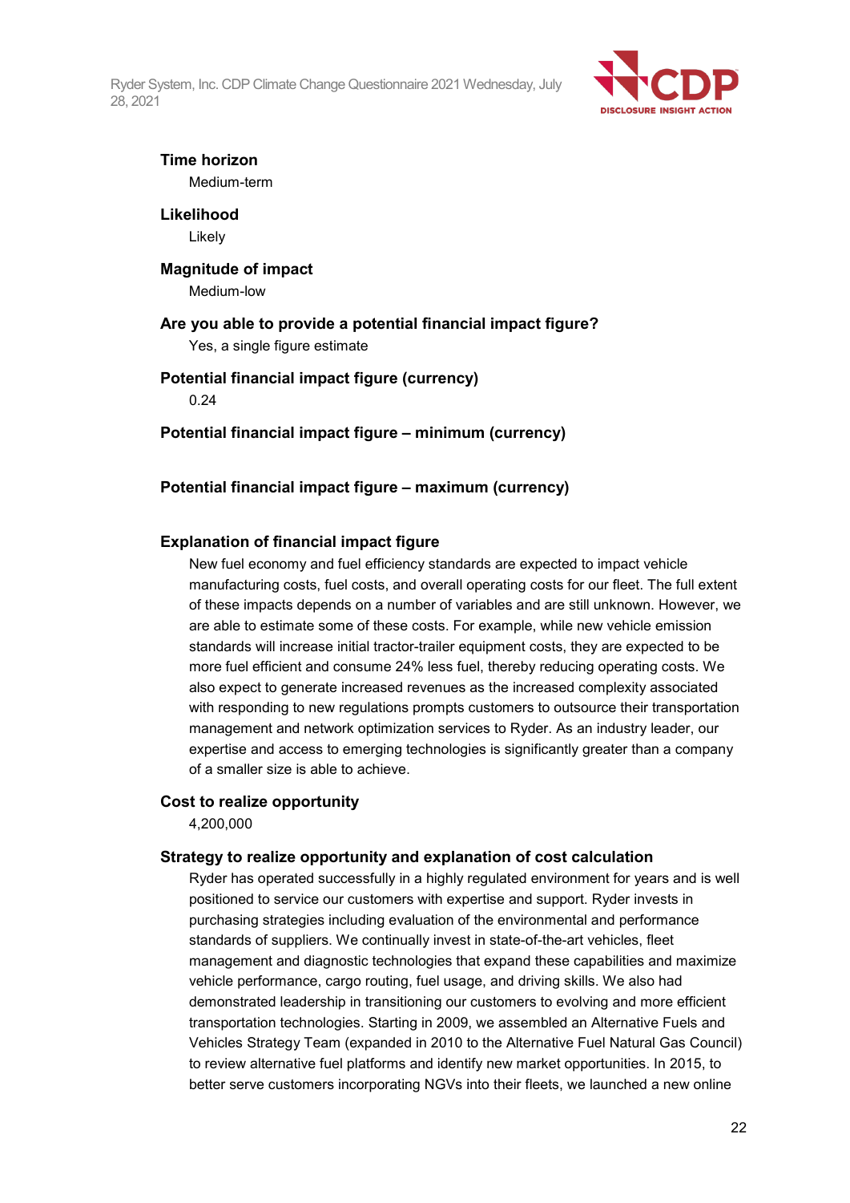**Time horizon**

Medium-term

**Likelihood**

Likely

**Magnitude of impact**

Medium-low

**Are you able to provide a potential financial impact figure?**

Yes, a single figure estimate

**Potential financial impact figure (currency)**

0.24

**Potential financial impact figure – minimum (currency)**

**Potential financial impact figure – maximum (currency)**

**Explanation of financial impact figure**

New fuel economy and fuel efficiency standards are expected to impact vehicle manufacturing costs, fuel costs, and overall operating costs for our fleet. The full extent of these impacts depends on a number of variables and are still unknown. However, we are able to estimate some of these costs. For example, while new vehicle emission standards will increase initial tractor-trailer equipment costs, they are expected to be more fuel efficient and consume 24% less fuel, thereby reducing operating costs. We also expect to generate increased revenues as the increased complexity associated with responding to new regulations prompts customers to outsource their transportation management and network optimization services to Ryder. As an industry leader, our expertise and access to emerging technologies is significantly greater than a company of a smaller size is able to achieve.

**Cost to realize opportunity**

4,200,000

**Strategy to realize opportunity and explanation of cost calculation**

Ryder has operated successfully in a highly regulated environment for years and is well positioned to service our customers with expertise and support. Ryder invests in purchasing strategies including evaluation of the environmental and performance standards of suppliers. We continually invest in state-of-the-art vehicles, fleet management and diagnostic technologies that expand these capabilities and maximize vehicle performance, cargo routing, fuel usage, and driving skills. We also had demonstrated leadership in transitioning our customers to evolving and more efficient transportation technologies. Starting in 2009, we assembled an Alternative Fuels and Vehicles Strategy Team (expanded in 2010 to the Alternative Fuel Natural Gas Council) to review alternative fuel platforms and identify new market opportunities. In 2015, to better serve customers incorporating NGVs into their fleets, we launched a new online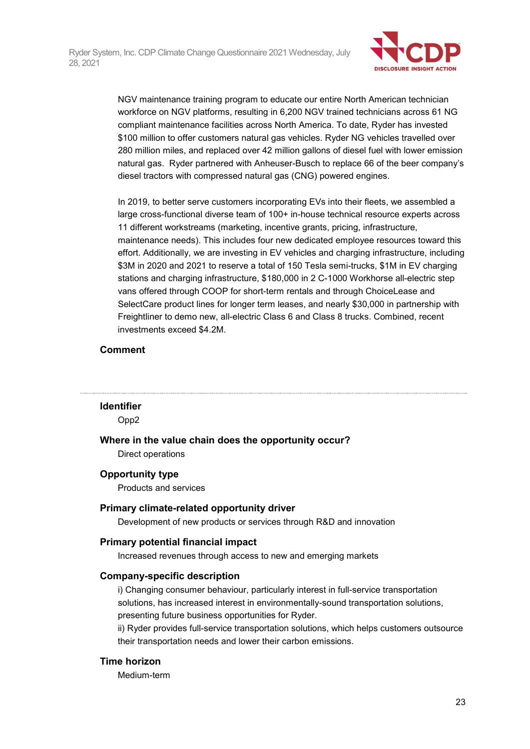NGV maintenance training program to educate our entire North American technician workforce on NGV platforms, resulting in 6,200 NGV trained technicians across 61 NG compliant maintenance facilities across North America. To date, Ryder has invested $100 million to offer customers natural gas vehicles. Ryder NG vehicles travelled over 280 million miles, and replaced over 42 million gallons of diesel fuel with lower emission natural gas. Ryder partnered with Anheuser-Busch to replace 66 of the beer company's diesel tractors with compressed natural gas (CNG) powered engines.

In 2019, to better serve customers incorporating EVs into their fleets, we assembled a large cross-functional diverse team of 100+ in-house technical resource experts across 11 different workstreams (marketing, incentive grants, pricing, infrastructure, maintenance needs). This includes four new dedicated employee resources toward this effort. Additionally, we are investing in EV vehicles and charging infrastructure, including $3M in 2020 and 2021 to reserve a total of 150 Tesla semi-trucks, $1M in EV charging stations and charging infrastructure, $180,000 in 2 C-1000 Workhorse all-electric step vans offered through COOP for short-term rentals and through ChoiceLease and SelectCare product lines for longer term leases, and nearly $30,000 in partnership with Freightliner to demo new, all-electric Class 6 and Class 8 trucks. Combined, recent investments exceed $4.2M.

**Comment**

---

**Identifier**

Opp2

**Where in the value chain does the opportunity occur?**

Direct operations

**Opportunity type**

Products and services

**Primary climate-related opportunity driver**

Development of new products or services through R&D and innovation

**Primary potential financial impact**

Increased revenues through access to new and emerging markets

**Company-specific description**

i) Changing consumer behaviour, particularly interest in full-service transportation solutions, has increased interest in environmentally-sound transportation solutions, presenting future business opportunities for Ryder.
ii) Ryder provides full-service transportation solutions, which helps customers outsource their transportation needs and lower their carbon emissions.

**Time horizon**

Medium-term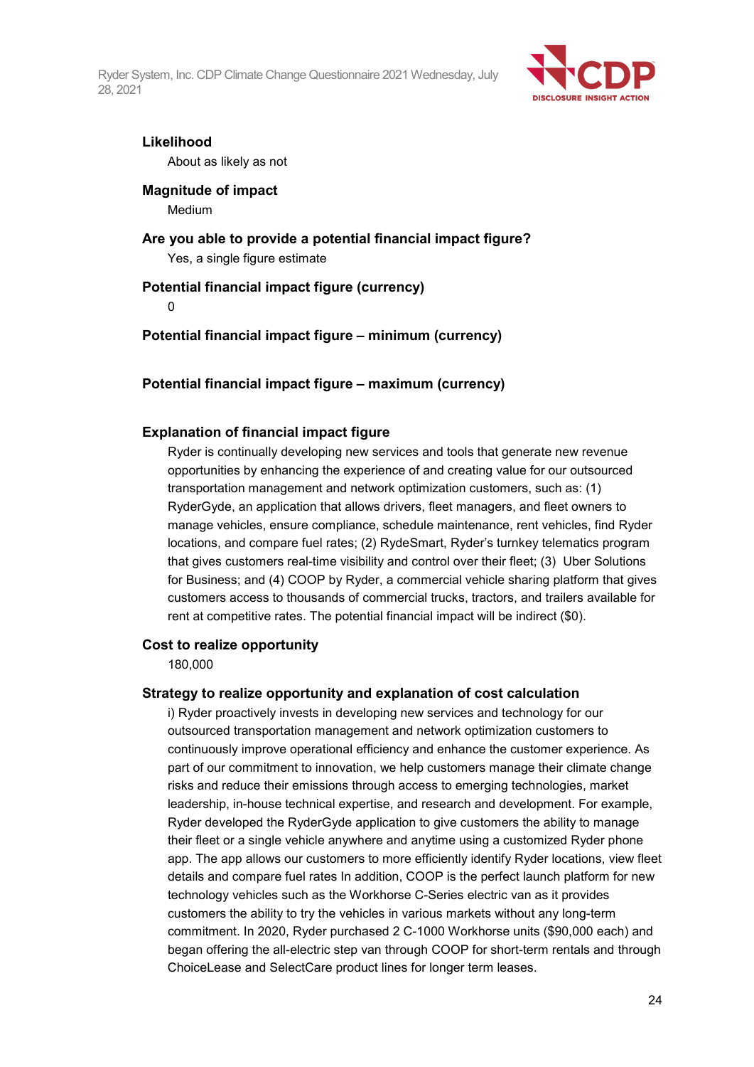**Likelihood**

About as likely as not

**Magnitude of impact**

Medium

**Are you able to provide a potential financial impact figure?**

Yes, a single figure estimate

**Potential financial impact figure (currency)**

0

**Potential financial impact figure – minimum (currency)**

**Potential financial impact figure – maximum (currency)**

**Explanation of financial impact figure**

Ryder is continually developing new services and tools that generate new revenue opportunities by enhancing the experience of and creating value for our outsourced transportation management and network optimization customers, such as: (1) RyderGyde, an application that allows drivers, fleet managers, and fleet owners to manage vehicles, ensure compliance, schedule maintenance, rent vehicles, find Ryder locations, and compare fuel rates; (2) RydeSmart, Ryder's turnkey telematics program that gives customers real-time visibility and control over their fleet; (3) Uber Solutions for Business; and (4) COOP by Ryder, a commercial vehicle sharing platform that gives customers access to thousands of commercial trucks, tractors, and trailers available for rent at competitive rates. The potential financial impact will be indirect ($0).

**Cost to realize opportunity**

180,000

**Strategy to realize opportunity and explanation of cost calculation**

i) Ryder proactively invests in developing new services and technology for our outsourced transportation management and network optimization customers to continuously improve operational efficiency and enhance the customer experience. As part of our commitment to innovation, we help customers manage their climate change risks and reduce their emissions through access to emerging technologies, market leadership, in-house technical expertise, and research and development. For example, Ryder developed the RyderGyde application to give customers the ability to manage their fleet or a single vehicle anywhere and anytime using a customized Ryder phone app. The app allows our customers to more efficiently identify Ryder locations, view fleet details and compare fuel rates In addition, COOP is the perfect launch platform for new technology vehicles such as the Workhorse C-Series electric van as it provides customers the ability to try the vehicles in various markets without any long-term commitment. In 2020, Ryder purchased 2 C-1000 Workhorse units ($90,000 each) and began offering the all-electric step van through COOP for short-term rentals and through ChoiceLease and SelectCare product lines for longer term leases.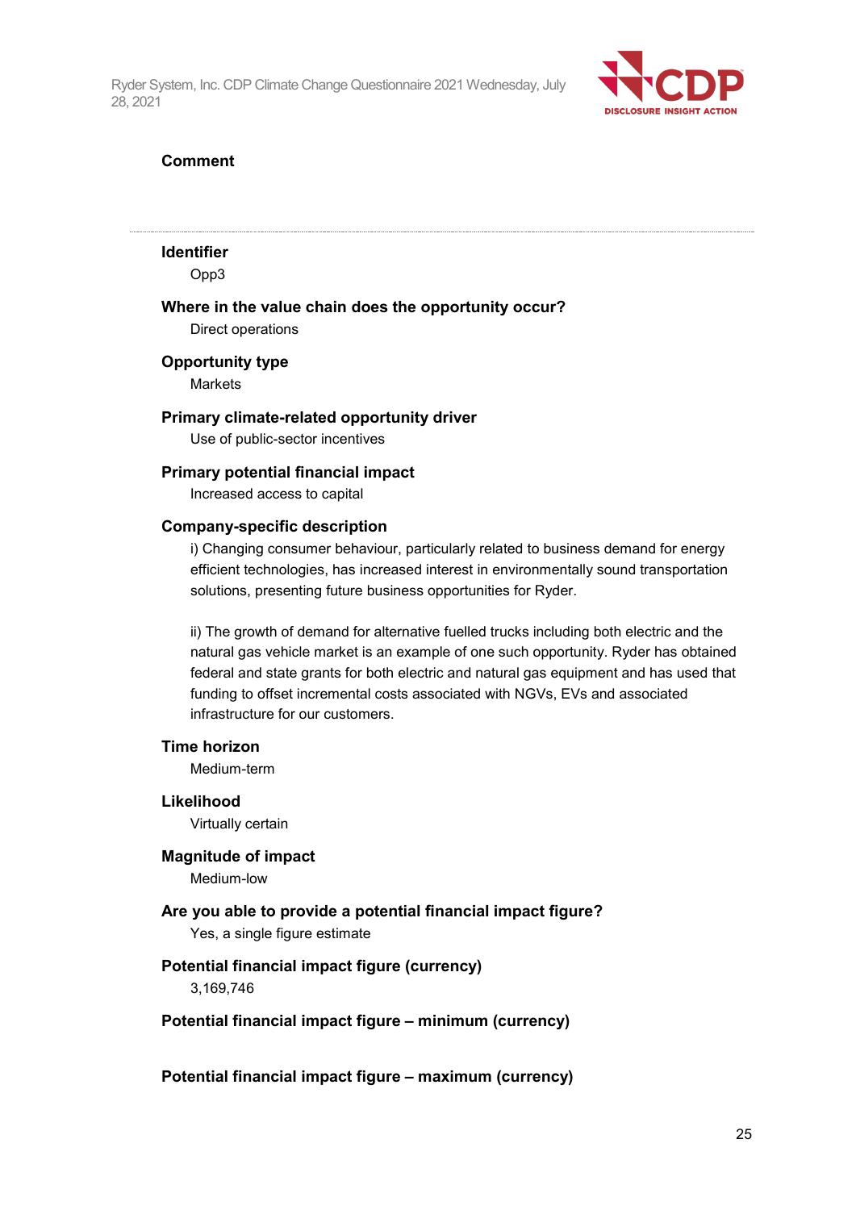**Comment**

---

**Identifier**

Opp3

**Where in the value chain does the opportunity occur?**

Direct operations

**Opportunity type**

Markets

**Primary climate-related opportunity driver**

Use of public-sector incentives

**Primary potential financial impact**

Increased access to capital

**Company-specific description**

i) Changing consumer behaviour, particularly related to business demand for energy efficient technologies, has increased interest in environmentally sound transportation solutions, presenting future business opportunities for Ryder.

ii) The growth of demand for alternative fuelled trucks including both electric and the natural gas vehicle market is an example of one such opportunity. Ryder has obtained federal and state grants for both electric and natural gas equipment and has used that funding to offset incremental costs associated with NGVs, EVs and associated infrastructure for our customers.

**Time horizon**

Medium-term

**Likelihood**

Virtually certain

**Magnitude of impact**

Medium-low

**Are you able to provide a potential financial impact figure?**

Yes, a single figure estimate

**Potential financial impact figure (currency)**

3,169,746

**Potential financial impact figure – minimum (currency)**

**Potential financial impact figure – maximum (currency)**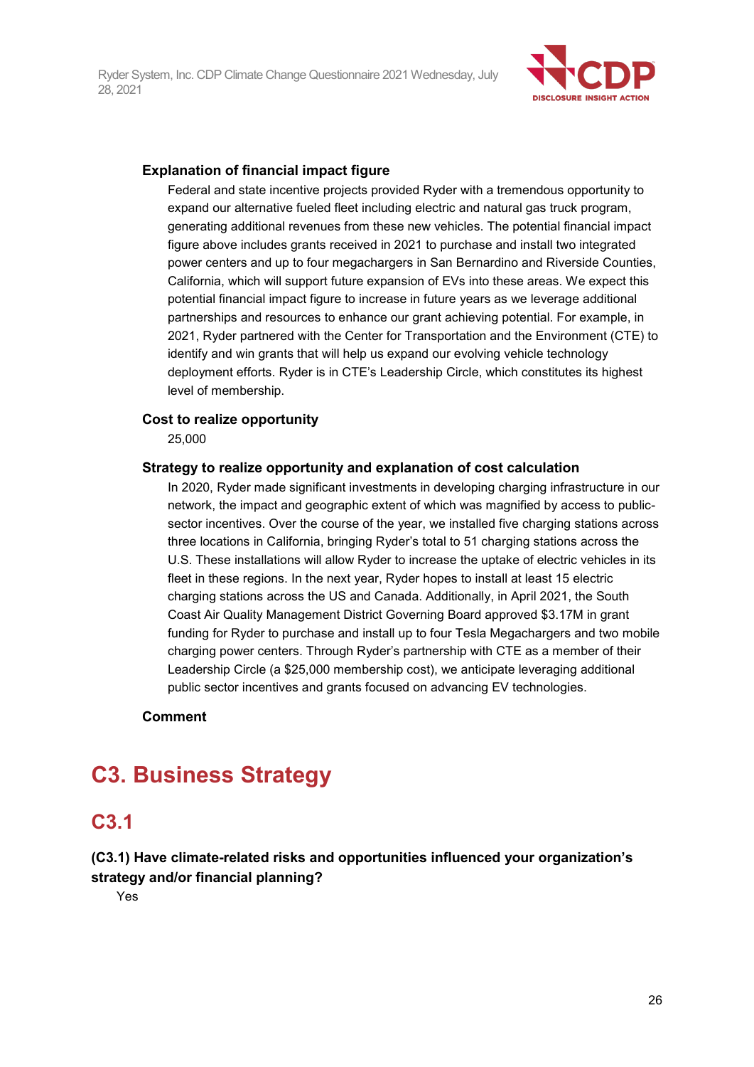**Explanation of financial impact figure**

Federal and state incentive projects provided Ryder with a tremendous opportunity to expand our alternative fueled fleet including electric and natural gas truck program, generating additional revenues from these new vehicles. The potential financial impact figure above includes grants received in 2021 to purchase and install two integrated power centers and up to four megachargers in San Bernardino and Riverside Counties, California, which will support future expansion of EVs into these areas. We expect this potential financial impact figure to increase in future years as we leverage additional partnerships and resources to enhance our grant achieving potential. For example, in 2021, Ryder partnered with the Center for Transportation and the Environment (CTE) to identify and win grants that will help us expand our evolving vehicle technology deployment efforts. Ryder is in CTE's Leadership Circle, which constitutes its highest level of membership.

**Cost to realize opportunity**

25,000

**Strategy to realize opportunity and explanation of cost calculation**

In 2020, Ryder made significant investments in developing charging infrastructure in our network, the impact and geographic extent of which was magnified by access to public-sector incentives. Over the course of the year, we installed five charging stations across three locations in California, bringing Ryder's total to 51 charging stations across the U.S. These installations will allow Ryder to increase the uptake of electric vehicles in its fleet in these regions. In the next year, Ryder hopes to install at least 15 electric charging stations across the US and Canada. Additionally, in April 2021, the South Coast Air Quality Management District Governing Board approved $3.17M in grant funding for Ryder to purchase and install up to four Tesla Megachargers and two mobile charging power centers. Through Ryder's partnership with CTE as a member of their Leadership Circle (a $25,000 membership cost), we anticipate leveraging additional public sector incentives and grants focused on advancing EV technologies.

**Comment**

# C3. Business Strategy

## C3.1

**(C3.1) Have climate-related risks and opportunities influenced your organization's strategy and/or financial planning?**

Yes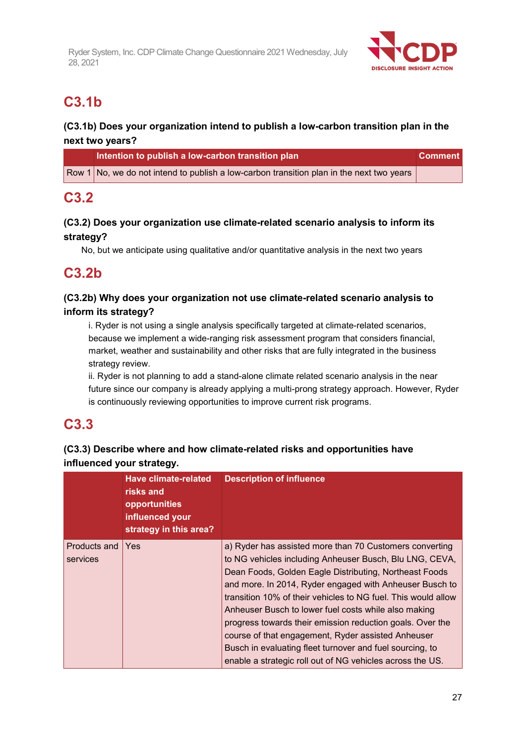## C3.1b

**(C3.1b) Does your organization intend to publish a low-carbon transition plan in the next two years?**

| | Intention to publish a low-carbon transition plan | Comment |
|---|---|---|
| Row 1 | No, we do not intend to publish a low-carbon transition plan in the next two years | |

## C3.2

**(C3.2) Does your organization use climate-related scenario analysis to inform its strategy?**

No, but we anticipate using qualitative and/or quantitative analysis in the next two years

## C3.2b

**(C3.2b) Why does your organization not use climate-related scenario analysis to inform its strategy?**

i. Ryder is not using a single analysis specifically targeted at climate-related scenarios, because we implement a wide-ranging risk assessment program that considers financial, market, weather and sustainability and other risks that are fully integrated in the business strategy review.
ii. Ryder is not planning to add a stand-alone climate related scenario analysis in the near future since our company is already applying a multi-prong strategy approach. However, Ryder is continuously reviewing opportunities to improve current risk programs.

## C3.3

**(C3.3) Describe where and how climate-related risks and opportunities have influenced your strategy.**

| | Have climate-related risks and opportunities influenced your strategy in this area? | Description of influence |
|---|---|---|
| Products and services | Yes | a) Ryder has assisted more than 70 Customers converting to NG vehicles including Anheuser Busch, Blu LNG, CEVA, Dean Foods, Golden Eagle Distributing, Northeast Foods and more. In 2014, Ryder engaged with Anheuser Busch to transition 10% of their vehicles to NG fuel. This would allow Anheuser Busch to lower fuel costs while also making progress towards their emission reduction goals. Over the course of that engagement, Ryder assisted Anheuser Busch in evaluating fleet turnover and fuel sourcing, to enable a strategic roll out of NG vehicles across the US. |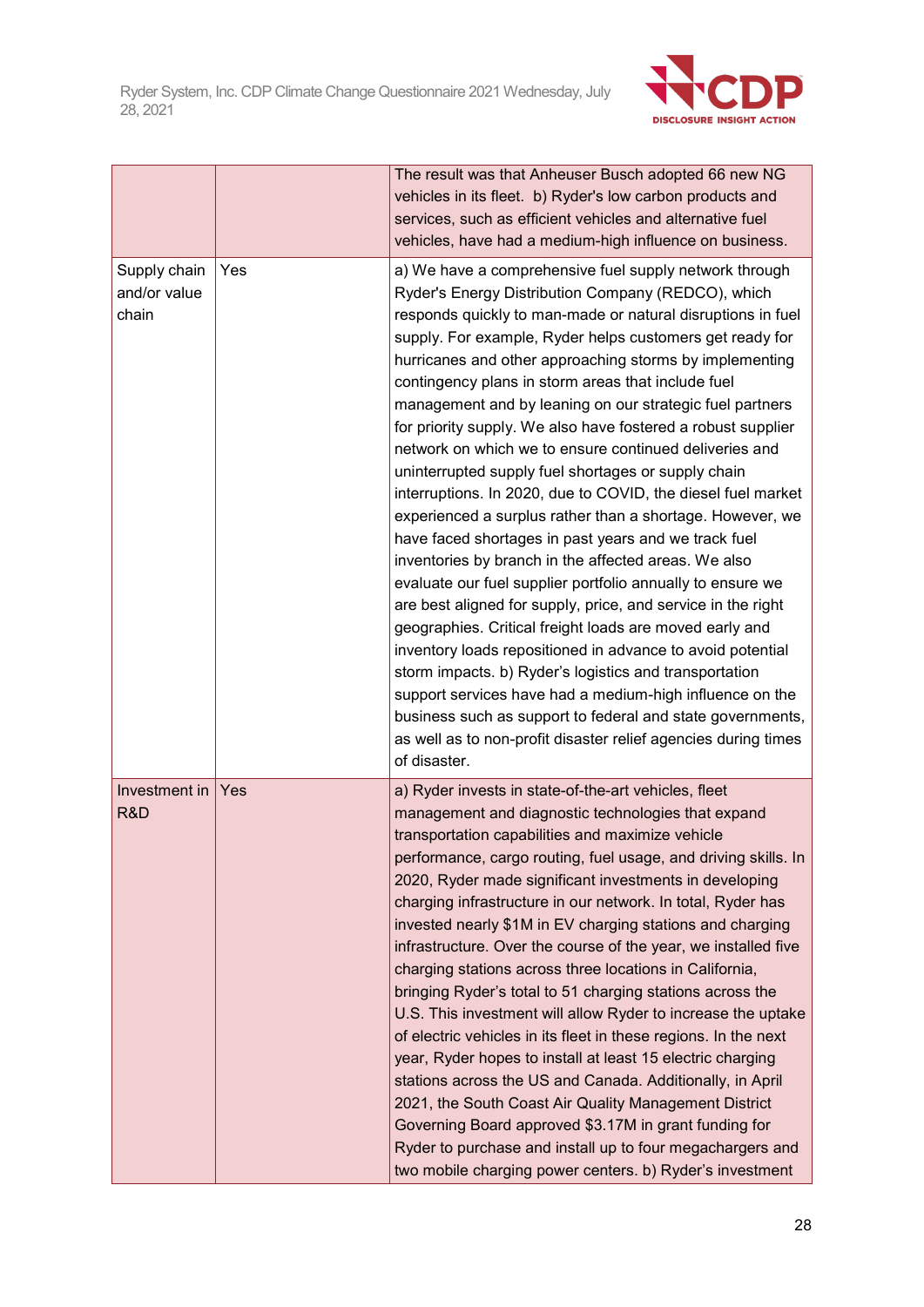| | | |
|---|---|---|
| | | The result was that Anheuser Busch adopted 66 new NG vehicles in its fleet. b) Ryder's low carbon products and services, such as efficient vehicles and alternative fuel vehicles, have had a medium-high influence on business. |
| Supply chain and/or value chain | Yes | a) We have a comprehensive fuel supply network through Ryder's Energy Distribution Company (REDCO), which responds quickly to man-made or natural disruptions in fuel supply. For example, Ryder helps customers get ready for hurricanes and other approaching storms by implementing contingency plans in storm areas that include fuel management and by leaning on our strategic fuel partners for priority supply. We also have fostered a robust supplier network on which we to ensure continued deliveries and uninterrupted supply fuel shortages or supply chain interruptions. In 2020, due to COVID, the diesel fuel market experienced a surplus rather than a shortage. However, we have faced shortages in past years and we track fuel inventories by branch in the affected areas. We also evaluate our fuel supplier portfolio annually to ensure we are best aligned for supply, price, and service in the right geographies. Critical freight loads are moved early and inventory loads repositioned in advance to avoid potential storm impacts. b) Ryder's logistics and transportation support services have had a medium-high influence on the business such as support to federal and state governments, as well as to non-profit disaster relief agencies during times of disaster. |
| Investment in R&D | Yes | a) Ryder invests in state-of-the-art vehicles, fleet management and diagnostic technologies that expand transportation capabilities and maximize vehicle performance, cargo routing, fuel usage, and driving skills. In 2020, Ryder made significant investments in developing charging infrastructure in our network. In total, Ryder has invested nearly $1M in EV charging stations and charging infrastructure. Over the course of the year, we installed five charging stations across three locations in California, bringing Ryder's total to 51 charging stations across the U.S. This investment will allow Ryder to increase the uptake of electric vehicles in its fleet in these regions. In the next year, Ryder hopes to install at least 15 electric charging stations across the US and Canada. Additionally, in April 2021, the South Coast Air Quality Management District Governing Board approved $3.17M in grant funding for Ryder to purchase and install up to four megachargers and two mobile charging power centers. b) Ryder's investment |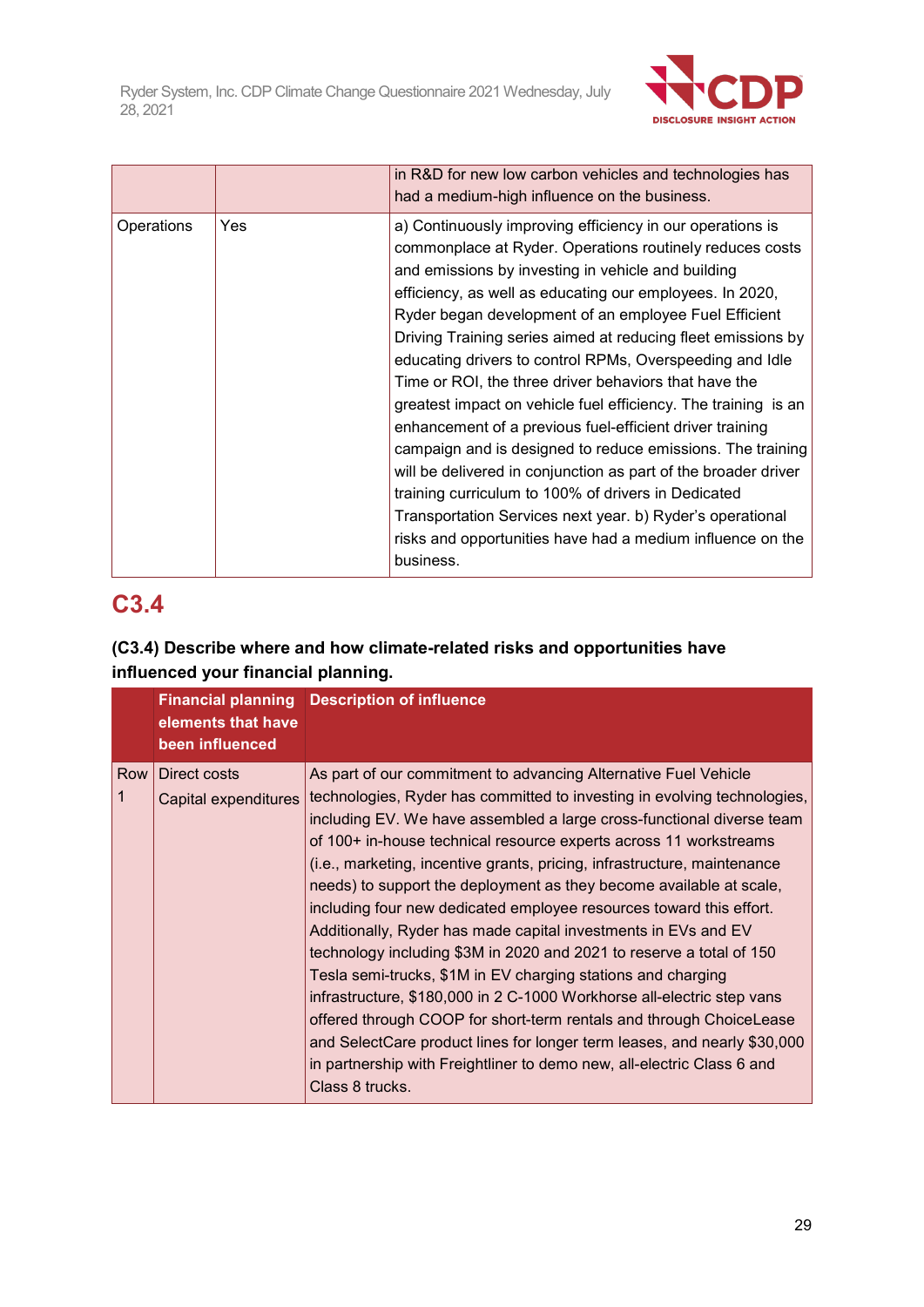| | | |
|---|---|---|
| | | in R&D for new low carbon vehicles and technologies has had a medium-high influence on the business. |
| Operations | Yes | a) Continuously improving efficiency in our operations is commonplace at Ryder. Operations routinely reduces costs and emissions by investing in vehicle and building efficiency, as well as educating our employees. In 2020, Ryder began development of an employee Fuel Efficient Driving Training series aimed at reducing fleet emissions by educating drivers to control RPMs, Overspeeding and Idle Time or ROI, the three driver behaviors that have the greatest impact on vehicle fuel efficiency. The training is an enhancement of a previous fuel-efficient driver training campaign and is designed to reduce emissions. The training will be delivered in conjunction as part of the broader driver training curriculum to 100% of drivers in Dedicated Transportation Services next year. b) Ryder's operational risks and opportunities have had a medium influence on the business. |

## C3.4

**(C3.4) Describe where and how climate-related risks and opportunities have influenced your financial planning.**

| | Financial planning elements that have been influenced | Description of influence |
|---|---|---|
| Row 1 | Direct costs<br>Capital expenditures | As part of our commitment to advancing Alternative Fuel Vehicle technologies, Ryder has committed to investing in evolving technologies, including EV. We have assembled a large cross-functional diverse team of 100+ in-house technical resource experts across 11 workstreams (i.e., marketing, incentive grants, pricing, infrastructure, maintenance needs) to support the deployment as they become available at scale, including four new dedicated employee resources toward this effort. Additionally, Ryder has made capital investments in EVs and EV technology including $3M in 2020 and 2021 to reserve a total of 150 Tesla semi-trucks, $1M in EV charging stations and charging infrastructure, $180,000 in 2 C-1000 Workhorse all-electric step vans offered through COOP for short-term rentals and through ChoiceLease and SelectCare product lines for longer term leases, and nearly $30,000 in partnership with Freightliner to demo new, all-electric Class 6 and Class 8 trucks. |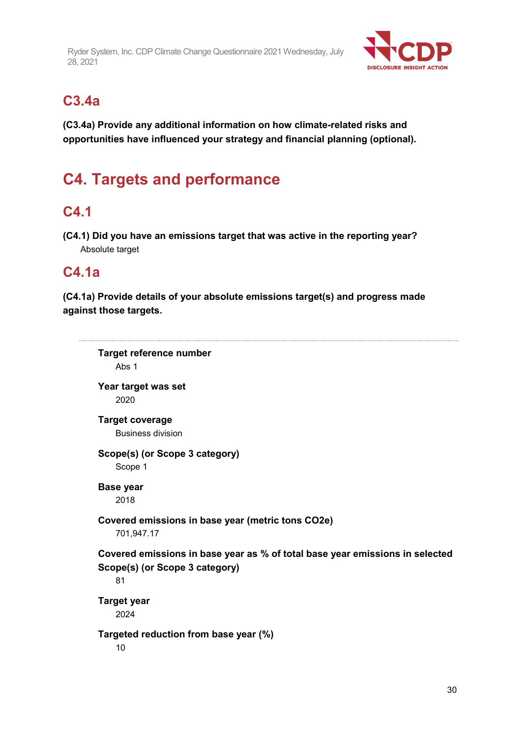## C3.4a

**(C3.4a) Provide any additional information on how climate-related risks and opportunities have influenced your strategy and financial planning (optional).**

# C4. Targets and performance

## C4.1

**(C4.1) Did you have an emissions target that was active in the reporting year?**

Absolute target

## C4.1a

**(C4.1a) Provide details of your absolute emissions target(s) and progress made against those targets.**

---

**Target reference number**

Abs 1

**Year target was set**

2020

**Target coverage**

Business division

**Scope(s) (or Scope 3 category)**

Scope 1

**Base year**

2018

**Covered emissions in base year (metric tons CO2e)**

701,947.17

**Covered emissions in base year as % of total base year emissions in selected Scope(s) (or Scope 3 category)**

81

**Target year**

2024

**Targeted reduction from base year (%)**

10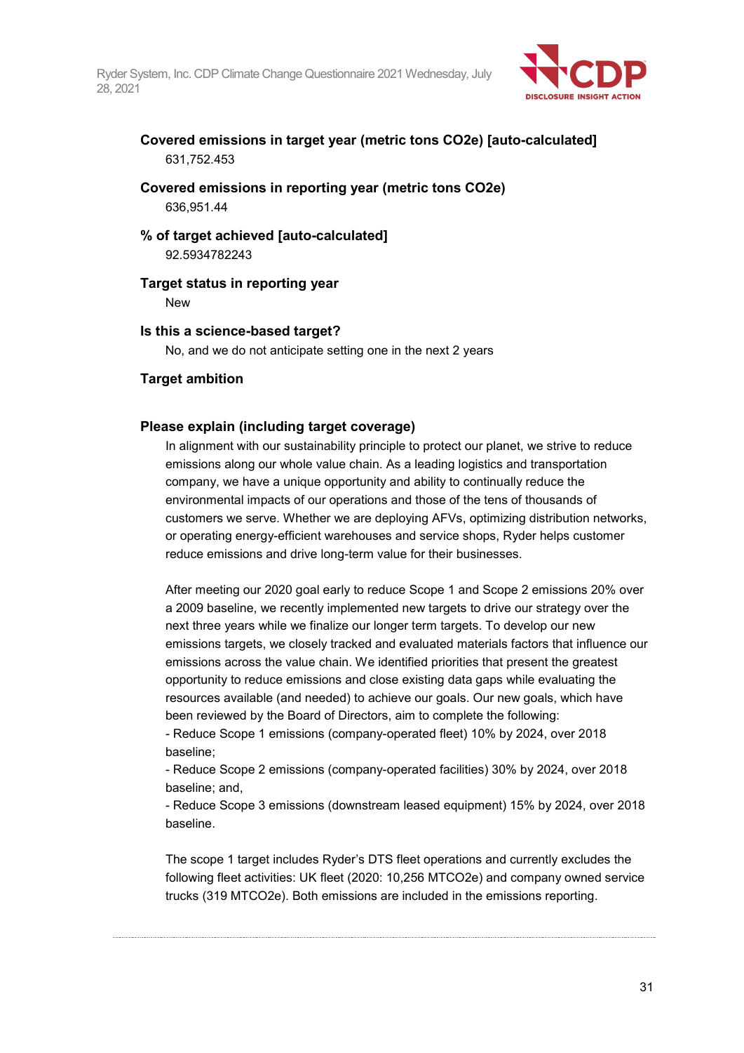**Covered emissions in target year (metric tons CO2e) [auto-calculated]**

631,752.453

**Covered emissions in reporting year (metric tons CO2e)**

636,951.44

**% of target achieved [auto-calculated]**

92.5934782243

**Target status in reporting year**

New

**Is this a science-based target?**

No, and we do not anticipate setting one in the next 2 years

**Target ambition**

**Please explain (including target coverage)**

In alignment with our sustainability principle to protect our planet, we strive to reduce emissions along our whole value chain. As a leading logistics and transportation company, we have a unique opportunity and ability to continually reduce the environmental impacts of our operations and those of the tens of thousands of customers we serve. Whether we are deploying AFVs, optimizing distribution networks, or operating energy-efficient warehouses and service shops, Ryder helps customer reduce emissions and drive long-term value for their businesses.

After meeting our 2020 goal early to reduce Scope 1 and Scope 2 emissions 20% over a 2009 baseline, we recently implemented new targets to drive our strategy over the next three years while we finalize our longer term targets. To develop our new emissions targets, we closely tracked and evaluated materials factors that influence our emissions across the value chain. We identified priorities that present the greatest opportunity to reduce emissions and close existing data gaps while evaluating the resources available (and needed) to achieve our goals. Our new goals, which have been reviewed by the Board of Directors, aim to complete the following:

- Reduce Scope 1 emissions (company-operated fleet) 10% by 2024, over 2018 baseline;
- Reduce Scope 2 emissions (company-operated facilities) 30% by 2024, over 2018 baseline; and,
- Reduce Scope 3 emissions (downstream leased equipment) 15% by 2024, over 2018 baseline.

The scope 1 target includes Ryder's DTS fleet operations and currently excludes the following fleet activities: UK fleet (2020: 10,256 MTCO2e) and company owned service trucks (319 MTCO2e). Both emissions are included in the emissions reporting.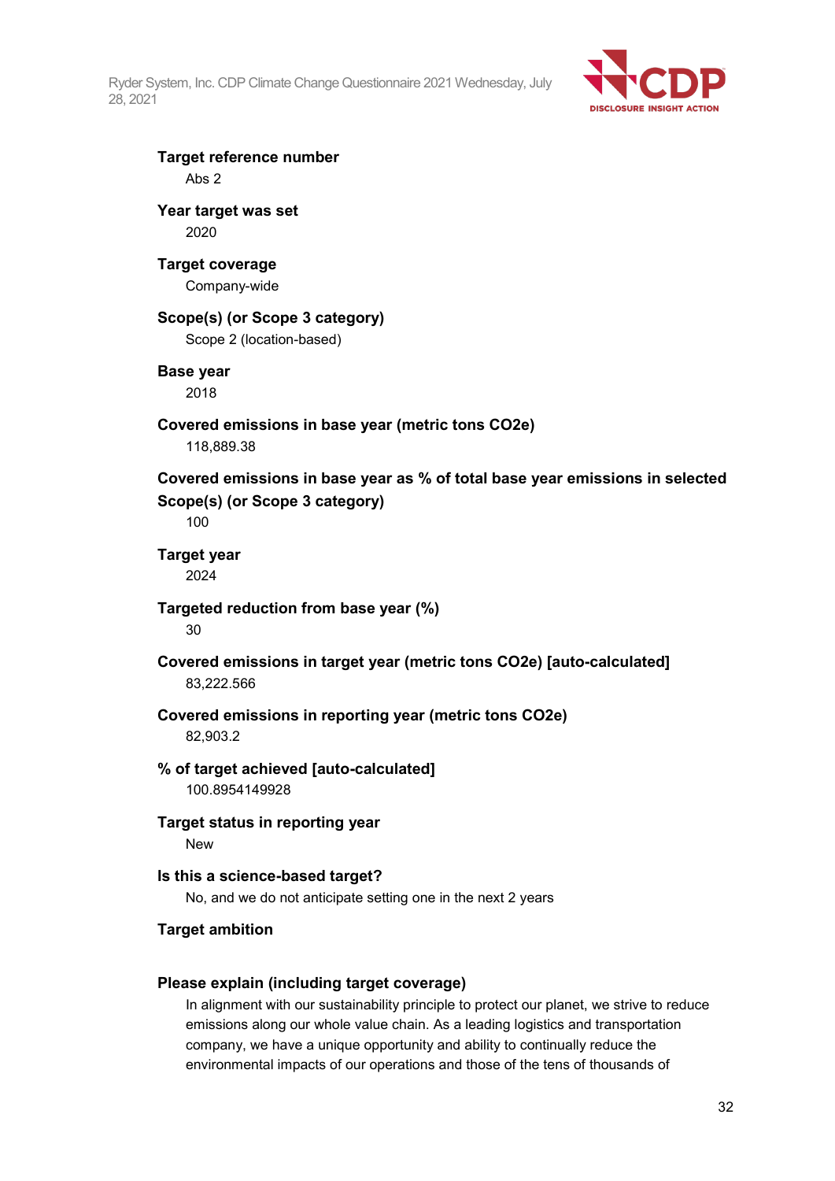**Target reference number**

Abs 2

**Year target was set**

2020

**Target coverage**

Company-wide

**Scope(s) (or Scope 3 category)**

Scope 2 (location-based)

**Base year**

2018

**Covered emissions in base year (metric tons CO2e)**

118,889.38

**Covered emissions in base year as % of total base year emissions in selected Scope(s) (or Scope 3 category)**

100

**Target year**

2024

**Targeted reduction from base year (%)**

30

**Covered emissions in target year (metric tons CO2e) [auto-calculated]**

83,222.566

**Covered emissions in reporting year (metric tons CO2e)**

82,903.2

**% of target achieved [auto-calculated]**

100.8954149928

**Target status in reporting year**

New

**Is this a science-based target?**

No, and we do not anticipate setting one in the next 2 years

**Target ambition**

**Please explain (including target coverage)**

In alignment with our sustainability principle to protect our planet, we strive to reduce emissions along our whole value chain. As a leading logistics and transportation company, we have a unique opportunity and ability to continually reduce the environmental impacts of our operations and those of the tens of thousands of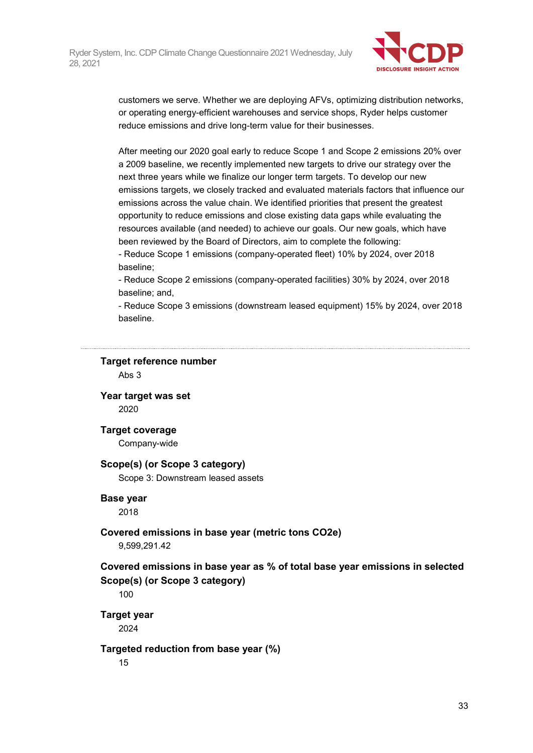customers we serve. Whether we are deploying AFVs, optimizing distribution networks, or operating energy-efficient warehouses and service shops, Ryder helps customer reduce emissions and drive long-term value for their businesses.

After meeting our 2020 goal early to reduce Scope 1 and Scope 2 emissions 20% over a 2009 baseline, we recently implemented new targets to drive our strategy over the next three years while we finalize our longer term targets. To develop our new emissions targets, we closely tracked and evaluated materials factors that influence our emissions across the value chain. We identified priorities that present the greatest opportunity to reduce emissions and close existing data gaps while evaluating the resources available (and needed) to achieve our goals. Our new goals, which have been reviewed by the Board of Directors, aim to complete the following:
- Reduce Scope 1 emissions (company-operated fleet) 10% by 2024, over 2018 baseline;
- Reduce Scope 2 emissions (company-operated facilities) 30% by 2024, over 2018 baseline; and,
- Reduce Scope 3 emissions (downstream leased equipment) 15% by 2024, over 2018 baseline.

---

**Target reference number**
Abs 3

**Year target was set**
2020

**Target coverage**
Company-wide

**Scope(s) (or Scope 3 category)**
Scope 3: Downstream leased assets

**Base year**
2018

**Covered emissions in base year (metric tons CO2e)**
9,599,291.42

**Covered emissions in base year as % of total base year emissions in selected Scope(s) (or Scope 3 category)**
100

**Target year**
2024

**Targeted reduction from base year (%)**
15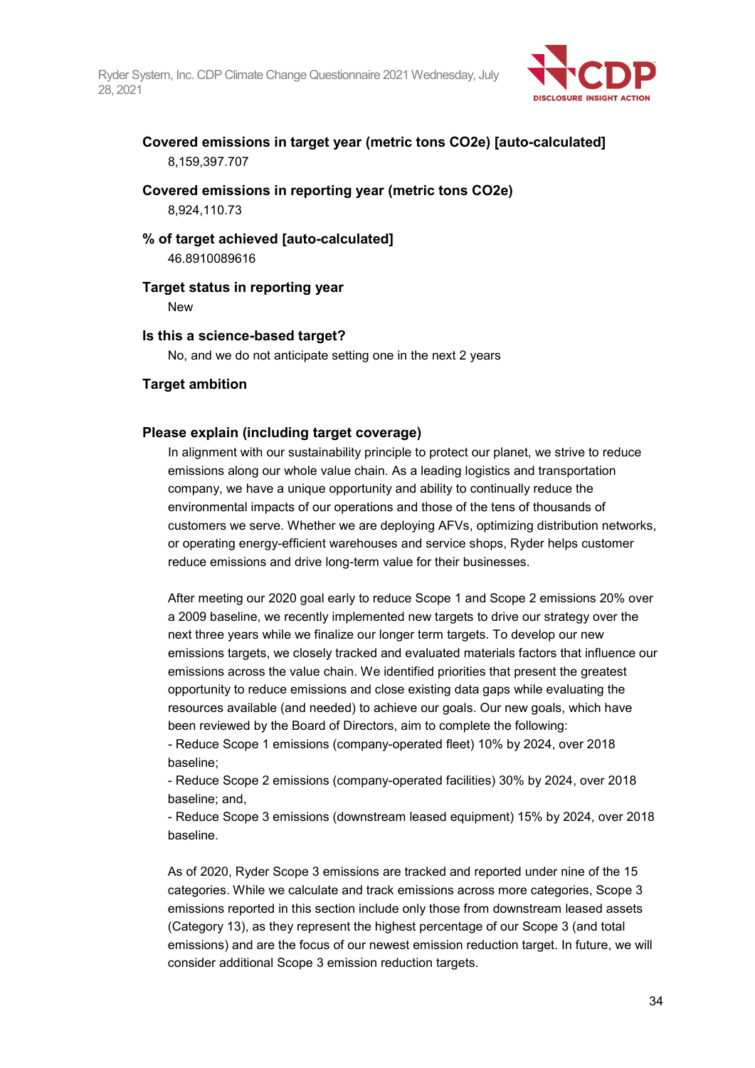**Covered emissions in target year (metric tons CO2e) [auto-calculated]**

8,159,397.707

**Covered emissions in reporting year (metric tons CO2e)**

8,924,110.73

**% of target achieved [auto-calculated]**

46.8910089616

**Target status in reporting year**

New

**Is this a science-based target?**

No, and we do not anticipate setting one in the next 2 years

**Target ambition**

**Please explain (including target coverage)**

In alignment with our sustainability principle to protect our planet, we strive to reduce emissions along our whole value chain. As a leading logistics and transportation company, we have a unique opportunity and ability to continually reduce the environmental impacts of our operations and those of the tens of thousands of customers we serve. Whether we are deploying AFVs, optimizing distribution networks, or operating energy-efficient warehouses and service shops, Ryder helps customer reduce emissions and drive long-term value for their businesses.

After meeting our 2020 goal early to reduce Scope 1 and Scope 2 emissions 20% over a 2009 baseline, we recently implemented new targets to drive our strategy over the next three years while we finalize our longer term targets. To develop our new emissions targets, we closely tracked and evaluated materials factors that influence our emissions across the value chain. We identified priorities that present the greatest opportunity to reduce emissions and close existing data gaps while evaluating the resources available (and needed) to achieve our goals. Our new goals, which have been reviewed by the Board of Directors, aim to complete the following:

- Reduce Scope 1 emissions (company-operated fleet) 10% by 2024, over 2018 baseline;
- Reduce Scope 2 emissions (company-operated facilities) 30% by 2024, over 2018 baseline; and,
- Reduce Scope 3 emissions (downstream leased equipment) 15% by 2024, over 2018 baseline.

As of 2020, Ryder Scope 3 emissions are tracked and reported under nine of the 15 categories. While we calculate and track emissions across more categories, Scope 3 emissions reported in this section include only those from downstream leased assets (Category 13), as they represent the highest percentage of our Scope 3 (and total emissions) and are the focus of our newest emission reduction target. In future, we will consider additional Scope 3 emission reduction targets.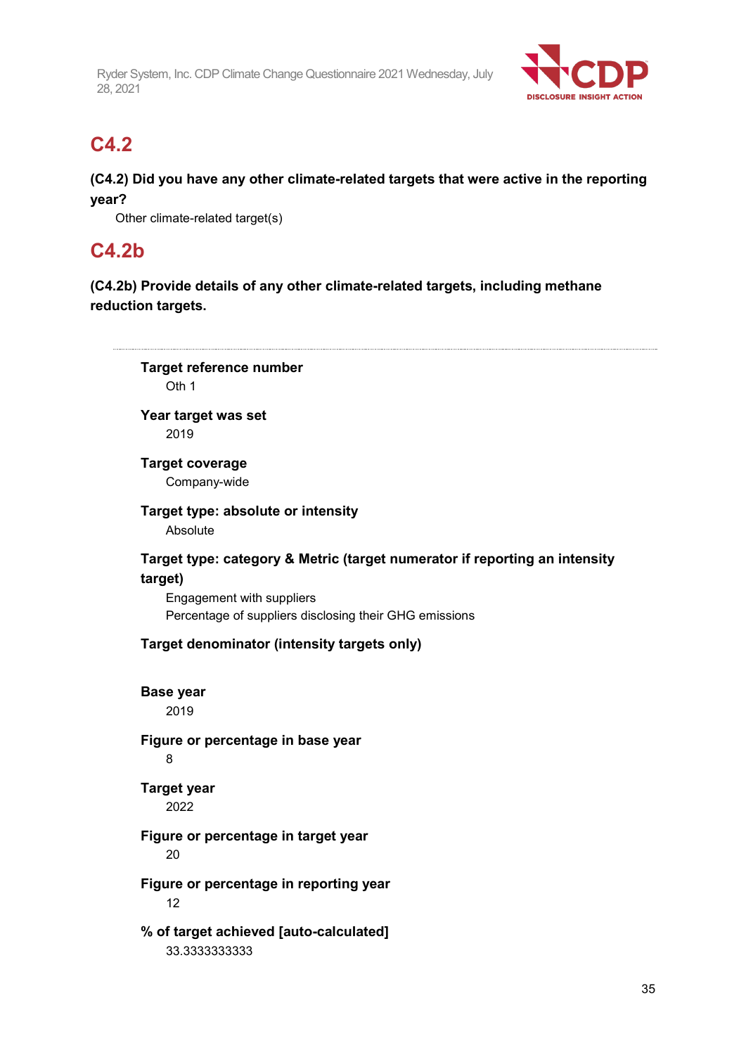## C4.2

**(C4.2) Did you have any other climate-related targets that were active in the reporting year?**

Other climate-related target(s)

## C4.2b

**(C4.2b) Provide details of any other climate-related targets, including methane reduction targets.**

---

**Target reference number**

Oth 1

**Year target was set**

2019

**Target coverage**

Company-wide

**Target type: absolute or intensity**

Absolute

**Target type: category & Metric (target numerator if reporting an intensity target)**

Engagement with suppliers

Percentage of suppliers disclosing their GHG emissions

**Target denominator (intensity targets only)**

**Base year**

2019

**Figure or percentage in base year**

8

**Target year**

2022

**Figure or percentage in target year**

20

**Figure or percentage in reporting year**

12

**% of target achieved [auto-calculated]**

33.3333333333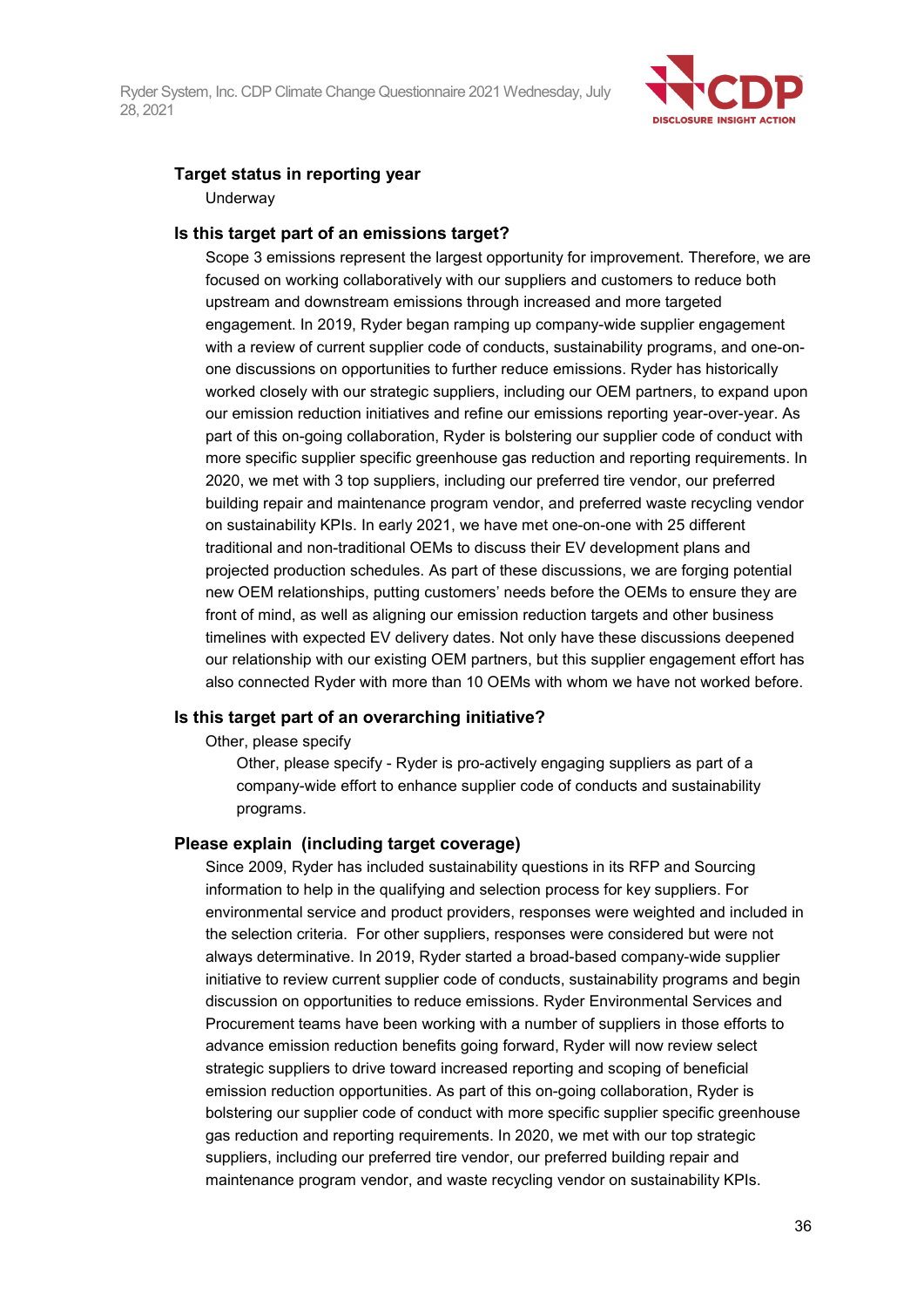### Target status in reporting year

Underway

### Is this target part of an emissions target?

Scope 3 emissions represent the largest opportunity for improvement. Therefore, we are focused on working collaboratively with our suppliers and customers to reduce both upstream and downstream emissions through increased and more targeted engagement. In 2019, Ryder began ramping up company-wide supplier engagement with a review of current supplier code of conducts, sustainability programs, and one-on-one discussions on opportunities to further reduce emissions. Ryder has historically worked closely with our strategic suppliers, including our OEM partners, to expand upon our emission reduction initiatives and refine our emissions reporting year-over-year. As part of this on-going collaboration, Ryder is bolstering our supplier code of conduct with more specific supplier specific greenhouse gas reduction and reporting requirements. In 2020, we met with 3 top suppliers, including our preferred tire vendor, our preferred building repair and maintenance program vendor, and preferred waste recycling vendor on sustainability KPIs. In early 2021, we have met one-on-one with 25 different traditional and non-traditional OEMs to discuss their EV development plans and projected production schedules. As part of these discussions, we are forging potential new OEM relationships, putting customers' needs before the OEMs to ensure they are front of mind, as well as aligning our emission reduction targets and other business timelines with expected EV delivery dates. Not only have these discussions deepened our relationship with our existing OEM partners, but this supplier engagement effort has also connected Ryder with more than 10 OEMs with whom we have not worked before.

### Is this target part of an overarching initiative?

Other, please specify

Other, please specify - Ryder is pro-actively engaging suppliers as part of a company-wide effort to enhance supplier code of conducts and sustainability programs.

### Please explain (including target coverage)

Since 2009, Ryder has included sustainability questions in its RFP and Sourcing information to help in the qualifying and selection process for key suppliers. For environmental service and product providers, responses were weighted and included in the selection criteria. For other suppliers, responses were considered but were not always determinative. In 2019, Ryder started a broad-based company-wide supplier initiative to review current supplier code of conducts, sustainability programs and begin discussion on opportunities to reduce emissions. Ryder Environmental Services and Procurement teams have been working with a number of suppliers in those efforts to advance emission reduction benefits going forward, Ryder will now review select strategic suppliers to drive toward increased reporting and scoping of beneficial emission reduction opportunities. As part of this on-going collaboration, Ryder is bolstering our supplier code of conduct with more specific supplier specific greenhouse gas reduction and reporting requirements. In 2020, we met with our top strategic suppliers, including our preferred tire vendor, our preferred building repair and maintenance program vendor, and waste recycling vendor on sustainability KPIs.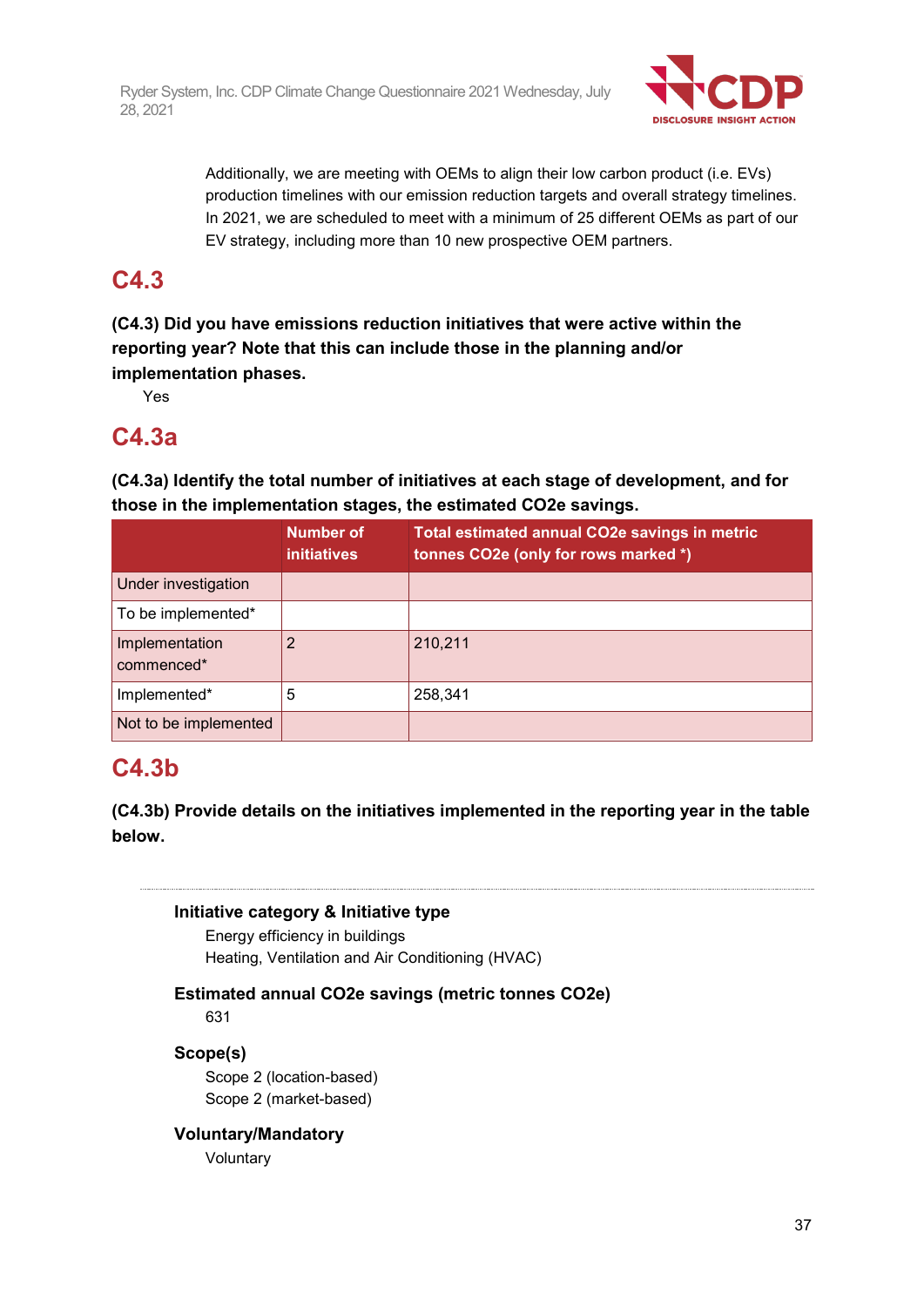Additionally, we are meeting with OEMs to align their low carbon product (i.e. EVs) production timelines with our emission reduction targets and overall strategy timelines. In 2021, we are scheduled to meet with a minimum of 25 different OEMs as part of our EV strategy, including more than 10 new prospective OEM partners.

## C4.3

**(C4.3) Did you have emissions reduction initiatives that were active within the reporting year? Note that this can include those in the planning and/or implementation phases.**

Yes

## C4.3a

**(C4.3a) Identify the total number of initiatives at each stage of development, and for those in the implementation stages, the estimated CO2e savings.**

| | Number of initiatives | Total estimated annual CO2e savings in metric tonnes CO2e (only for rows marked *) |
|---|---|---|
| Under investigation | | |
| To be implemented* | | |
| Implementation commenced* | 2 | 210,211 |
| Implemented* | 5 | 258,341 |
| Not to be implemented | | |

## C4.3b

**(C4.3b) Provide details on the initiatives implemented in the reporting year in the table below.**

---

**Initiative category & Initiative type**

Energy efficiency in buildings
Heating, Ventilation and Air Conditioning (HVAC)

**Estimated annual CO2e savings (metric tonnes CO2e)**

631

**Scope(s)**

Scope 2 (location-based)
Scope 2 (market-based)

**Voluntary/Mandatory**

Voluntary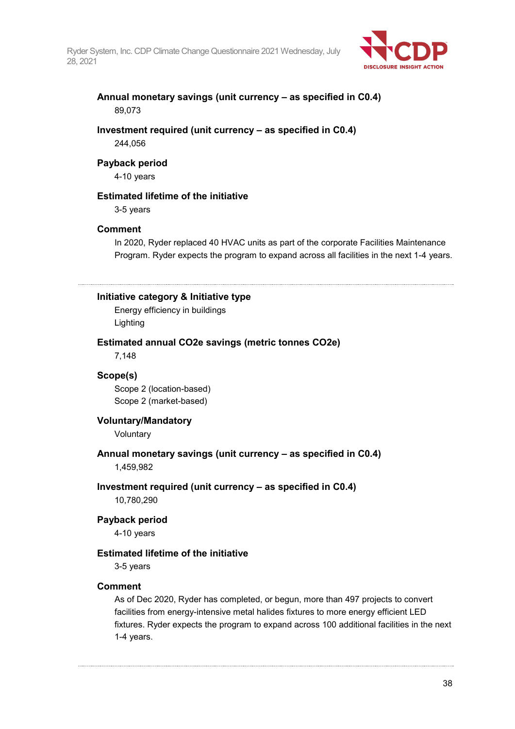**Annual monetary savings (unit currency – as specified in C0.4)**

89,073

**Investment required (unit currency – as specified in C0.4)**

244,056

**Payback period**

4-10 years

**Estimated lifetime of the initiative**

3-5 years

**Comment**

In 2020, Ryder replaced 40 HVAC units as part of the corporate Facilities Maintenance Program. Ryder expects the program to expand across all facilities in the next 1-4 years.

---

**Initiative category & Initiative type**

Energy efficiency in buildings

Lighting

**Estimated annual CO2e savings (metric tonnes CO2e)**

7,148

**Scope(s)**

Scope 2 (location-based)

Scope 2 (market-based)

**Voluntary/Mandatory**

Voluntary

**Annual monetary savings (unit currency – as specified in C0.4)**

1,459,982

**Investment required (unit currency – as specified in C0.4)**

10,780,290

**Payback period**

4-10 years

**Estimated lifetime of the initiative**

3-5 years

**Comment**

As of Dec 2020, Ryder has completed, or begun, more than 497 projects to convert facilities from energy-intensive metal halides fixtures to more energy efficient LED fixtures. Ryder expects the program to expand across 100 additional facilities in the next 1-4 years.

---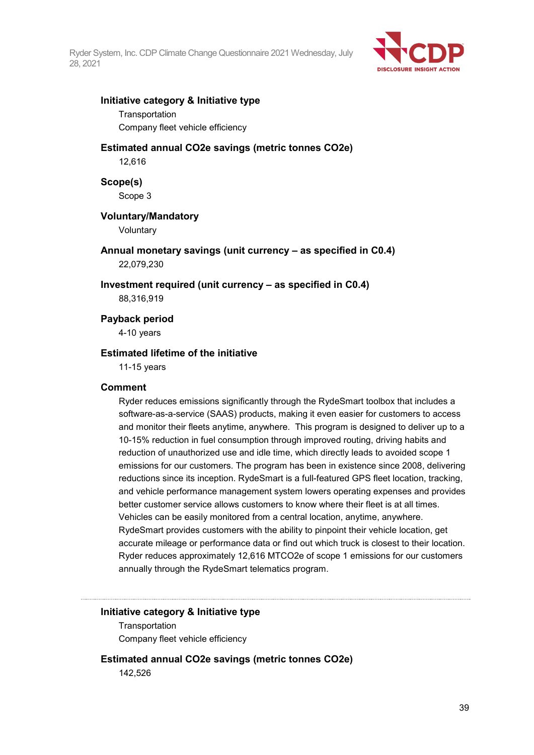**Initiative category & Initiative type**

Transportation
Company fleet vehicle efficiency

**Estimated annual CO2e savings (metric tonnes CO2e)**

12,616

**Scope(s)**

Scope 3

**Voluntary/Mandatory**

Voluntary

**Annual monetary savings (unit currency – as specified in C0.4)**

22,079,230

**Investment required (unit currency – as specified in C0.4)**

88,316,919

**Payback period**

4-10 years

**Estimated lifetime of the initiative**

11-15 years

**Comment**

Ryder reduces emissions significantly through the RydeSmart toolbox that includes a software-as-a-service (SAAS) products, making it even easier for customers to access and monitor their fleets anytime, anywhere. This program is designed to deliver up to a 10-15% reduction in fuel consumption through improved routing, driving habits and reduction of unauthorized use and idle time, which directly leads to avoided scope 1 emissions for our customers. The program has been in existence since 2008, delivering reductions since its inception. RydeSmart is a full-featured GPS fleet location, tracking, and vehicle performance management system lowers operating expenses and provides better customer service allows customers to know where their fleet is at all times. Vehicles can be easily monitored from a central location, anytime, anywhere. RydeSmart provides customers with the ability to pinpoint their vehicle location, get accurate mileage or performance data or find out which truck is closest to their location. Ryder reduces approximately 12,616 MTCO2e of scope 1 emissions for our customers annually through the RydeSmart telematics program.

---

**Initiative category & Initiative type**

Transportation
Company fleet vehicle efficiency

**Estimated annual CO2e savings (metric tonnes CO2e)**

142,526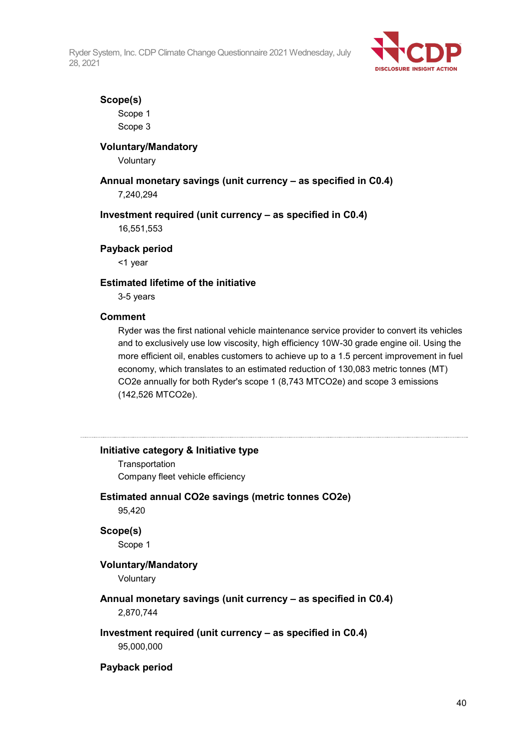**Scope(s)**

Scope 1

Scope 3

**Voluntary/Mandatory**

Voluntary

**Annual monetary savings (unit currency – as specified in C0.4)**

7,240,294

**Investment required (unit currency – as specified in C0.4)**

16,551,553

**Payback period**

<1 year

**Estimated lifetime of the initiative**

3-5 years

**Comment**

Ryder was the first national vehicle maintenance service provider to convert its vehicles and to exclusively use low viscosity, high efficiency 10W-30 grade engine oil. Using the more efficient oil, enables customers to achieve up to a 1.5 percent improvement in fuel economy, which translates to an estimated reduction of 130,083 metric tonnes (MT) CO2e annually for both Ryder's scope 1 (8,743 MTCO2e) and scope 3 emissions (142,526 MTCO2e).

---

**Initiative category & Initiative type**

Transportation

Company fleet vehicle efficiency

**Estimated annual CO2e savings (metric tonnes CO2e)**

95,420

**Scope(s)**

Scope 1

**Voluntary/Mandatory**

Voluntary

**Annual monetary savings (unit currency – as specified in C0.4)**

2,870,744

**Investment required (unit currency – as specified in C0.4)**

95,000,000

**Payback period**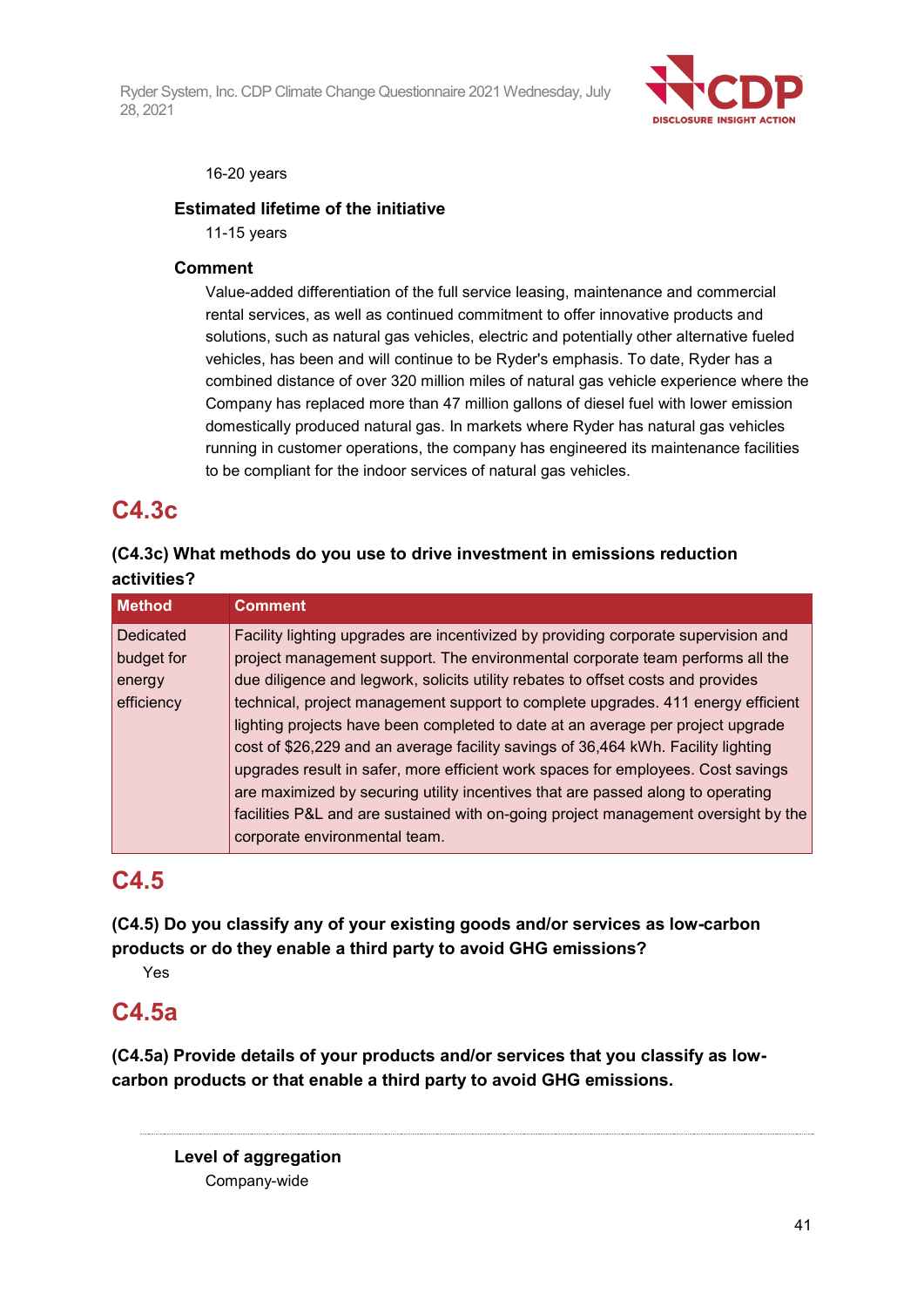16-20 years

**Estimated lifetime of the initiative**

11-15 years

**Comment**

Value-added differentiation of the full service leasing, maintenance and commercial rental services, as well as continued commitment to offer innovative products and solutions, such as natural gas vehicles, electric and potentially other alternative fueled vehicles, has been and will continue to be Ryder's emphasis. To date, Ryder has a combined distance of over 320 million miles of natural gas vehicle experience where the Company has replaced more than 47 million gallons of diesel fuel with lower emission domestically produced natural gas. In markets where Ryder has natural gas vehicles running in customer operations, the company has engineered its maintenance facilities to be compliant for the indoor services of natural gas vehicles.

## C4.3c

**(C4.3c) What methods do you use to drive investment in emissions reduction activities?**

| Method | Comment |
|---|---|
| Dedicated budget for energy efficiency | Facility lighting upgrades are incentivized by providing corporate supervision and project management support. The environmental corporate team performs all the due diligence and legwork, solicits utility rebates to offset costs and provides technical, project management support to complete upgrades. 411 energy efficient lighting projects have been completed to date at an average per project upgrade cost of $26,229 and an average facility savings of 36,464 kWh. Facility lighting upgrades result in safer, more efficient work spaces for employees. Cost savings are maximized by securing utility incentives that are passed along to operating facilities P&L and are sustained with on-going project management oversight by the corporate environmental team. |

## C4.5

**(C4.5) Do you classify any of your existing goods and/or services as low-carbon products or do they enable a third party to avoid GHG emissions?**

Yes

## C4.5a

**(C4.5a) Provide details of your products and/or services that you classify as low-carbon products or that enable a third party to avoid GHG emissions.**

---

**Level of aggregation**

Company-wide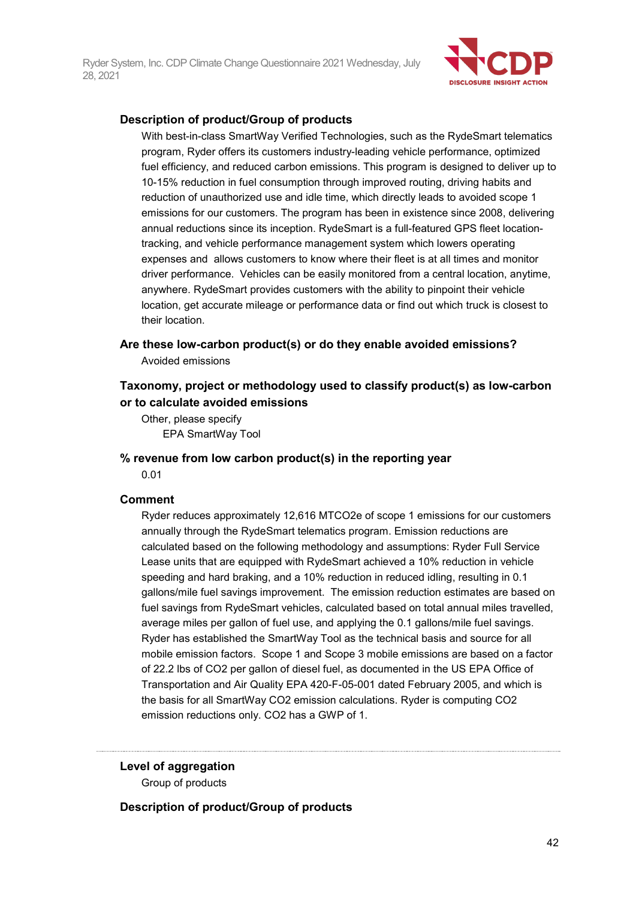### Description of product/Group of products

With best-in-class SmartWay Verified Technologies, such as the RydeSmart telematics program, Ryder offers its customers industry-leading vehicle performance, optimized fuel efficiency, and reduced carbon emissions. This program is designed to deliver up to 10-15% reduction in fuel consumption through improved routing, driving habits and reduction of unauthorized use and idle time, which directly leads to avoided scope 1 emissions for our customers. The program has been in existence since 2008, delivering annual reductions since its inception. RydeSmart is a full-featured GPS fleet location-tracking, and vehicle performance management system which lowers operating expenses and allows customers to know where their fleet is at all times and monitor driver performance. Vehicles can be easily monitored from a central location, anytime, anywhere. RydeSmart provides customers with the ability to pinpoint their vehicle location, get accurate mileage or performance data or find out which truck is closest to their location.

### Are these low-carbon product(s) or do they enable avoided emissions?

Avoided emissions

### Taxonomy, project or methodology used to classify product(s) as low-carbon or to calculate avoided emissions

Other, please specify

EPA SmartWay Tool

### % revenue from low carbon product(s) in the reporting year

0.01

### Comment

Ryder reduces approximately 12,616 MTCO2e of scope 1 emissions for our customers annually through the RydeSmart telematics program. Emission reductions are calculated based on the following methodology and assumptions: Ryder Full Service Lease units that are equipped with RydeSmart achieved a 10% reduction in vehicle speeding and hard braking, and a 10% reduction in reduced idling, resulting in 0.1 gallons/mile fuel savings improvement. The emission reduction estimates are based on fuel savings from RydeSmart vehicles, calculated based on total annual miles travelled, average miles per gallon of fuel use, and applying the 0.1 gallons/mile fuel savings. Ryder has established the SmartWay Tool as the technical basis and source for all mobile emission factors. Scope 1 and Scope 3 mobile emissions are based on a factor of 22.2 lbs of CO2 per gallon of diesel fuel, as documented in the US EPA Office of Transportation and Air Quality EPA 420-F-05-001 dated February 2005, and which is the basis for all SmartWay CO2 emission calculations. Ryder is computing CO2 emission reductions only. CO2 has a GWP of 1.

---

### Level of aggregation

Group of products

### Description of product/Group of products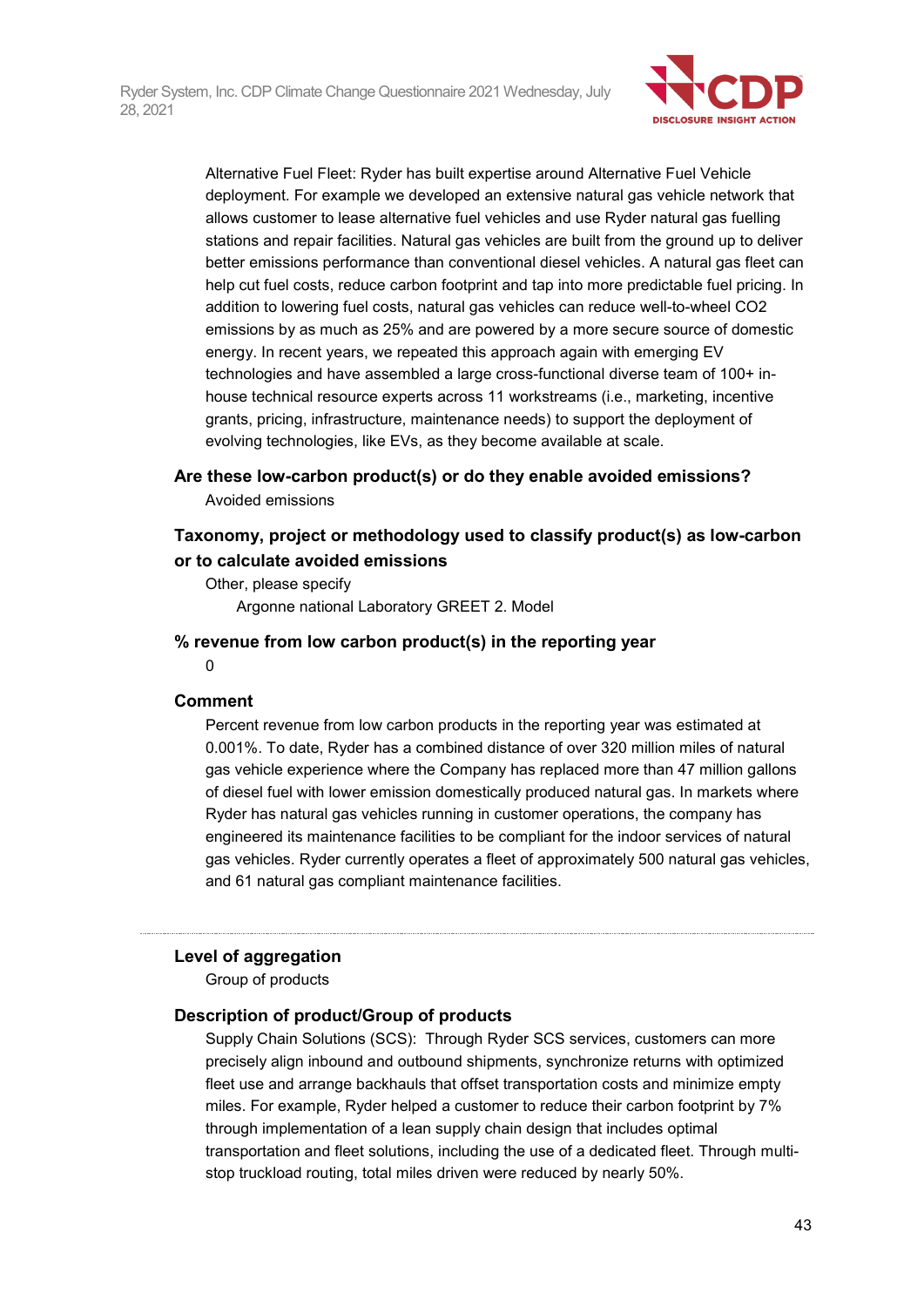Alternative Fuel Fleet: Ryder has built expertise around Alternative Fuel Vehicle deployment. For example we developed an extensive natural gas vehicle network that allows customer to lease alternative fuel vehicles and use Ryder natural gas fuelling stations and repair facilities. Natural gas vehicles are built from the ground up to deliver better emissions performance than conventional diesel vehicles. A natural gas fleet can help cut fuel costs, reduce carbon footprint and tap into more predictable fuel pricing. In addition to lowering fuel costs, natural gas vehicles can reduce well-to-wheel $CO_2$ emissions by as much as 25% and are powered by a more secure source of domestic energy. In recent years, we repeated this approach again with emerging EV technologies and have assembled a large cross-functional diverse team of 100+ in-house technical resource experts across 11 workstreams (i.e., marketing, incentive grants, pricing, infrastructure, maintenance needs) to support the deployment of evolving technologies, like EVs, as they become available at scale.

**Are these low-carbon product(s) or do they enable avoided emissions?**

Avoided emissions

**Taxonomy, project or methodology used to classify product(s) as low-carbon or to calculate avoided emissions**

Other, please specify

Argonne national Laboratory GREET 2. Model

**% revenue from low carbon product(s) in the reporting year**

0

**Comment**

Percent revenue from low carbon products in the reporting year was estimated at 0.001%. To date, Ryder has a combined distance of over 320 million miles of natural gas vehicle experience where the Company has replaced more than 47 million gallons of diesel fuel with lower emission domestically produced natural gas. In markets where Ryder has natural gas vehicles running in customer operations, the company has engineered its maintenance facilities to be compliant for the indoor services of natural gas vehicles. Ryder currently operates a fleet of approximately 500 natural gas vehicles, and 61 natural gas compliant maintenance facilities.

---

**Level of aggregation**

Group of products

**Description of product/Group of products**

Supply Chain Solutions (SCS): Through Ryder SCS services, customers can more precisely align inbound and outbound shipments, synchronize returns with optimized fleet use and arrange backhauls that offset transportation costs and minimize empty miles. For example, Ryder helped a customer to reduce their carbon footprint by 7% through implementation of a lean supply chain design that includes optimal transportation and fleet solutions, including the use of a dedicated fleet. Through multi-stop truckload routing, total miles driven were reduced by nearly 50%.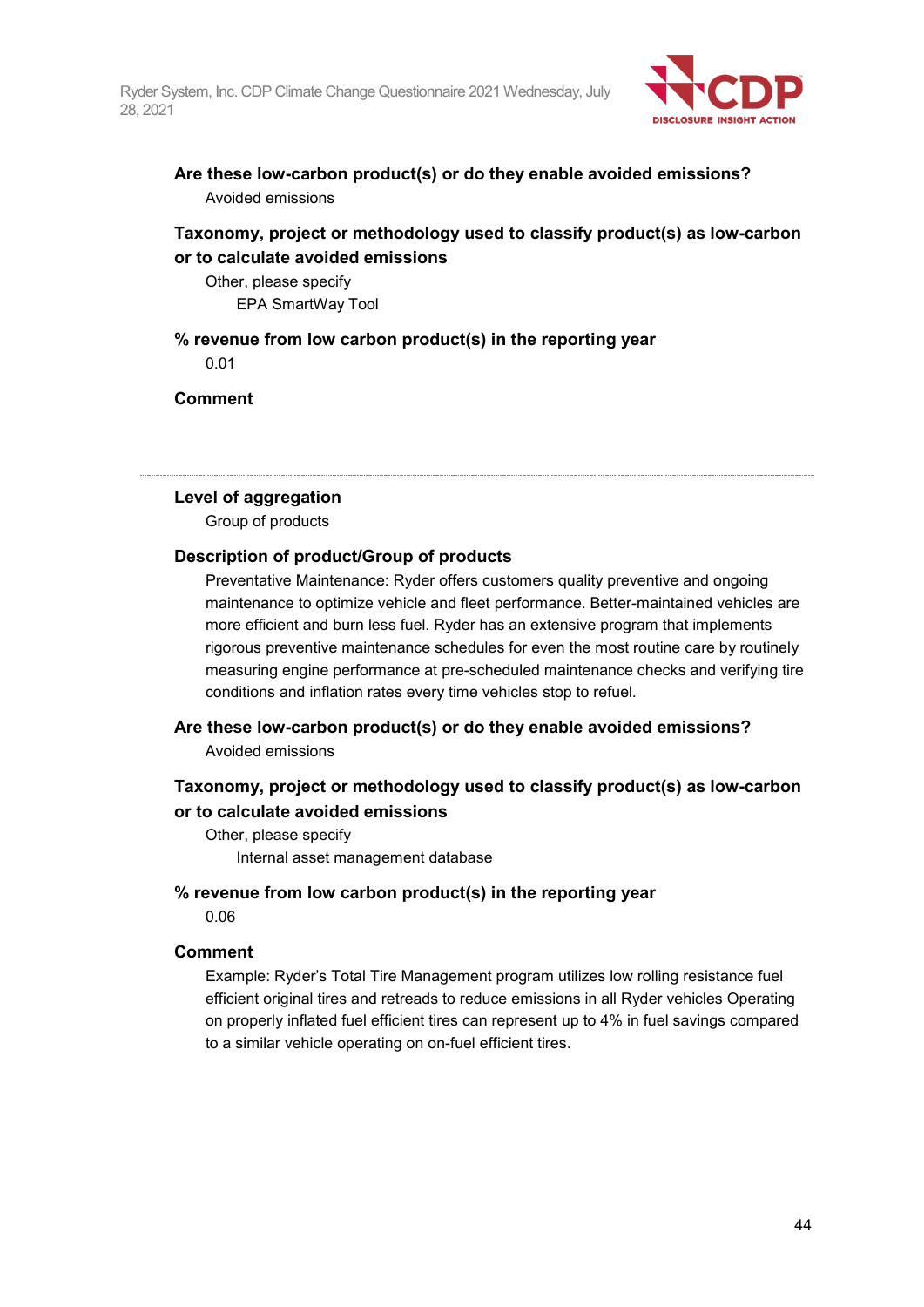**Are these low-carbon product(s) or do they enable avoided emissions?**

Avoided emissions

**Taxonomy, project or methodology used to classify product(s) as low-carbon or to calculate avoided emissions**

Other, please specify

EPA SmartWay Tool

**% revenue from low carbon product(s) in the reporting year**

0.01

**Comment**

---

**Level of aggregation**

Group of products

**Description of product/Group of products**

Preventative Maintenance: Ryder offers customers quality preventive and ongoing maintenance to optimize vehicle and fleet performance. Better-maintained vehicles are more efficient and burn less fuel. Ryder has an extensive program that implements rigorous preventive maintenance schedules for even the most routine care by routinely measuring engine performance at pre-scheduled maintenance checks and verifying tire conditions and inflation rates every time vehicles stop to refuel.

**Are these low-carbon product(s) or do they enable avoided emissions?**

Avoided emissions

**Taxonomy, project or methodology used to classify product(s) as low-carbon or to calculate avoided emissions**

Other, please specify

Internal asset management database

**% revenue from low carbon product(s) in the reporting year**

0.06

**Comment**

Example: Ryder's Total Tire Management program utilizes low rolling resistance fuel efficient original tires and retreads to reduce emissions in all Ryder vehicles Operating on properly inflated fuel efficient tires can represent up to 4% in fuel savings compared to a similar vehicle operating on on-fuel efficient tires.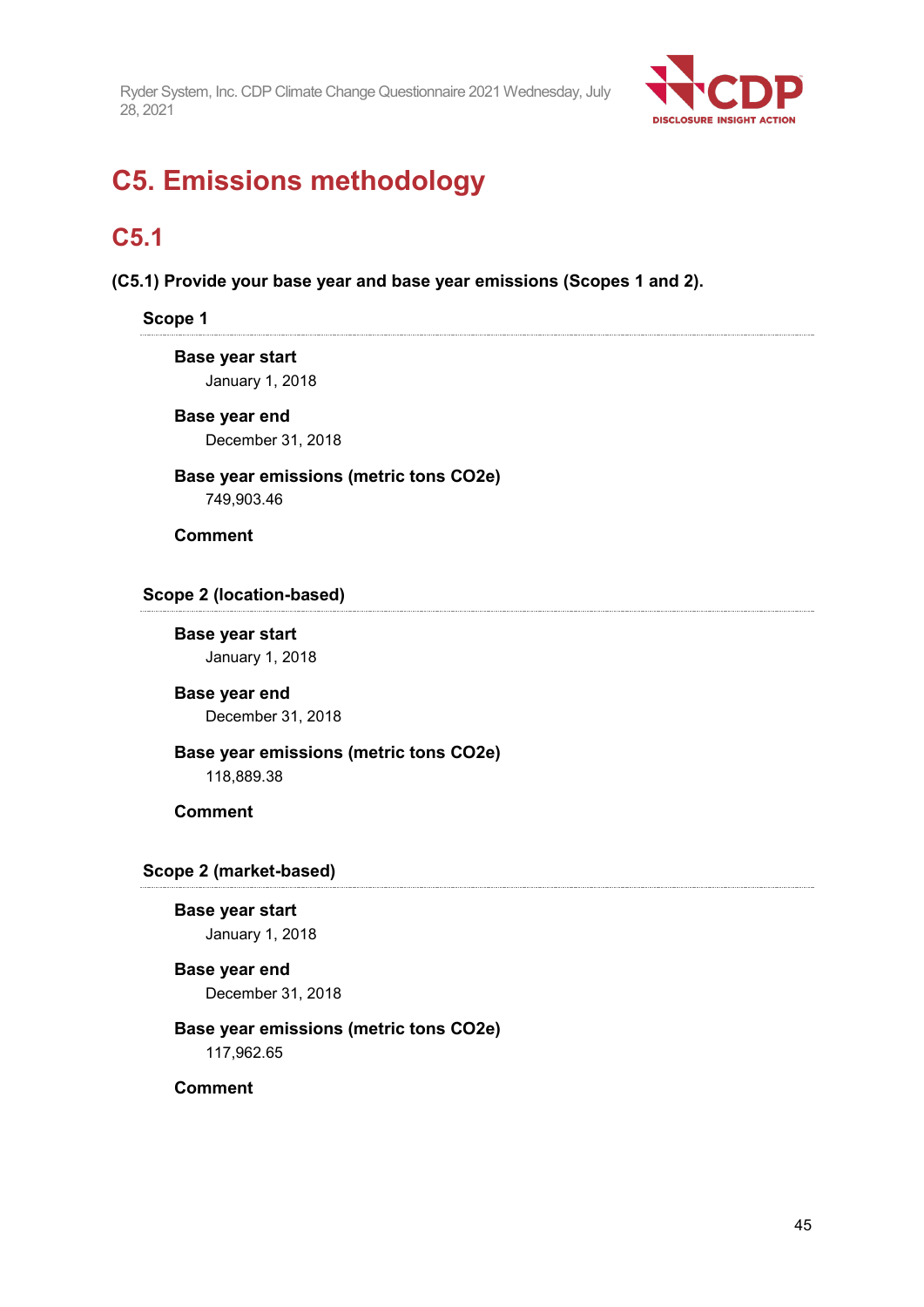# C5. Emissions methodology

## C5.1

**(C5.1) Provide your base year and base year emissions (Scopes 1 and 2).**

### Scope 1

**Base year start**

January 1, 2018

**Base year end**

December 31, 2018

**Base year emissions (metric tons CO2e)**

749,903.46

**Comment**

### Scope 2 (location-based)

**Base year start**

January 1, 2018

**Base year end**

December 31, 2018

**Base year emissions (metric tons CO2e)**

118,889.38

**Comment**

### Scope 2 (market-based)

**Base year start**

January 1, 2018

**Base year end**

December 31, 2018

**Base year emissions (metric tons CO2e)**

117,962.65

**Comment**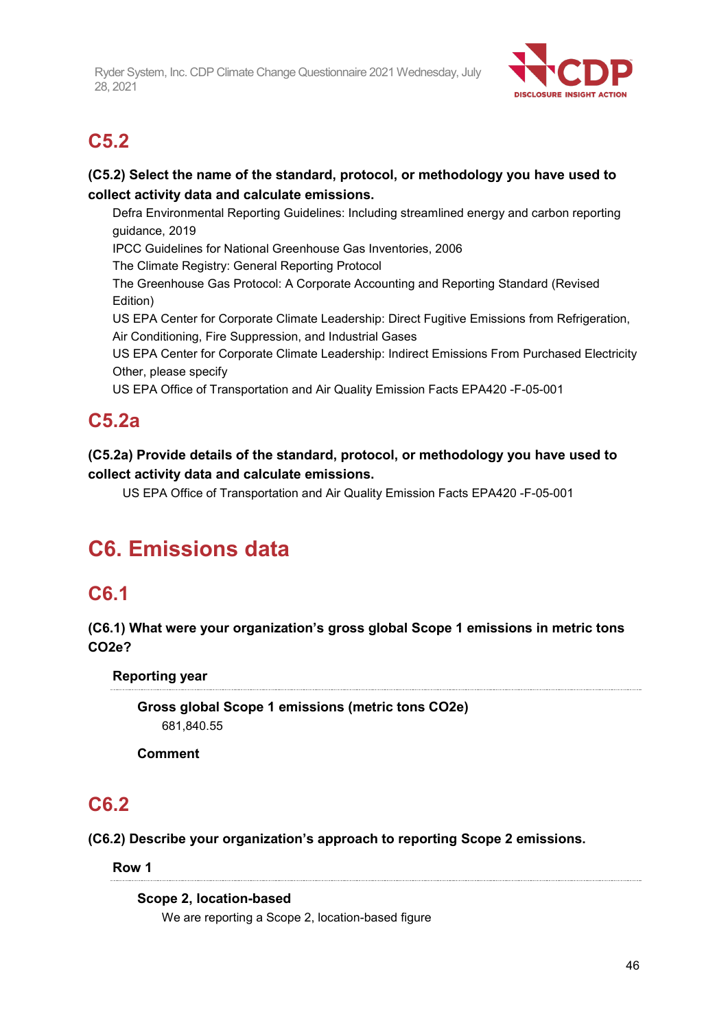## C5.2

**(C5.2) Select the name of the standard, protocol, or methodology you have used to collect activity data and calculate emissions.**

Defra Environmental Reporting Guidelines: Including streamlined energy and carbon reporting guidance, 2019
IPCC Guidelines for National Greenhouse Gas Inventories, 2006
The Climate Registry: General Reporting Protocol
The Greenhouse Gas Protocol: A Corporate Accounting and Reporting Standard (Revised Edition)
US EPA Center for Corporate Climate Leadership: Direct Fugitive Emissions from Refrigeration, Air Conditioning, Fire Suppression, and Industrial Gases
US EPA Center for Corporate Climate Leadership: Indirect Emissions From Purchased Electricity
Other, please specify
US EPA Office of Transportation and Air Quality Emission Facts EPA420 -F-05-001

## C5.2a

**(C5.2a) Provide details of the standard, protocol, or methodology you have used to collect activity data and calculate emissions.**

US EPA Office of Transportation and Air Quality Emission Facts EPA420 -F-05-001

# C6. Emissions data

## C6.1

**(C6.1) What were your organization's gross global Scope 1 emissions in metric tons CO2e?**

**Reporting year**

**Gross global Scope 1 emissions (metric tons CO2e)**
681,840.55

**Comment**

## C6.2

**(C6.2) Describe your organization's approach to reporting Scope 2 emissions.**

**Row 1**

**Scope 2, location-based**
We are reporting a Scope 2, location-based figure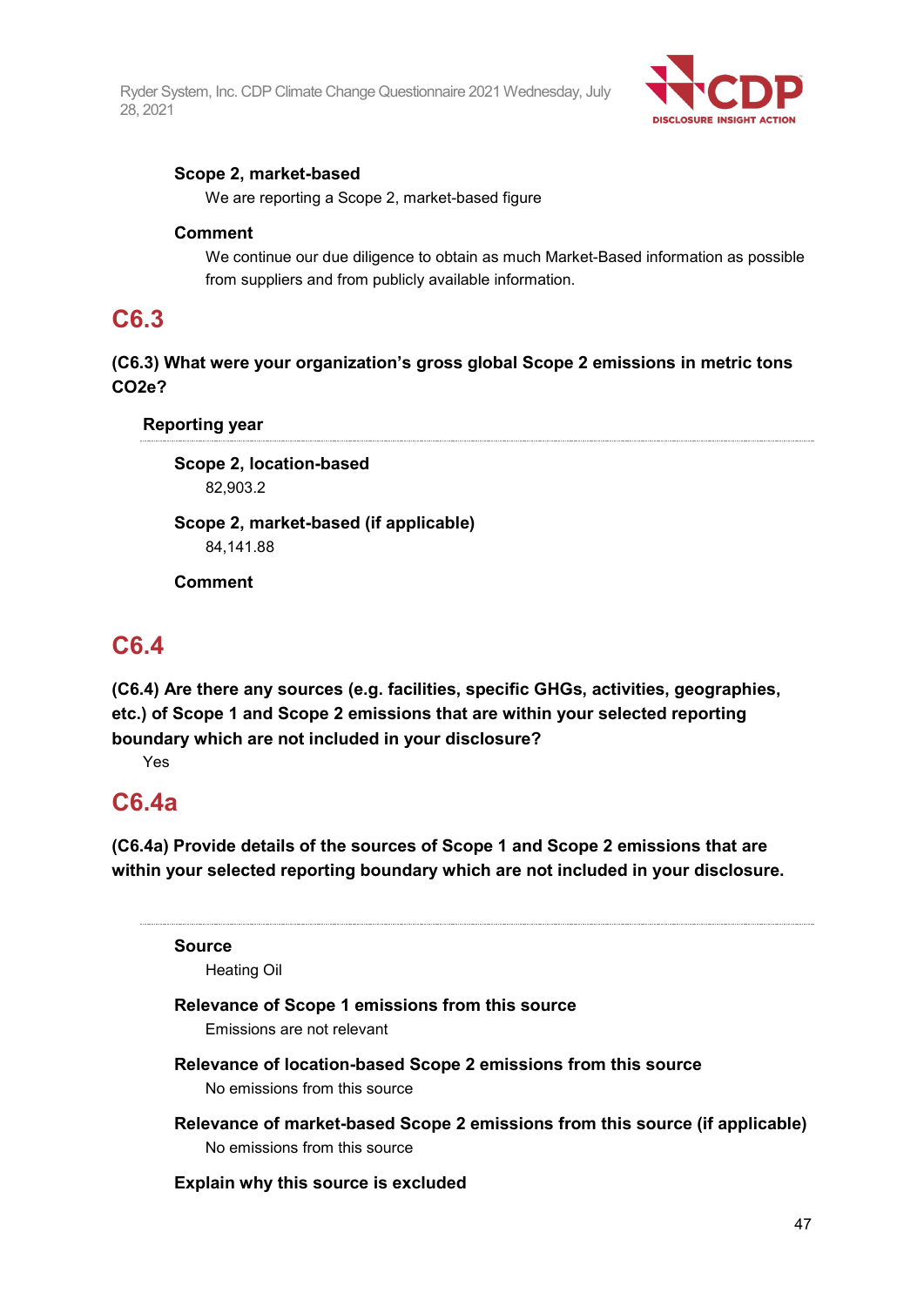**Scope 2, market-based**

We are reporting a Scope 2, market-based figure

**Comment**

We continue our due diligence to obtain as much Market-Based information as possible from suppliers and from publicly available information.

## C6.3

**(C6.3) What were your organization's gross global Scope 2 emissions in metric tons CO2e?**

**Reporting year**

**Scope 2, location-based**

82,903.2

**Scope 2, market-based (if applicable)**

84,141.88

**Comment**

## C6.4

**(C6.4) Are there any sources (e.g. facilities, specific GHGs, activities, geographies, etc.) of Scope 1 and Scope 2 emissions that are within your selected reporting boundary which are not included in your disclosure?**

Yes

## C6.4a

**(C6.4a) Provide details of the sources of Scope 1 and Scope 2 emissions that are within your selected reporting boundary which are not included in your disclosure.**

**Source**

Heating Oil

**Relevance of Scope 1 emissions from this source**

Emissions are not relevant

**Relevance of location-based Scope 2 emissions from this source**

No emissions from this source

**Relevance of market-based Scope 2 emissions from this source (if applicable)**

No emissions from this source

**Explain why this source is excluded**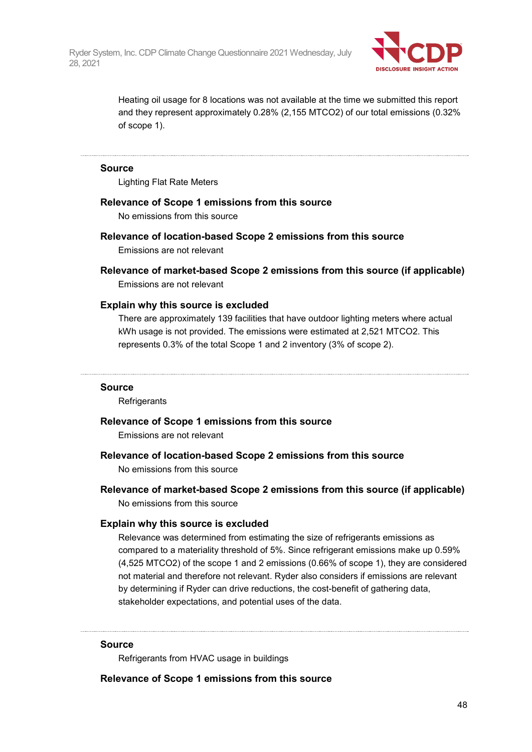Heating oil usage for 8 locations was not available at the time we submitted this report and they represent approximately 0.28% (2,155 MTCO2) of our total emissions (0.32% of scope 1).

---

**Source**

Lighting Flat Rate Meters

**Relevance of Scope 1 emissions from this source**

No emissions from this source

**Relevance of location-based Scope 2 emissions from this source**

Emissions are not relevant

**Relevance of market-based Scope 2 emissions from this source (if applicable)**

Emissions are not relevant

**Explain why this source is excluded**

There are approximately 139 facilities that have outdoor lighting meters where actual kWh usage is not provided. The emissions were estimated at 2,521 MTCO2. This represents 0.3% of the total Scope 1 and 2 inventory (3% of scope 2).

---

**Source**

Refrigerants

**Relevance of Scope 1 emissions from this source**

Emissions are not relevant

**Relevance of location-based Scope 2 emissions from this source**

No emissions from this source

**Relevance of market-based Scope 2 emissions from this source (if applicable)**

No emissions from this source

**Explain why this source is excluded**

Relevance was determined from estimating the size of refrigerants emissions as compared to a materiality threshold of 5%. Since refrigerant emissions make up 0.59% (4,525 MTCO2) of the scope 1 and 2 emissions (0.66% of scope 1), they are considered not material and therefore not relevant. Ryder also considers if emissions are relevant by determining if Ryder can drive reductions, the cost-benefit of gathering data, stakeholder expectations, and potential uses of the data.

---

**Source**

Refrigerants from HVAC usage in buildings

**Relevance of Scope 1 emissions from this source**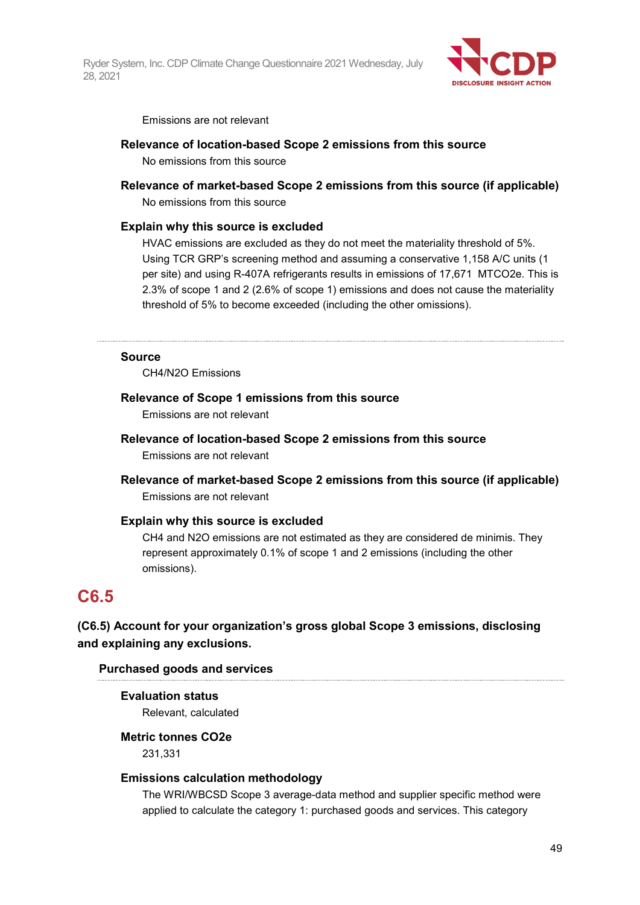Emissions are not relevant

**Relevance of location-based Scope 2 emissions from this source**

No emissions from this source

**Relevance of market-based Scope 2 emissions from this source (if applicable)**

No emissions from this source

**Explain why this source is excluded**

HVAC emissions are excluded as they do not meet the materiality threshold of 5%. Using TCR GRP's screening method and assuming a conservative 1,158 A/C units (1 per site) and using R-407A refrigerants results in emissions of 17,671 MTCO2e. This is 2.3% of scope 1 and 2 (2.6% of scope 1) emissions and does not cause the materiality threshold of 5% to become exceeded (including the other omissions).

---

**Source**

CH4/N2O Emissions

**Relevance of Scope 1 emissions from this source**

Emissions are not relevant

**Relevance of location-based Scope 2 emissions from this source**

Emissions are not relevant

**Relevance of market-based Scope 2 emissions from this source (if applicable)**

Emissions are not relevant

**Explain why this source is excluded**

CH4 and N2O emissions are not estimated as they are considered de minimis. They represent approximately 0.1% of scope 1 and 2 emissions (including the other omissions).

## C6.5

**(C6.5) Account for your organization's gross global Scope 3 emissions, disclosing and explaining any exclusions.**

**Purchased goods and services**

---

**Evaluation status**

Relevant, calculated

**Metric tonnes CO2e**

231,331

**Emissions calculation methodology**

The WRI/WBCSD Scope 3 average-data method and supplier specific method were applied to calculate the category 1: purchased goods and services. This category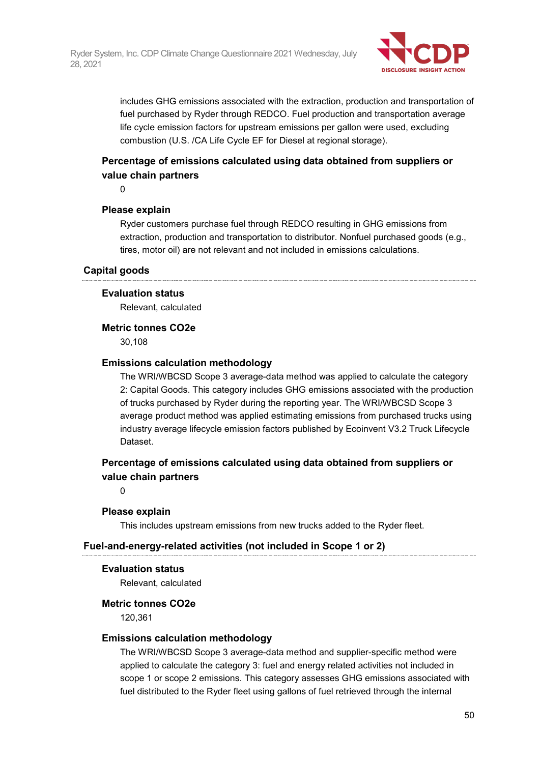includes GHG emissions associated with the extraction, production and transportation of fuel purchased by Ryder through REDCO. Fuel production and transportation average life cycle emission factors for upstream emissions per gallon were used, excluding combustion (U.S. /CA Life Cycle EF for Diesel at regional storage).

**Percentage of emissions calculated using data obtained from suppliers or value chain partners**

0

**Please explain**

Ryder customers purchase fuel through REDCO resulting in GHG emissions from extraction, production and transportation to distributor. Nonfuel purchased goods (e.g., tires, motor oil) are not relevant and not included in emissions calculations.

### Capital goods

**Evaluation status**

Relevant, calculated

**Metric tonnes CO2e**

30,108

**Emissions calculation methodology**

The WRI/WBCSD Scope 3 average-data method was applied to calculate the category 2: Capital Goods. This category includes GHG emissions associated with the production of trucks purchased by Ryder during the reporting year. The WRI/WBCSD Scope 3 average product method was applied estimating emissions from purchased trucks using industry average lifecycle emission factors published by Ecoinvent V3.2 Truck Lifecycle Dataset.

**Percentage of emissions calculated using data obtained from suppliers or value chain partners**

0

**Please explain**

This includes upstream emissions from new trucks added to the Ryder fleet.

### Fuel-and-energy-related activities (not included in Scope 1 or 2)

**Evaluation status**

Relevant, calculated

**Metric tonnes CO2e**

120,361

**Emissions calculation methodology**

The WRI/WBCSD Scope 3 average-data method and supplier-specific method were applied to calculate the category 3: fuel and energy related activities not included in scope 1 or scope 2 emissions. This category assesses GHG emissions associated with fuel distributed to the Ryder fleet using gallons of fuel retrieved through the internal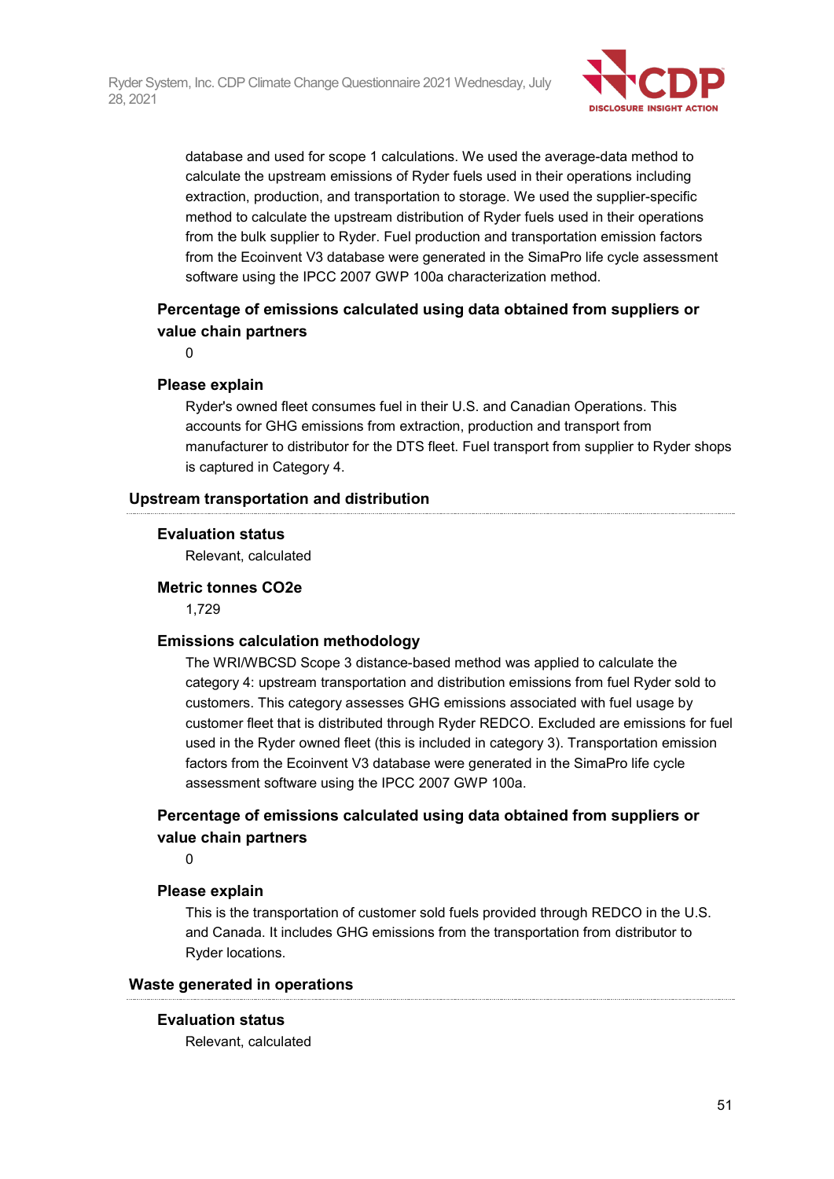database and used for scope 1 calculations. We used the average-data method to calculate the upstream emissions of Ryder fuels used in their operations including extraction, production, and transportation to storage. We used the supplier-specific method to calculate the upstream distribution of Ryder fuels used in their operations from the bulk supplier to Ryder. Fuel production and transportation emission factors from the Ecoinvent V3 database were generated in the SimaPro life cycle assessment software using the IPCC 2007 GWP 100a characterization method.

**Percentage of emissions calculated using data obtained from suppliers or value chain partners**

0

**Please explain**

Ryder's owned fleet consumes fuel in their U.S. and Canadian Operations. This accounts for GHG emissions from extraction, production and transport from manufacturer to distributor for the DTS fleet. Fuel transport from supplier to Ryder shops is captured in Category 4.

### Upstream transportation and distribution

**Evaluation status**

Relevant, calculated

**Metric tonnes CO2e**

1,729

**Emissions calculation methodology**

The WRI/WBCSD Scope 3 distance-based method was applied to calculate the category 4: upstream transportation and distribution emissions from fuel Ryder sold to customers. This category assesses GHG emissions associated with fuel usage by customer fleet that is distributed through Ryder REDCO. Excluded are emissions for fuel used in the Ryder owned fleet (this is included in category 3). Transportation emission factors from the Ecoinvent V3 database were generated in the SimaPro life cycle assessment software using the IPCC 2007 GWP 100a.

**Percentage of emissions calculated using data obtained from suppliers or value chain partners**

0

**Please explain**

This is the transportation of customer sold fuels provided through REDCO in the U.S. and Canada. It includes GHG emissions from the transportation from distributor to Ryder locations.

### Waste generated in operations

**Evaluation status**

Relevant, calculated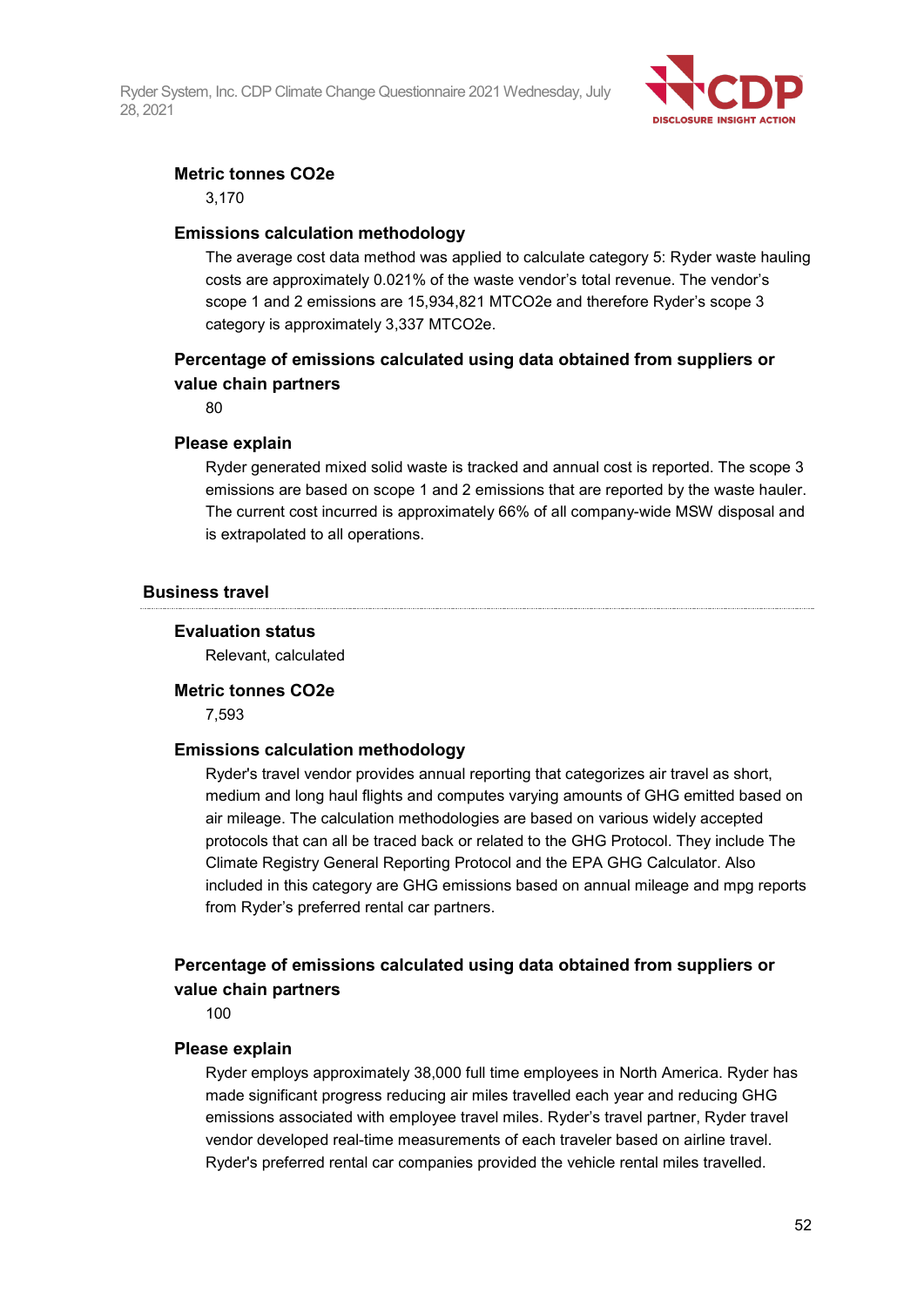**Metric tonnes CO2e**

3,170

**Emissions calculation methodology**

The average cost data method was applied to calculate category 5: Ryder waste hauling costs are approximately 0.021% of the waste vendor's total revenue. The vendor's scope 1 and 2 emissions are 15,934,821 MTCO2e and therefore Ryder's scope 3 category is approximately 3,337 MTCO2e.

**Percentage of emissions calculated using data obtained from suppliers or value chain partners**

80

**Please explain**

Ryder generated mixed solid waste is tracked and annual cost is reported. The scope 3 emissions are based on scope 1 and 2 emissions that are reported by the waste hauler. The current cost incurred is approximately 66% of all company-wide MSW disposal and is extrapolated to all operations.

### Business travel

**Evaluation status**

Relevant, calculated

**Metric tonnes CO2e**

7,593

**Emissions calculation methodology**

Ryder's travel vendor provides annual reporting that categorizes air travel as short, medium and long haul flights and computes varying amounts of GHG emitted based on air mileage. The calculation methodologies are based on various widely accepted protocols that can all be traced back or related to the GHG Protocol. They include The Climate Registry General Reporting Protocol and the EPA GHG Calculator. Also included in this category are GHG emissions based on annual mileage and mpg reports from Ryder's preferred rental car partners.

**Percentage of emissions calculated using data obtained from suppliers or value chain partners**

100

**Please explain**

Ryder employs approximately 38,000 full time employees in North America. Ryder has made significant progress reducing air miles travelled each year and reducing GHG emissions associated with employee travel miles. Ryder's travel partner, Ryder travel vendor developed real-time measurements of each traveler based on airline travel. Ryder's preferred rental car companies provided the vehicle rental miles travelled.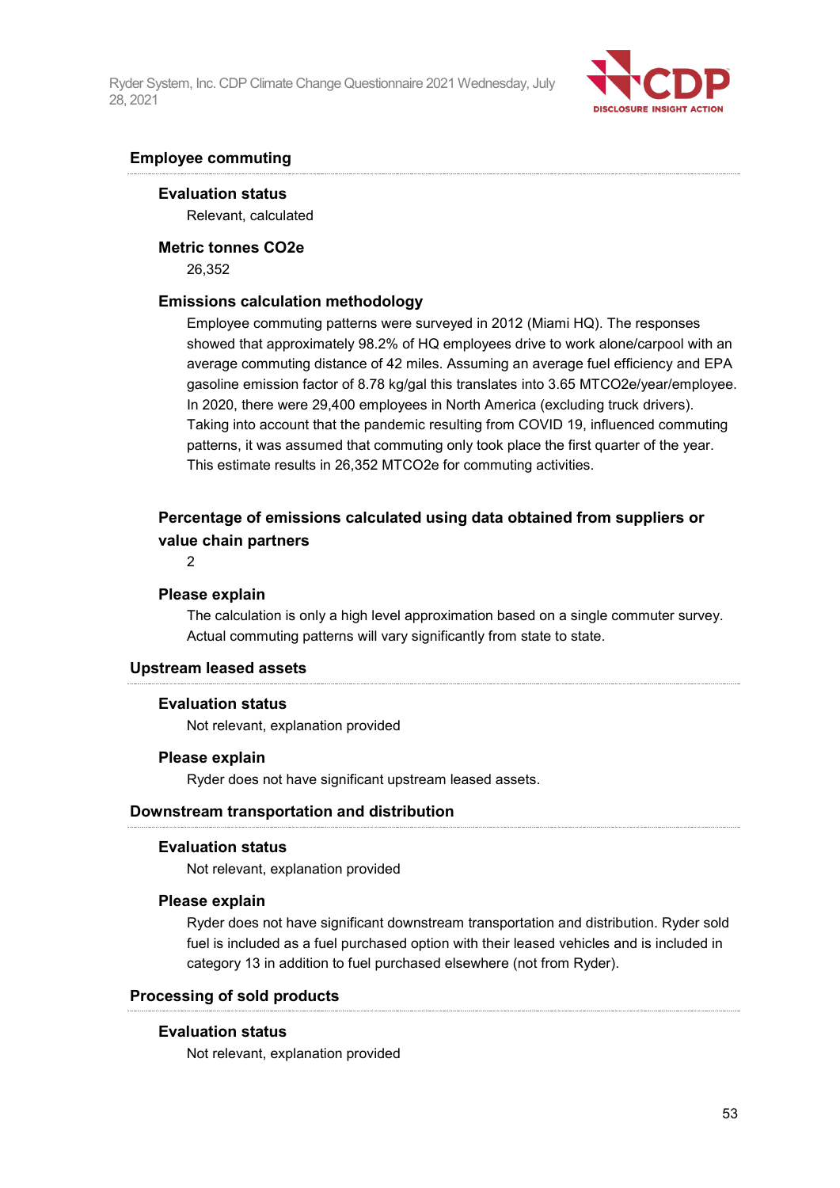### Employee commuting

**Evaluation status**

Relevant, calculated

**Metric tonnes CO2e**

26,352

**Emissions calculation methodology**

Employee commuting patterns were surveyed in 2012 (Miami HQ). The responses showed that approximately 98.2% of HQ employees drive to work alone/carpool with an average commuting distance of 42 miles. Assuming an average fuel efficiency and EPA gasoline emission factor of 8.78 kg/gal this translates into 3.65 MTCO2e/year/employee. In 2020, there were 29,400 employees in North America (excluding truck drivers). Taking into account that the pandemic resulting from COVID 19, influenced commuting patterns, it was assumed that commuting only took place the first quarter of the year. This estimate results in 26,352 MTCO2e for commuting activities.

**Percentage of emissions calculated using data obtained from suppliers or value chain partners**

2

**Please explain**

The calculation is only a high level approximation based on a single commuter survey. Actual commuting patterns will vary significantly from state to state.

### Upstream leased assets

**Evaluation status**

Not relevant, explanation provided

**Please explain**

Ryder does not have significant upstream leased assets.

### Downstream transportation and distribution

**Evaluation status**

Not relevant, explanation provided

**Please explain**

Ryder does not have significant downstream transportation and distribution. Ryder sold fuel is included as a fuel purchased option with their leased vehicles and is included in category 13 in addition to fuel purchased elsewhere (not from Ryder).

### Processing of sold products

**Evaluation status**

Not relevant, explanation provided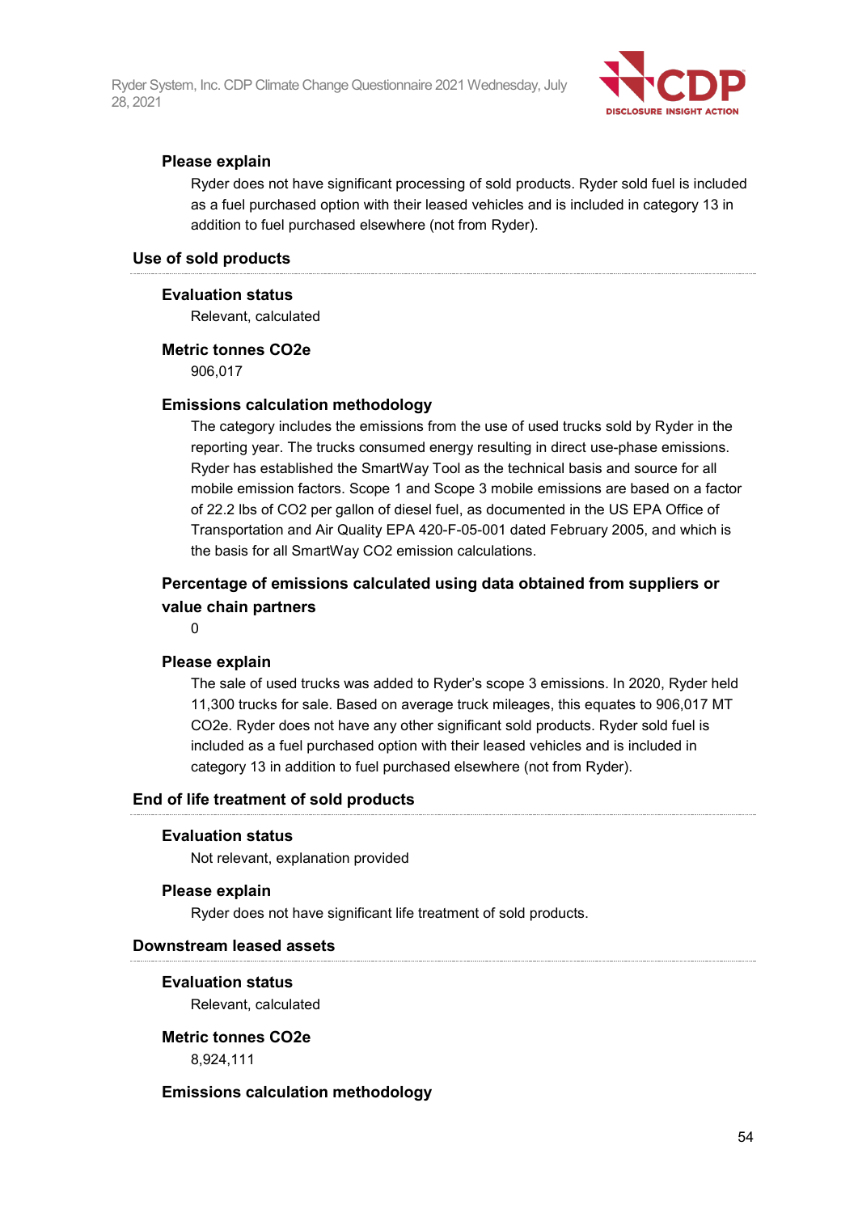**Please explain**

Ryder does not have significant processing of sold products. Ryder sold fuel is included as a fuel purchased option with their leased vehicles and is included in category 13 in addition to fuel purchased elsewhere (not from Ryder).

### Use of sold products

**Evaluation status**

Relevant, calculated

**Metric tonnes CO2e**

906,017

**Emissions calculation methodology**

The category includes the emissions from the use of used trucks sold by Ryder in the reporting year. The trucks consumed energy resulting in direct use-phase emissions. Ryder has established the SmartWay Tool as the technical basis and source for all mobile emission factors. Scope 1 and Scope 3 mobile emissions are based on a factor of 22.2 lbs of CO2 per gallon of diesel fuel, as documented in the US EPA Office of Transportation and Air Quality EPA 420-F-05-001 dated February 2005, and which is the basis for all SmartWay CO2 emission calculations.

**Percentage of emissions calculated using data obtained from suppliers or value chain partners**

0

**Please explain**

The sale of used trucks was added to Ryder's scope 3 emissions. In 2020, Ryder held 11,300 trucks for sale. Based on average truck mileages, this equates to 906,017 MT CO2e. Ryder does not have any other significant sold products. Ryder sold fuel is included as a fuel purchased option with their leased vehicles and is included in category 13 in addition to fuel purchased elsewhere (not from Ryder).

### End of life treatment of sold products

**Evaluation status**

Not relevant, explanation provided

**Please explain**

Ryder does not have significant life treatment of sold products.

### Downstream leased assets

**Evaluation status**

Relevant, calculated

**Metric tonnes CO2e**

8,924,111

**Emissions calculation methodology**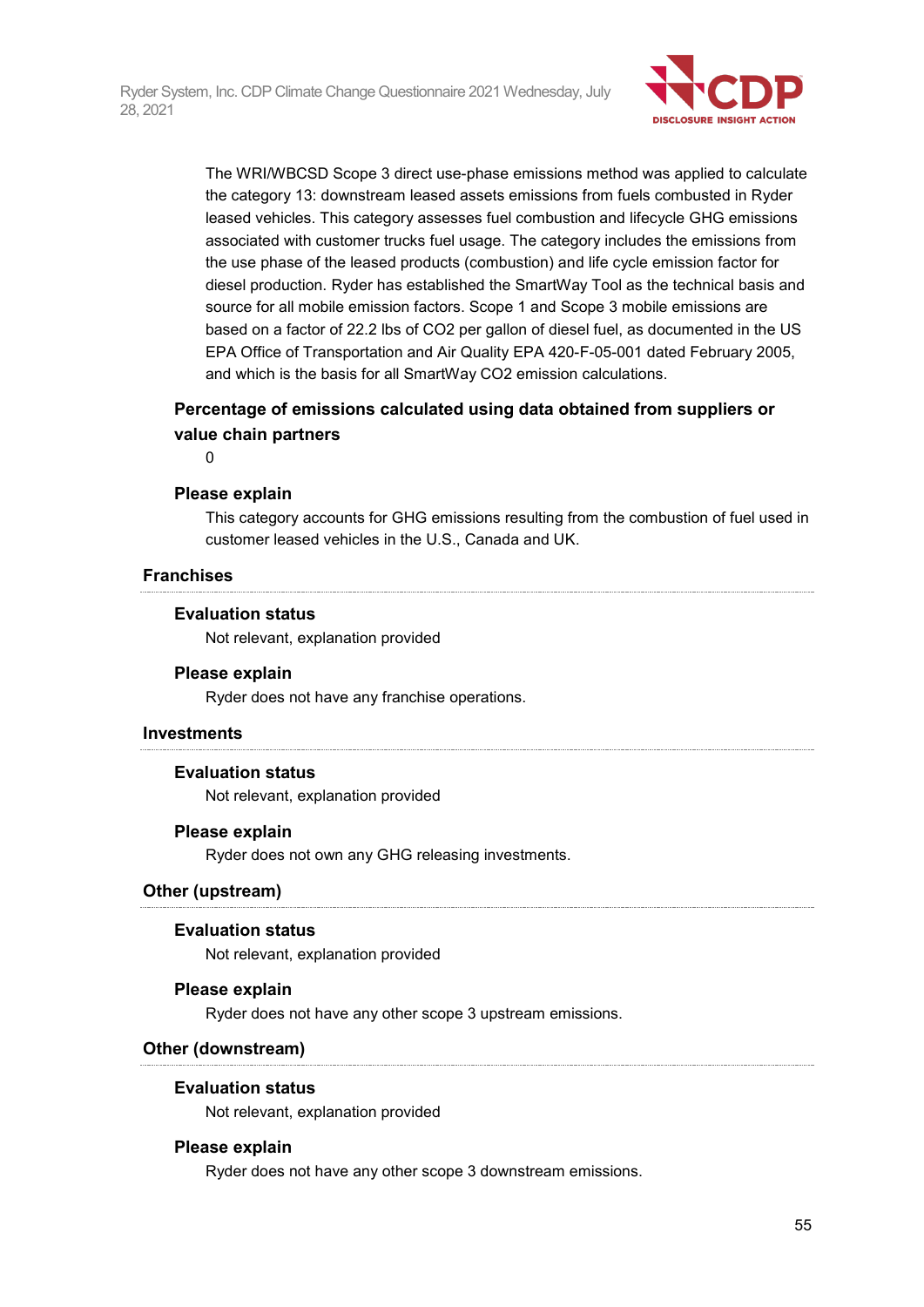The WRI/WBCSD Scope 3 direct use-phase emissions method was applied to calculate the category 13: downstream leased assets emissions from fuels combusted in Ryder leased vehicles. This category assesses fuel combustion and lifecycle GHG emissions associated with customer trucks fuel usage. The category includes the emissions from the use phase of the leased products (combustion) and life cycle emission factor for diesel production. Ryder has established the SmartWay Tool as the technical basis and source for all mobile emission factors. Scope 1 and Scope 3 mobile emissions are based on a factor of 22.2 lbs of $CO_2$ per gallon of diesel fuel, as documented in the US EPA Office of Transportation and Air Quality EPA 420-F-05-001 dated February 2005, and which is the basis for all SmartWay $CO_2$ emission calculations.

**Percentage of emissions calculated using data obtained from suppliers or value chain partners**

0

**Please explain**

This category accounts for GHG emissions resulting from the combustion of fuel used in customer leased vehicles in the U.S., Canada and UK.

### Franchises

**Evaluation status**

Not relevant, explanation provided

**Please explain**

Ryder does not have any franchise operations.

### Investments

**Evaluation status**

Not relevant, explanation provided

**Please explain**

Ryder does not own any GHG releasing investments.

### Other (upstream)

**Evaluation status**

Not relevant, explanation provided

**Please explain**

Ryder does not have any other scope 3 upstream emissions.

### Other (downstream)

**Evaluation status**

Not relevant, explanation provided

**Please explain**

Ryder does not have any other scope 3 downstream emissions.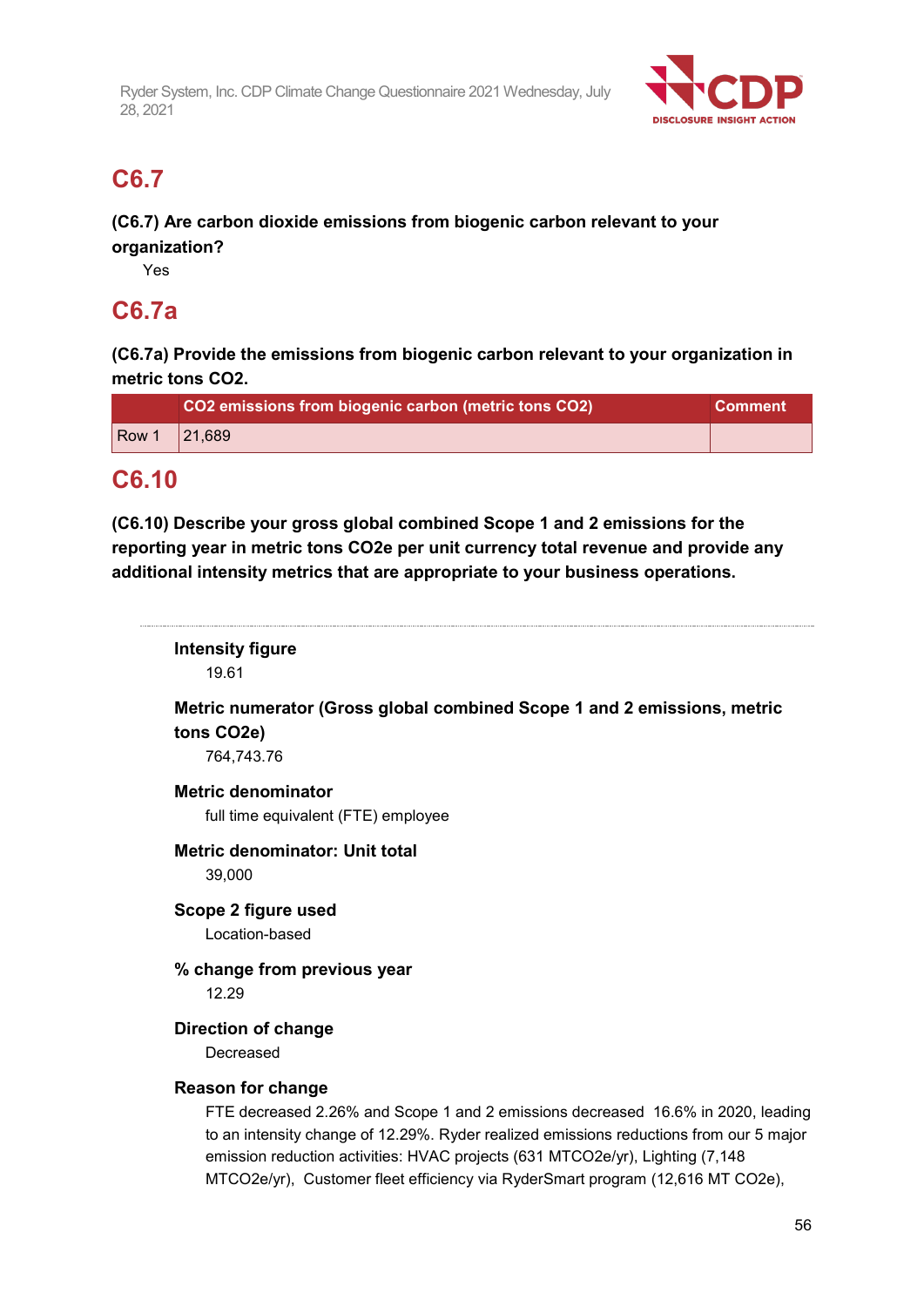## C6.7

**(C6.7) Are carbon dioxide emissions from biogenic carbon relevant to your organization?**

Yes

## C6.7a

**(C6.7a) Provide the emissions from biogenic carbon relevant to your organization in metric tons CO2.**

| | CO2 emissions from biogenic carbon (metric tons CO2) | Comment |
|---|---|---|
| Row 1 | 21,689 | |

## C6.10

**(C6.10) Describe your gross global combined Scope 1 and 2 emissions for the reporting year in metric tons CO2e per unit currency total revenue and provide any additional intensity metrics that are appropriate to your business operations.**

---

**Intensity figure**

19.61

**Metric numerator (Gross global combined Scope 1 and 2 emissions, metric tons CO2e)**

764,743.76

**Metric denominator**

full time equivalent (FTE) employee

**Metric denominator: Unit total**

39,000

**Scope 2 figure used**

Location-based

**% change from previous year**

12.29

**Direction of change**

Decreased

**Reason for change**

FTE decreased 2.26% and Scope 1 and 2 emissions decreased 16.6% in 2020, leading to an intensity change of 12.29%. Ryder realized emissions reductions from our 5 major emission reduction activities: HVAC projects (631 MTCO2e/yr), Lighting (7,148 MTCO2e/yr), Customer fleet efficiency via RyderSmart program (12,616 MT CO2e),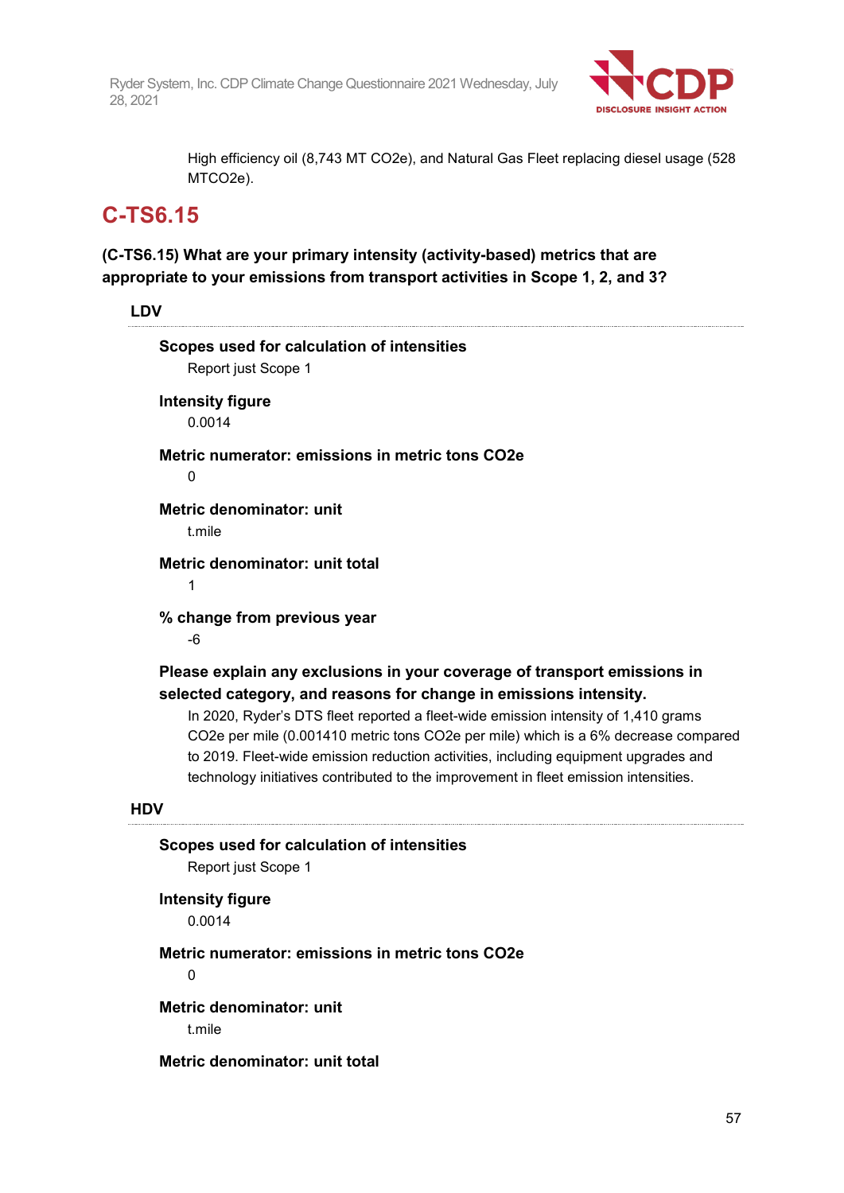High efficiency oil (8,743 MT CO2e), and Natural Gas Fleet replacing diesel usage (528 MTCO2e).

## C-TS6.15

### (C-TS6.15) What are your primary intensity (activity-based) metrics that are appropriate to your emissions from transport activities in Scope 1, 2, and 3?

#### LDV

**Scopes used for calculation of intensities**

Report just Scope 1

**Intensity figure**

0.0014

**Metric numerator: emissions in metric tons CO2e**

0

**Metric denominator: unit**

t.mile

**Metric denominator: unit total**

1

**% change from previous year**

-6

**Please explain any exclusions in your coverage of transport emissions in selected category, and reasons for change in emissions intensity.**

In 2020, Ryder's DTS fleet reported a fleet-wide emission intensity of 1,410 grams CO2e per mile (0.001410 metric tons CO2e per mile) which is a 6% decrease compared to 2019. Fleet-wide emission reduction activities, including equipment upgrades and technology initiatives contributed to the improvement in fleet emission intensities.

#### HDV

**Scopes used for calculation of intensities**

Report just Scope 1

**Intensity figure**

0.0014

**Metric numerator: emissions in metric tons CO2e**

0

**Metric denominator: unit**

t.mile

**Metric denominator: unit total**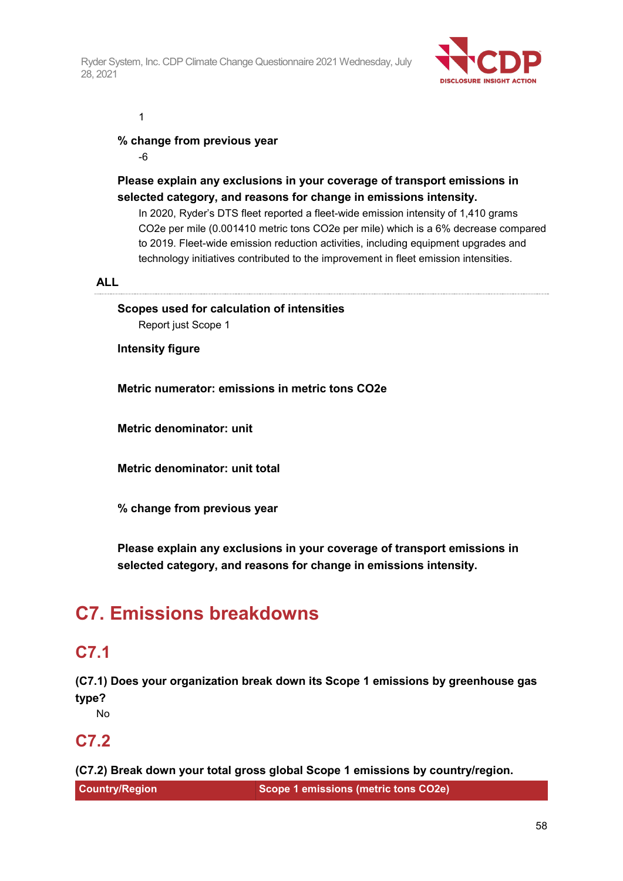1

**% change from previous year**

-6

**Please explain any exclusions in your coverage of transport emissions in selected category, and reasons for change in emissions intensity.**

In 2020, Ryder's DTS fleet reported a fleet-wide emission intensity of 1,410 grams CO2e per mile (0.001410 metric tons CO2e per mile) which is a 6% decrease compared to 2019. Fleet-wide emission reduction activities, including equipment upgrades and technology initiatives contributed to the improvement in fleet emission intensities.

**ALL**

**Scopes used for calculation of intensities**

Report just Scope 1

**Intensity figure**

**Metric numerator: emissions in metric tons CO2e**

**Metric denominator: unit**

**Metric denominator: unit total**

**% change from previous year**

**Please explain any exclusions in your coverage of transport emissions in selected category, and reasons for change in emissions intensity.**

# C7. Emissions breakdowns

## C7.1

**(C7.1) Does your organization break down its Scope 1 emissions by greenhouse gas type?**

No

## C7.2

**(C7.2) Break down your total gross global Scope 1 emissions by country/region.**

| Country/Region | Scope 1 emissions (metric tons CO2e) |
|---|---|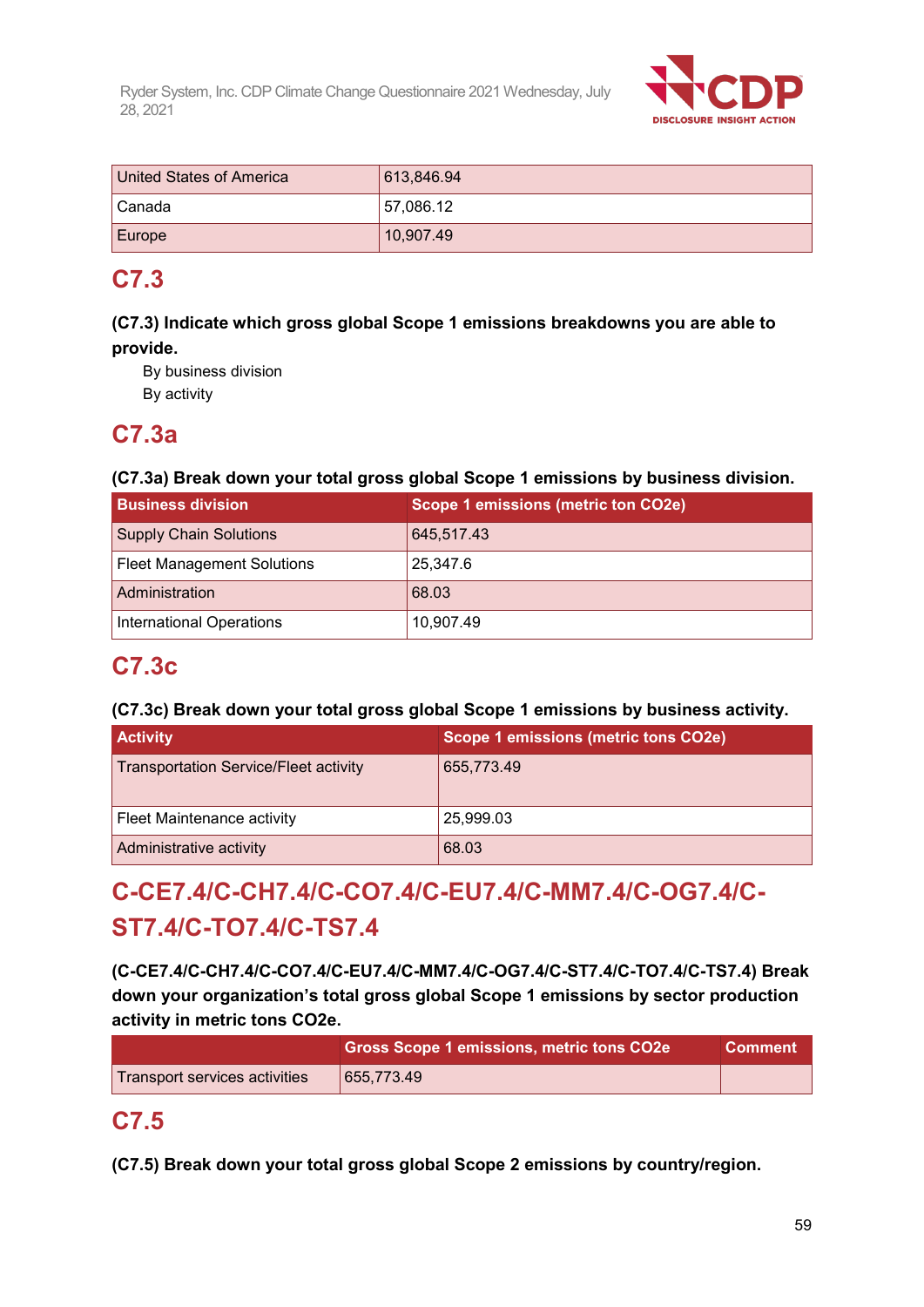| United States of America | 613,846.94 |
|---|---|
| Canada | 57,086.12 |
| Europe | 10,907.49 |

## C7.3

**(C7.3) Indicate which gross global Scope 1 emissions breakdowns you are able to provide.**

By business division
By activity

## C7.3a

**(C7.3a) Break down your total gross global Scope 1 emissions by business division.**

| Business division | Scope 1 emissions (metric ton CO2e) |
|---|---|
| Supply Chain Solutions | 645,517.43 |
| Fleet Management Solutions | 25,347.6 |
| Administration | 68.03 |
| International Operations | 10,907.49 |

## C7.3c

**(C7.3c) Break down your total gross global Scope 1 emissions by business activity.**

| Activity | Scope 1 emissions (metric tons CO2e) |
|---|---|
| Transportation Service/Fleet activity | 655,773.49 |
| Fleet Maintenance activity | 25,999.03 |
| Administrative activity | 68.03 |

## C-CE7.4/C-CH7.4/C-CO7.4/C-EU7.4/C-MM7.4/C-OG7.4/C-ST7.4/C-TO7.4/C-TS7.4

**(C-CE7.4/C-CH7.4/C-CO7.4/C-EU7.4/C-MM7.4/C-OG7.4/C-ST7.4/C-TO7.4/C-TS7.4) Break down your organization's total gross global Scope 1 emissions by sector production activity in metric tons CO2e.**

| | Gross Scope 1 emissions, metric tons CO2e | Comment |
|---|---|---|
| Transport services activities | 655,773.49 | |

## C7.5

**(C7.5) Break down your total gross global Scope 2 emissions by country/region.**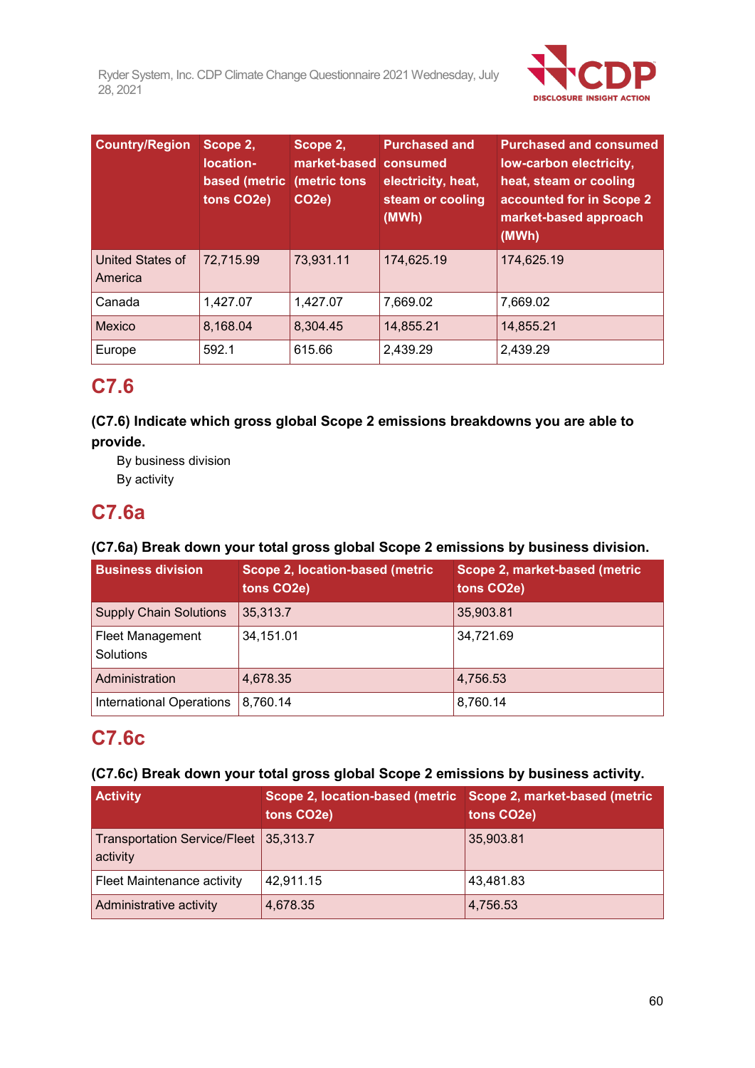| Country/Region | Scope 2, location-based (metric tons CO2e) | Scope 2, market-based (metric tons CO2e) | Purchased and consumed electricity, heat, steam or cooling (MWh) | Purchased and consumed low-carbon electricity, heat, steam or cooling accounted for in Scope 2 market-based approach (MWh) |
|---|---|---|---|---|
| United States of America | 72,715.99 | 73,931.11 | 174,625.19 | 174,625.19 |
| Canada | 1,427.07 | 1,427.07 | 7,669.02 | 7,669.02 |
| Mexico | 8,168.04 | 8,304.45 | 14,855.21 | 14,855.21 |
| Europe | 592.1 | 615.66 | 2,439.29 | 2,439.29 |

## C7.6

**(C7.6) Indicate which gross global Scope 2 emissions breakdowns you are able to provide.**

By business division
By activity

## C7.6a

**(C7.6a) Break down your total gross global Scope 2 emissions by business division.**

| Business division | Scope 2, location-based (metric tons CO2e) | Scope 2, market-based (metric tons CO2e) |
|---|---|---|
| Supply Chain Solutions | 35,313.7 | 35,903.81 |
| Fleet Management Solutions | 34,151.01 | 34,721.69 |
| Administration | 4,678.35 | 4,756.53 |
| International Operations | 8,760.14 | 8,760.14 |

## C7.6c

**(C7.6c) Break down your total gross global Scope 2 emissions by business activity.**

| Activity | Scope 2, location-based (metric tons CO2e) | Scope 2, market-based (metric tons CO2e) |
|---|---|---|
| Transportation Service/Fleet activity | 35,313.7 | 35,903.81 |
| Fleet Maintenance activity | 42,911.15 | 43,481.83 |
| Administrative activity | 4,678.35 | 4,756.53 |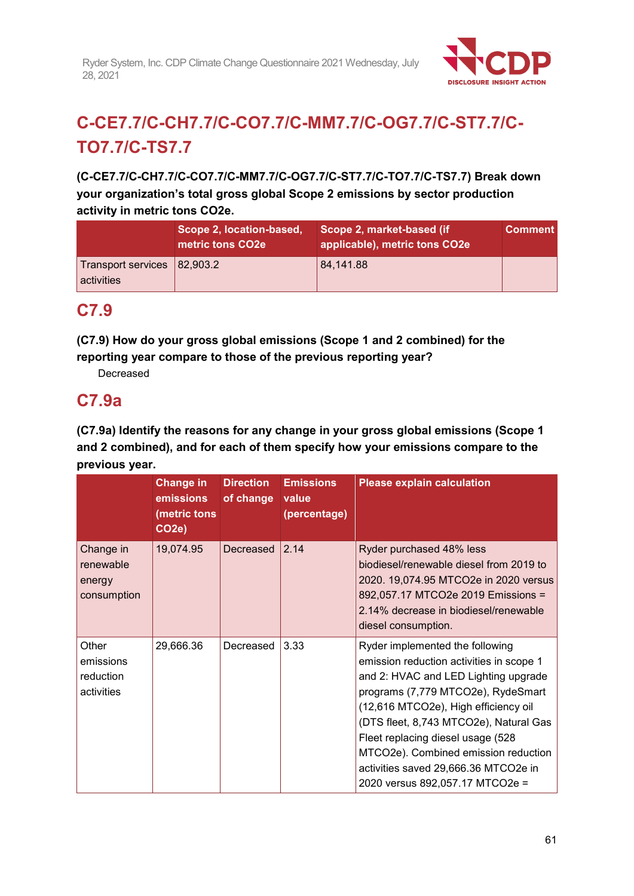## C-CE7.7/C-CH7.7/C-CO7.7/C-MM7.7/C-OG7.7/C-ST7.7/C-TO7.7/C-TS7.7

**(C-CE7.7/C-CH7.7/C-CO7.7/C-MM7.7/C-OG7.7/C-ST7.7/C-TO7.7/C-TS7.7) Break down your organization's total gross global Scope 2 emissions by sector production activity in metric tons CO2e.**

| | Scope 2, location-based, metric tons CO2e | Scope 2, market-based (if applicable), metric tons CO2e | Comment |
|---|---|---|---|
| Transport services activities | 82,903.2 | 84,141.88 | |

## C7.9

**(C7.9) How do your gross global emissions (Scope 1 and 2 combined) for the reporting year compare to those of the previous reporting year?**

Decreased

## C7.9a

**(C7.9a) Identify the reasons for any change in your gross global emissions (Scope 1 and 2 combined), and for each of them specify how your emissions compare to the previous year.**

| | Change in emissions (metric tons CO2e) | Direction of change | Emissions value (percentage) | Please explain calculation |
|---|---|---|---|---|
| Change in renewable energy consumption | 19,074.95 | Decreased | 2.14 | Ryder purchased 48% less biodiesel/renewable diesel from 2019 to 2020. 19,074.95 MTCO2e in 2020 versus 892,057.17 MTCO2e 2019 Emissions = 2.14% decrease in biodiesel/renewable diesel consumption. |
| Other emissions reduction activities | 29,666.36 | Decreased | 3.33 | Ryder implemented the following emission reduction activities in scope 1 and 2: HVAC and LED Lighting upgrade programs (7,779 MTCO2e), RydeSmart (12,616 MTCO2e), High efficiency oil (DTS fleet, 8,743 MTCO2e), Natural Gas Fleet replacing diesel usage (528 MTCO2e). Combined emission reduction activities saved 29,666.36 MTCO2e in 2020 versus 892,057.17 MTCO2e = |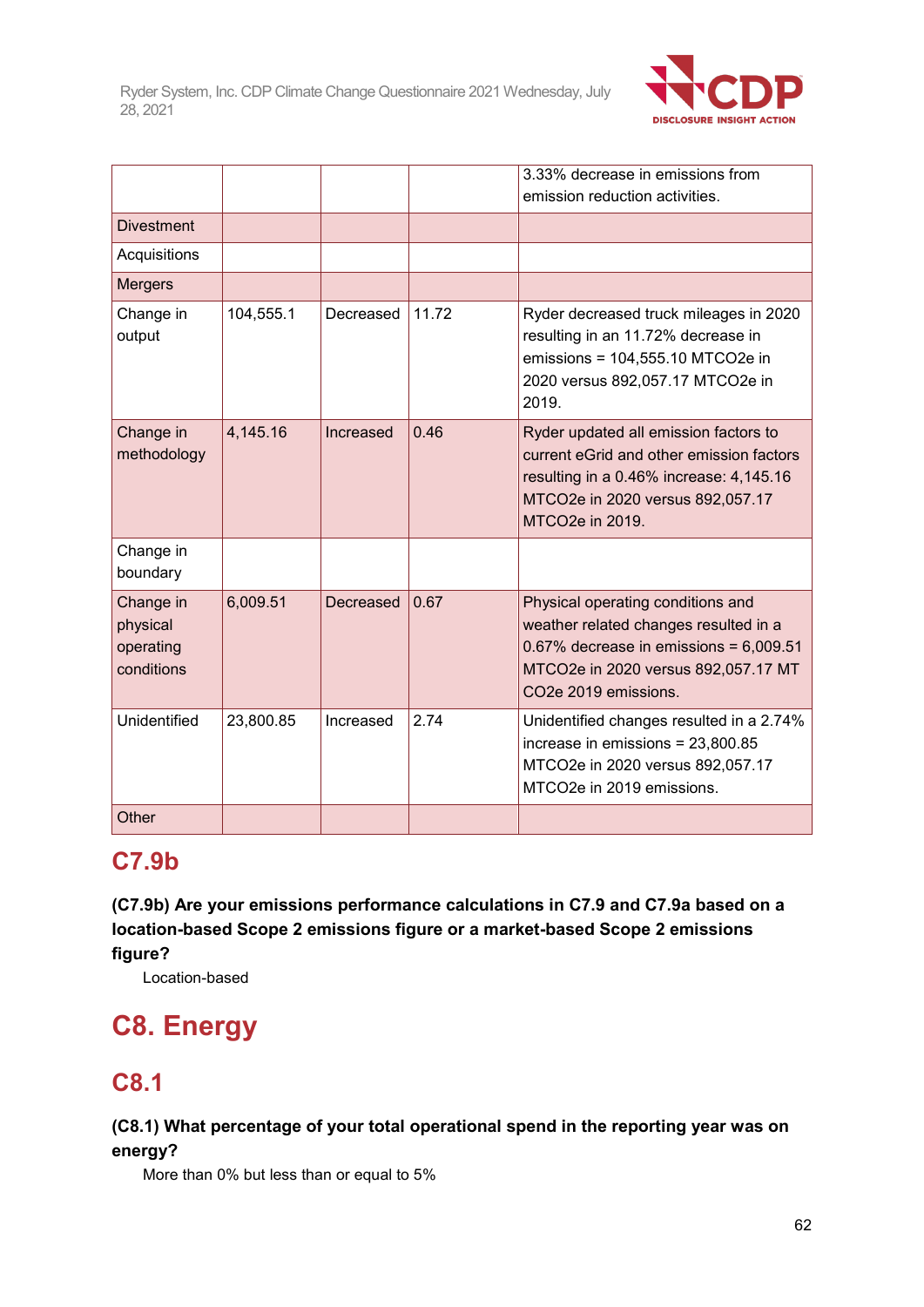|  |  |  |  |  |
|---|---|---|---|---|
|  |  |  |  | 3.33% decrease in emissions from emission reduction activities. |
| Divestment |  |  |  |  |
| Acquisitions |  |  |  |  |
| Mergers |  |  |  |  |
| Change in output | 104,555.1 | Decreased | 11.72 | Ryder decreased truck mileages in 2020 resulting in an 11.72% decrease in emissions = 104,555.10 MTCO2e in 2020 versus 892,057.17 MTCO2e in 2019. |
| Change in methodology | 4,145.16 | Increased | 0.46 | Ryder updated all emission factors to current eGrid and other emission factors resulting in a 0.46% increase: 4,145.16 MTCO2e in 2020 versus 892,057.17 MTCO2e in 2019. |
| Change in boundary |  |  |  |  |
| Change in physical operating conditions | 6,009.51 | Decreased | 0.67 | Physical operating conditions and weather related changes resulted in a 0.67% decrease in emissions = 6,009.51 MTCO2e in 2020 versus 892,057.17 MT CO2e 2019 emissions. |
| Unidentified | 23,800.85 | Increased | 2.74 | Unidentified changes resulted in a 2.74% increase in emissions = 23,800.85 MTCO2e in 2020 versus 892,057.17 MTCO2e in 2019 emissions. |
| Other |  |  |  |  |

## C7.9b

**(C7.9b) Are your emissions performance calculations in C7.9 and C7.9a based on a location-based Scope 2 emissions figure or a market-based Scope 2 emissions figure?**

Location-based

# C8. Energy

## C8.1

**(C8.1) What percentage of your total operational spend in the reporting year was on energy?**

More than 0% but less than or equal to 5%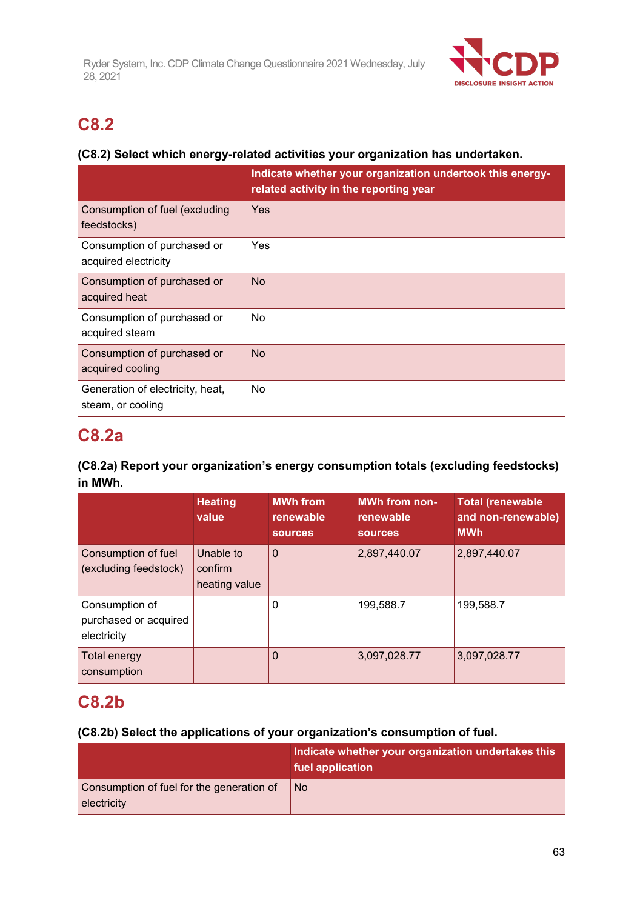## C8.2

**(C8.2) Select which energy-related activities your organization has undertaken.**

| | Indicate whether your organization undertook this energy-related activity in the reporting year |
|---|---|
| Consumption of fuel (excluding feedstocks) | Yes |
| Consumption of purchased or acquired electricity | Yes |
| Consumption of purchased or acquired heat | No |
| Consumption of purchased or acquired steam | No |
| Consumption of purchased or acquired cooling | No |
| Generation of electricity, heat, steam, or cooling | No |

## C8.2a

**(C8.2a) Report your organization's energy consumption totals (excluding feedstocks) in MWh.**

| | Heating value | MWh from renewable sources | MWh from non-renewable sources | Total (renewable and non-renewable) MWh |
|---|---|---|---|---|
| Consumption of fuel (excluding feedstock) | Unable to confirm heating value | 0 | 2,897,440.07 | 2,897,440.07 |
| Consumption of purchased or acquired electricity | | 0 | 199,588.7 | 199,588.7 |
| Total energy consumption | | 0 | 3,097,028.77 | 3,097,028.77 |

## C8.2b

**(C8.2b) Select the applications of your organization's consumption of fuel.**

| | Indicate whether your organization undertakes this fuel application |
|---|---|
| Consumption of fuel for the generation of electricity | No |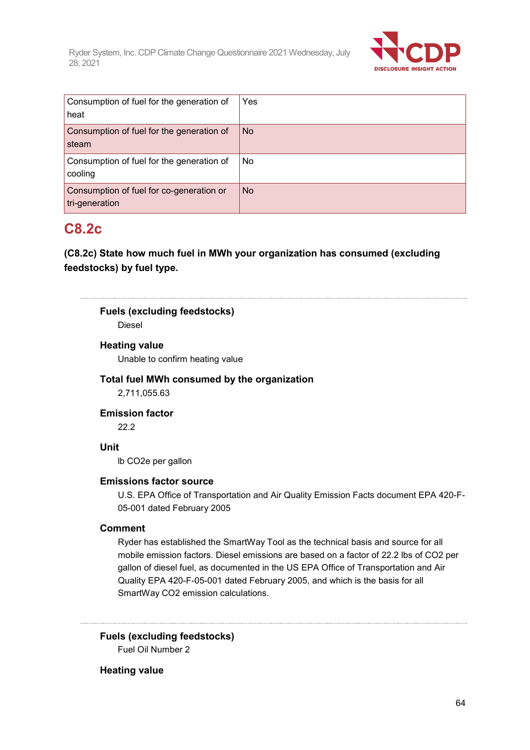| | |
|---|---|
| Consumption of fuel for the generation of heat | Yes |
| Consumption of fuel for the generation of steam | No |
| Consumption of fuel for the generation of cooling | No |
| Consumption of fuel for co-generation or tri-generation | No |

## C8.2c

**(C8.2c) State how much fuel in MWh your organization has consumed (excluding feedstocks) by fuel type.**

---

**Fuels (excluding feedstocks)**

Diesel

**Heating value**

Unable to confirm heating value

**Total fuel MWh consumed by the organization**

2,711,055.63

**Emission factor**

22.2

**Unit**

lb CO2e per gallon

**Emissions factor source**

U.S. EPA Office of Transportation and Air Quality Emission Facts document EPA 420-F-05-001 dated February 2005

**Comment**

Ryder has established the SmartWay Tool as the technical basis and source for all mobile emission factors. Diesel emissions are based on a factor of 22.2 lbs of CO2 per gallon of diesel fuel, as documented in the US EPA Office of Transportation and Air Quality EPA 420-F-05-001 dated February 2005, and which is the basis for all SmartWay CO2 emission calculations.

---

**Fuels (excluding feedstocks)**

Fuel Oil Number 2

**Heating value**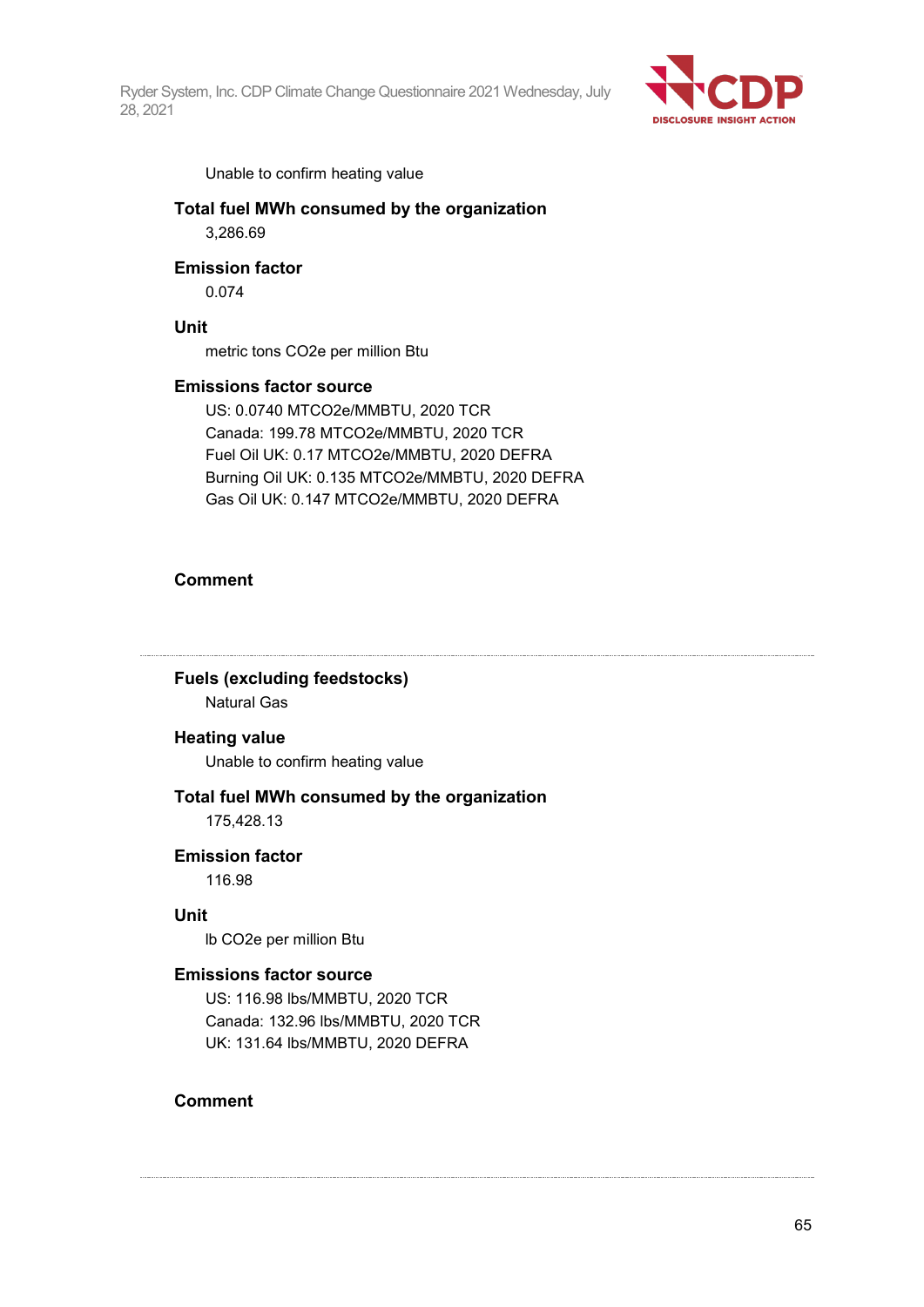Unable to confirm heating value

**Total fuel MWh consumed by the organization**

3,286.69

**Emission factor**

0.074

**Unit**

metric tons CO2e per million Btu

**Emissions factor source**

US: 0.0740 MTCO2e/MMBTU, 2020 TCR
Canada: 199.78 MTCO2e/MMBTU, 2020 TCR
Fuel Oil UK: 0.17 MTCO2e/MMBTU, 2020 DEFRA
Burning Oil UK: 0.135 MTCO2e/MMBTU, 2020 DEFRA
Gas Oil UK: 0.147 MTCO2e/MMBTU, 2020 DEFRA

**Comment**

---

**Fuels (excluding feedstocks)**

Natural Gas

**Heating value**

Unable to confirm heating value

**Total fuel MWh consumed by the organization**

175,428.13

**Emission factor**

116.98

**Unit**

lb CO2e per million Btu

**Emissions factor source**

US: 116.98 lbs/MMBTU, 2020 TCR
Canada: 132.96 lbs/MMBTU, 2020 TCR
UK: 131.64 lbs/MMBTU, 2020 DEFRA

**Comment**

---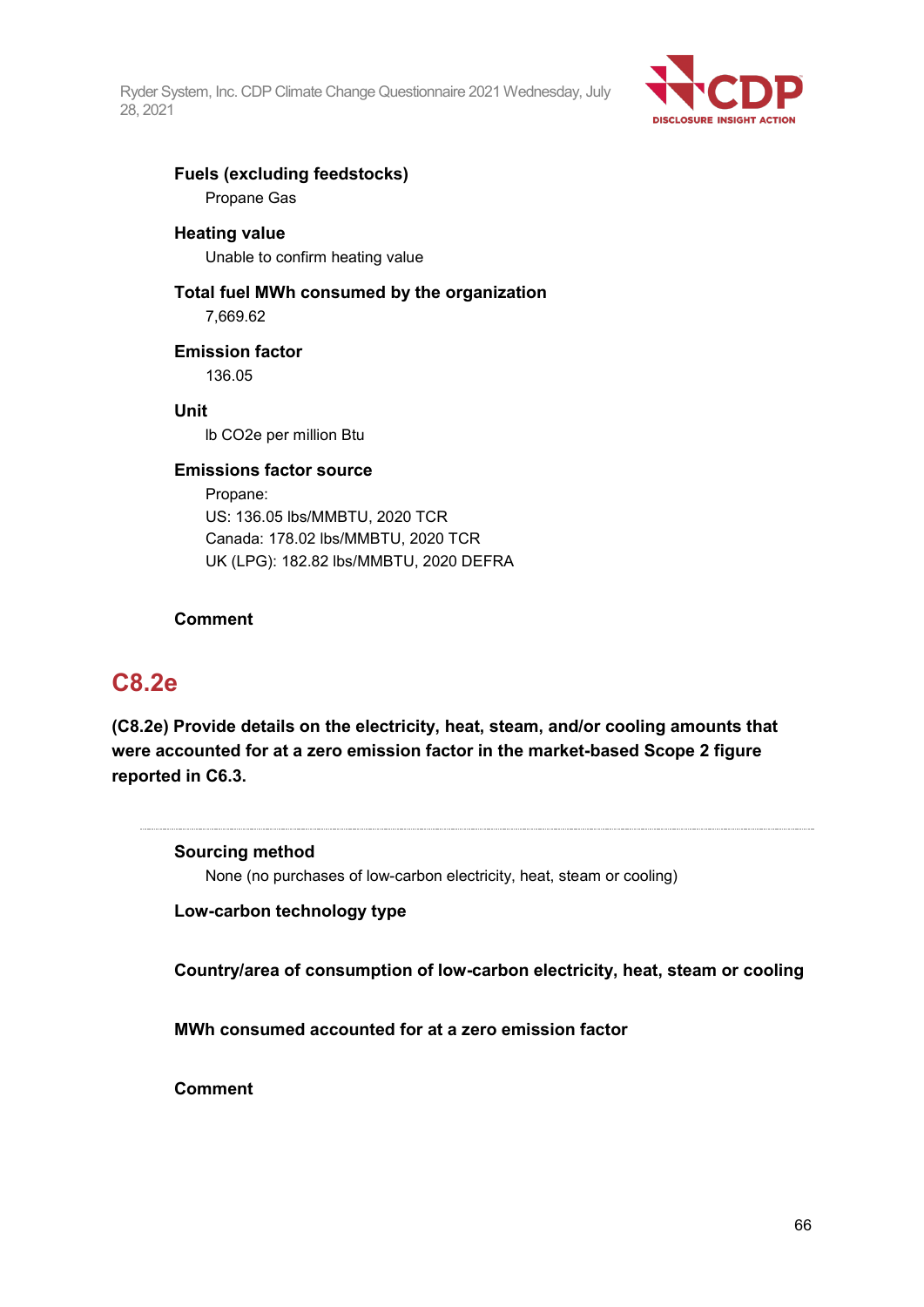**Fuels (excluding feedstocks)**

Propane Gas

**Heating value**

Unable to confirm heating value

**Total fuel MWh consumed by the organization**

7,669.62

**Emission factor**

136.05

**Unit**

lb CO2e per million Btu

**Emissions factor source**

Propane:
US: 136.05 lbs/MMBTU, 2020 TCR
Canada: 178.02 lbs/MMBTU, 2020 TCR
UK (LPG): 182.82 lbs/MMBTU, 2020 DEFRA

**Comment**

## C8.2e

**(C8.2e) Provide details on the electricity, heat, steam, and/or cooling amounts that were accounted for at a zero emission factor in the market-based Scope 2 figure reported in C6.3.**

**Sourcing method**

None (no purchases of low-carbon electricity, heat, steam or cooling)

**Low-carbon technology type**

**Country/area of consumption of low-carbon electricity, heat, steam or cooling**

**MWh consumed accounted for at a zero emission factor**

**Comment**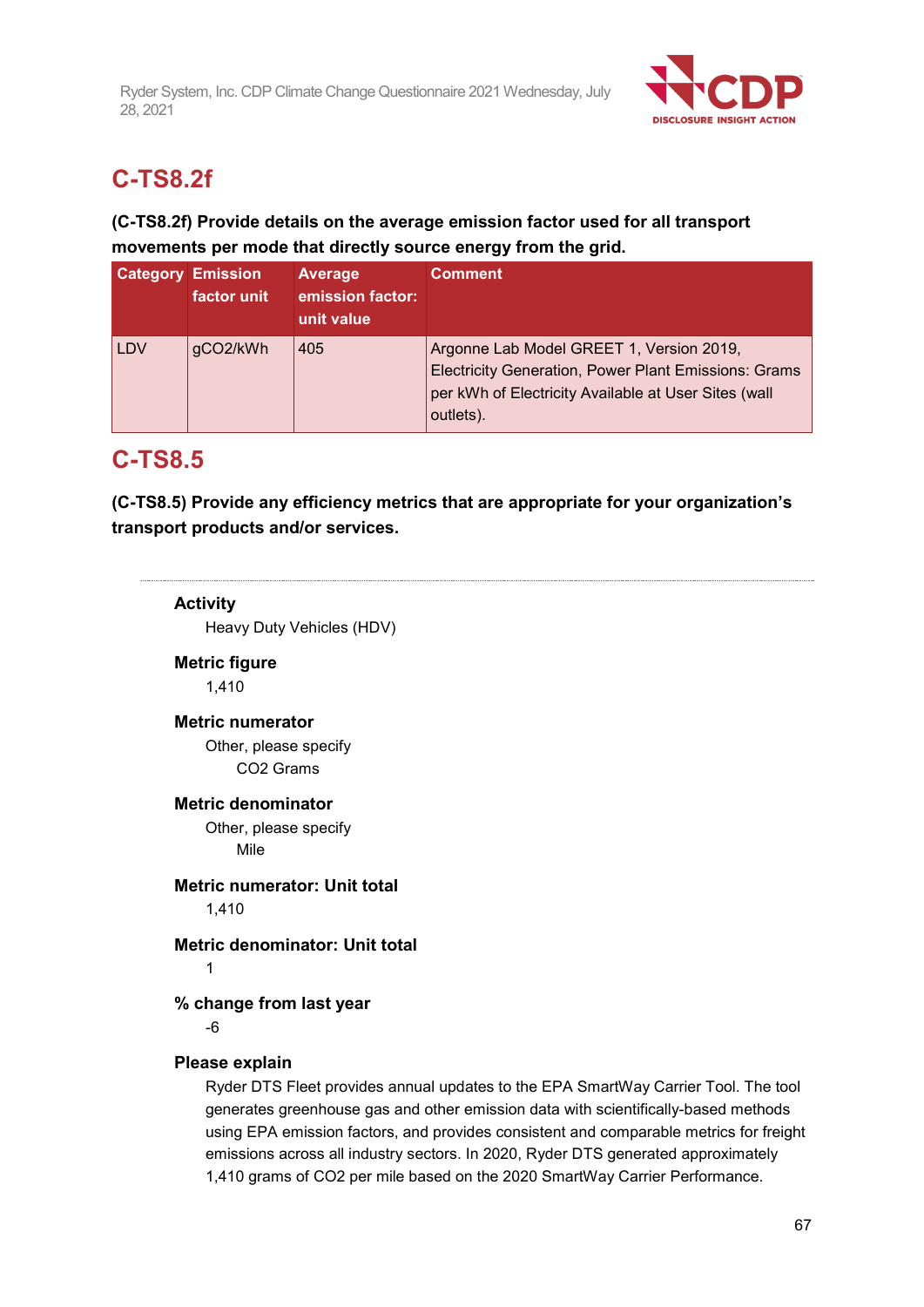## C-TS8.2f

**(C-TS8.2f) Provide details on the average emission factor used for all transport movements per mode that directly source energy from the grid.**

| Category | Emission factor unit | Average emission factor: unit value | Comment |
|---|---|---|---|
| LDV | gCO2/kWh | 405 | Argonne Lab Model GREET 1, Version 2019, Electricity Generation, Power Plant Emissions: Grams per kWh of Electricity Available at User Sites (wall outlets). |

## C-TS8.5

**(C-TS8.5) Provide any efficiency metrics that are appropriate for your organization's transport products and/or services.**

---

**Activity**

Heavy Duty Vehicles (HDV)

**Metric figure**

1,410

**Metric numerator**

Other, please specify

CO2 Grams

**Metric denominator**

Other, please specify

Mile

**Metric numerator: Unit total**

1,410

**Metric denominator: Unit total**

1

**% change from last year**

-6

**Please explain**

Ryder DTS Fleet provides annual updates to the EPA SmartWay Carrier Tool. The tool generates greenhouse gas and other emission data with scientifically-based methods using EPA emission factors, and provides consistent and comparable metrics for freight emissions across all industry sectors. In 2020, Ryder DTS generated approximately 1,410 grams of CO2 per mile based on the 2020 SmartWay Carrier Performance.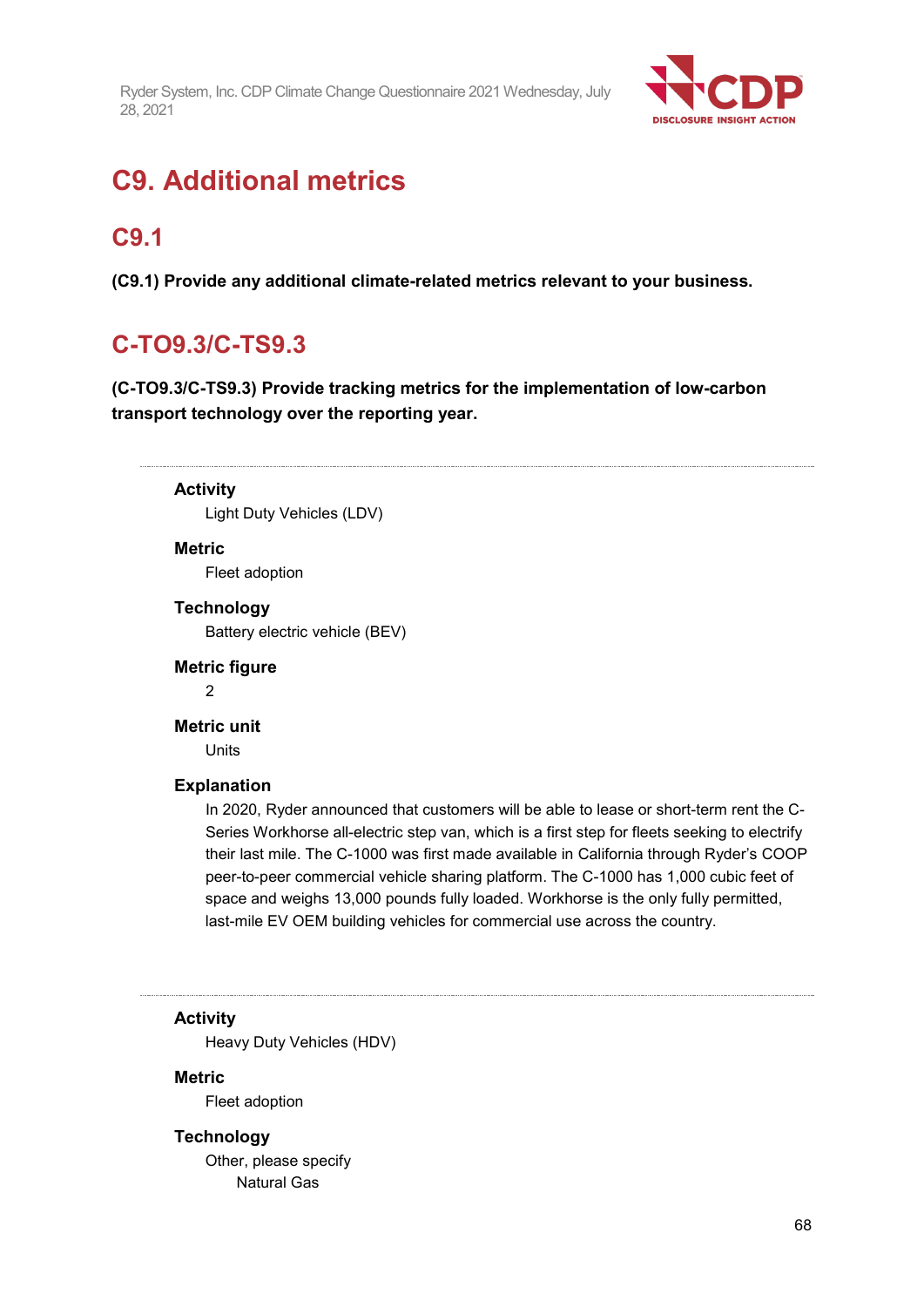# C9. Additional metrics

## C9.1

**(C9.1) Provide any additional climate-related metrics relevant to your business.**

## C-TO9.3/C-TS9.3

**(C-TO9.3/C-TS9.3) Provide tracking metrics for the implementation of low-carbon transport technology over the reporting year.**

---

**Activity**

Light Duty Vehicles (LDV)

**Metric**

Fleet adoption

**Technology**

Battery electric vehicle (BEV)

**Metric figure**

2

**Metric unit**

Units

**Explanation**

In 2020, Ryder announced that customers will be able to lease or short-term rent the C-Series Workhorse all-electric step van, which is a first step for fleets seeking to electrify their last mile. The C-1000 was first made available in California through Ryder's COOP peer-to-peer commercial vehicle sharing platform. The C-1000 has 1,000 cubic feet of space and weighs 13,000 pounds fully loaded. Workhorse is the only fully permitted, last-mile EV OEM building vehicles for commercial use across the country.

---

**Activity**

Heavy Duty Vehicles (HDV)

**Metric**

Fleet adoption

**Technology**

Other, please specify

Natural Gas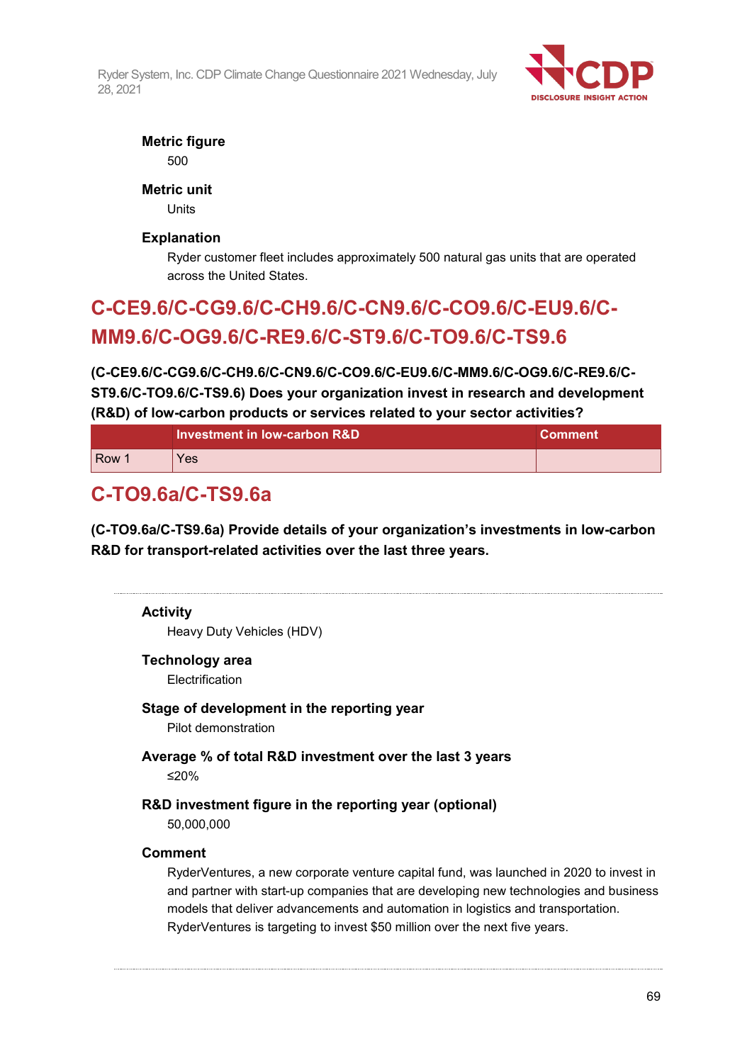**Metric figure**

500

**Metric unit**

Units

**Explanation**

Ryder customer fleet includes approximately 500 natural gas units that are operated across the United States.

## C-CE9.6/C-CG9.6/C-CH9.6/C-CN9.6/C-CO9.6/C-EU9.6/C-MM9.6/C-OG9.6/C-RE9.6/C-ST9.6/C-TO9.6/C-TS9.6

**(C-CE9.6/C-CG9.6/C-CH9.6/C-CN9.6/C-CO9.6/C-EU9.6/C-MM9.6/C-OG9.6/C-RE9.6/C-ST9.6/C-TO9.6/C-TS9.6) Does your organization invest in research and development (R&D) of low-carbon products or services related to your sector activities?**

| | Investment in low-carbon R&D | Comment |
|---|---|---|
| Row 1 | Yes | |

## C-TO9.6a/C-TS9.6a

**(C-TO9.6a/C-TS9.6a) Provide details of your organization's investments in low-carbon R&D for transport-related activities over the last three years.**

---

**Activity**

Heavy Duty Vehicles (HDV)

**Technology area**

Electrification

**Stage of development in the reporting year**

Pilot demonstration

**Average % of total R&D investment over the last 3 years**

≤20%

**R&D investment figure in the reporting year (optional)**

50,000,000

**Comment**

RyderVentures, a new corporate venture capital fund, was launched in 2020 to invest in and partner with start-up companies that are developing new technologies and business models that deliver advancements and automation in logistics and transportation. RyderVentures is targeting to invest $50 million over the next five years.

---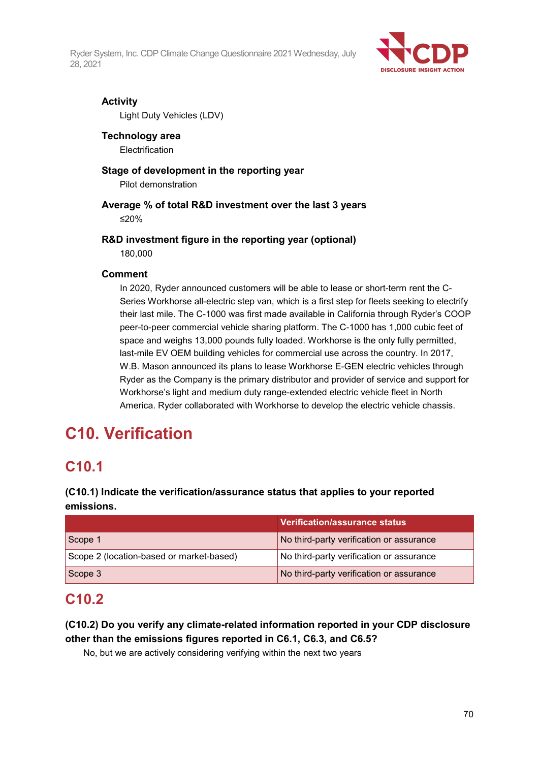**Activity**

Light Duty Vehicles (LDV)

**Technology area**

Electrification

**Stage of development in the reporting year**

Pilot demonstration

**Average % of total R&D investment over the last 3 years**

≤20%

**R&D investment figure in the reporting year (optional)**

180,000

**Comment**

In 2020, Ryder announced customers will be able to lease or short-term rent the C-Series Workhorse all-electric step van, which is a first step for fleets seeking to electrify their last mile. The C-1000 was first made available in California through Ryder's COOP peer-to-peer commercial vehicle sharing platform. The C-1000 has 1,000 cubic feet of space and weighs 13,000 pounds fully loaded. Workhorse is the only fully permitted, last-mile EV OEM building vehicles for commercial use across the country. In 2017, W.B. Mason announced its plans to lease Workhorse E-GEN electric vehicles through Ryder as the Company is the primary distributor and provider of service and support for Workhorse's light and medium duty range-extended electric vehicle fleet in North America. Ryder collaborated with Workhorse to develop the electric vehicle chassis.

# C10. Verification

## C10.1

**(C10.1) Indicate the verification/assurance status that applies to your reported emissions.**

| | Verification/assurance status |
|---|---|
| Scope 1 | No third-party verification or assurance |
| Scope 2 (location-based or market-based) | No third-party verification or assurance |
| Scope 3 | No third-party verification or assurance |

## C10.2

**(C10.2) Do you verify any climate-related information reported in your CDP disclosure other than the emissions figures reported in C6.1, C6.3, and C6.5?**

No, but we are actively considering verifying within the next two years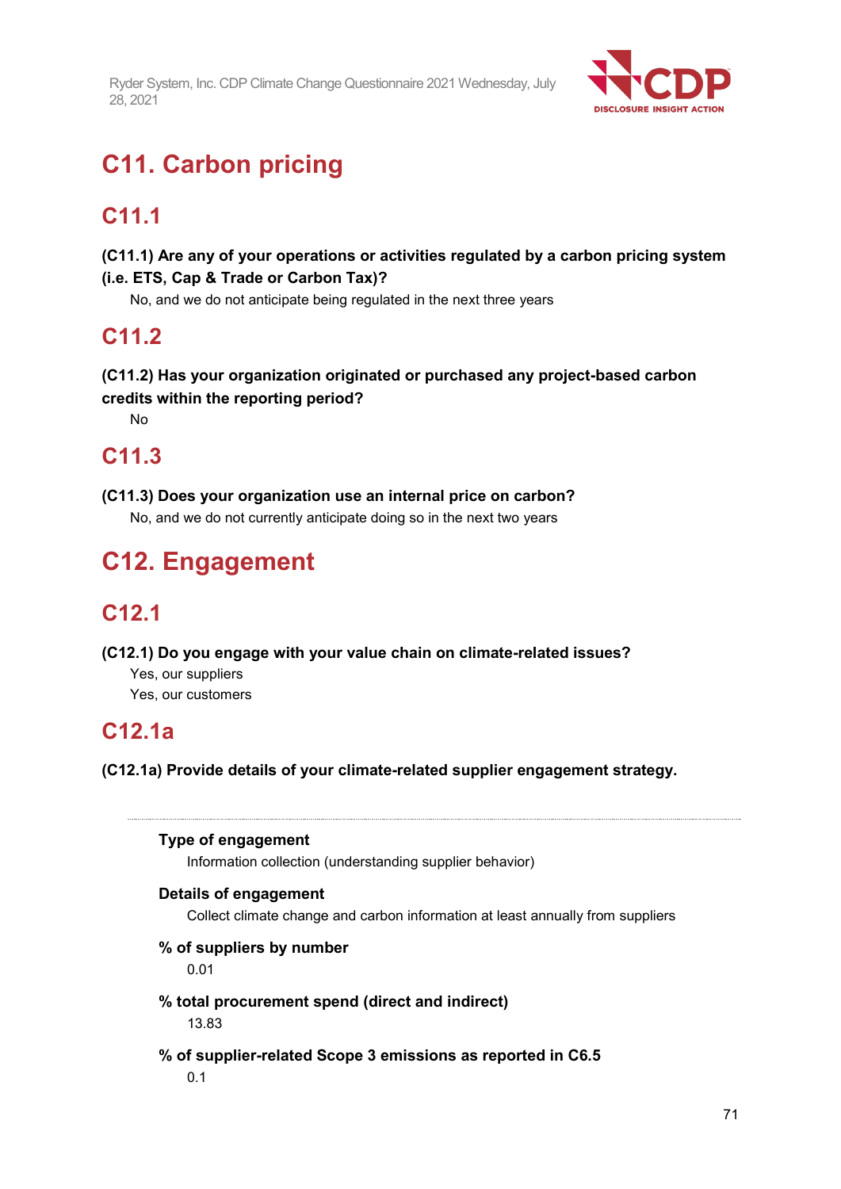# C11. Carbon pricing

## C11.1

**(C11.1) Are any of your operations or activities regulated by a carbon pricing system (i.e. ETS, Cap & Trade or Carbon Tax)?**

No, and we do not anticipate being regulated in the next three years

## C11.2

**(C11.2) Has your organization originated or purchased any project-based carbon credits within the reporting period?**

No

## C11.3

**(C11.3) Does your organization use an internal price on carbon?**

No, and we do not currently anticipate doing so in the next two years

# C12. Engagement

## C12.1

**(C12.1) Do you engage with your value chain on climate-related issues?**

Yes, our suppliers

Yes, our customers

## C12.1a

**(C12.1a) Provide details of your climate-related supplier engagement strategy.**

---

**Type of engagement**

Information collection (understanding supplier behavior)

**Details of engagement**

Collect climate change and carbon information at least annually from suppliers

**% of suppliers by number**

0.01

**% total procurement spend (direct and indirect)**

13.83

**% of supplier-related Scope 3 emissions as reported in C6.5**

0.1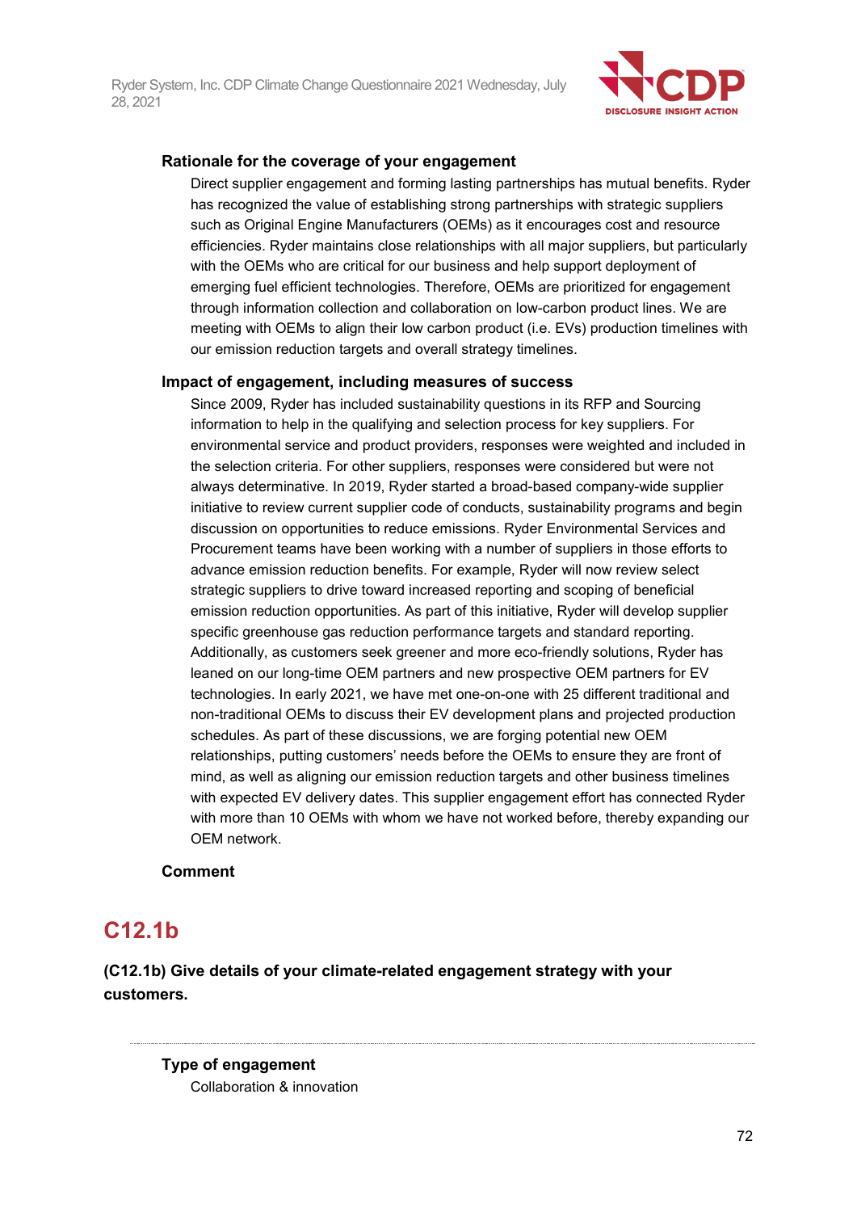**Rationale for the coverage of your engagement**

Direct supplier engagement and forming lasting partnerships has mutual benefits. Ryder has recognized the value of establishing strong partnerships with strategic suppliers such as Original Engine Manufacturers (OEMs) as it encourages cost and resource efficiencies. Ryder maintains close relationships with all major suppliers, but particularly with the OEMs who are critical for our business and help support deployment of emerging fuel efficient technologies. Therefore, OEMs are prioritized for engagement through information collection and collaboration on low-carbon product lines. We are meeting with OEMs to align their low carbon product (i.e. EVs) production timelines with our emission reduction targets and overall strategy timelines.

**Impact of engagement, including measures of success**

Since 2009, Ryder has included sustainability questions in its RFP and Sourcing information to help in the qualifying and selection process for key suppliers. For environmental service and product providers, responses were weighted and included in the selection criteria. For other suppliers, responses were considered but were not always determinative. In 2019, Ryder started a broad-based company-wide supplier initiative to review current supplier code of conducts, sustainability programs and begin discussion on opportunities to reduce emissions. Ryder Environmental Services and Procurement teams have been working with a number of suppliers in those efforts to advance emission reduction benefits. For example, Ryder will now review select strategic suppliers to drive toward increased reporting and scoping of beneficial emission reduction opportunities. As part of this initiative, Ryder will develop supplier specific greenhouse gas reduction performance targets and standard reporting. Additionally, as customers seek greener and more eco-friendly solutions, Ryder has leaned on our long-time OEM partners and new prospective OEM partners for EV technologies. In early 2021, we have met one-on-one with 25 different traditional and non-traditional OEMs to discuss their EV development plans and projected production schedules. As part of these discussions, we are forging potential new OEM relationships, putting customers' needs before the OEMs to ensure they are front of mind, as well as aligning our emission reduction targets and other business timelines with expected EV delivery dates. This supplier engagement effort has connected Ryder with more than 10 OEMs with whom we have not worked before, thereby expanding our OEM network.

**Comment**

## C12.1b

**(C12.1b) Give details of your climate-related engagement strategy with your customers.**

**Type of engagement**

Collaboration & innovation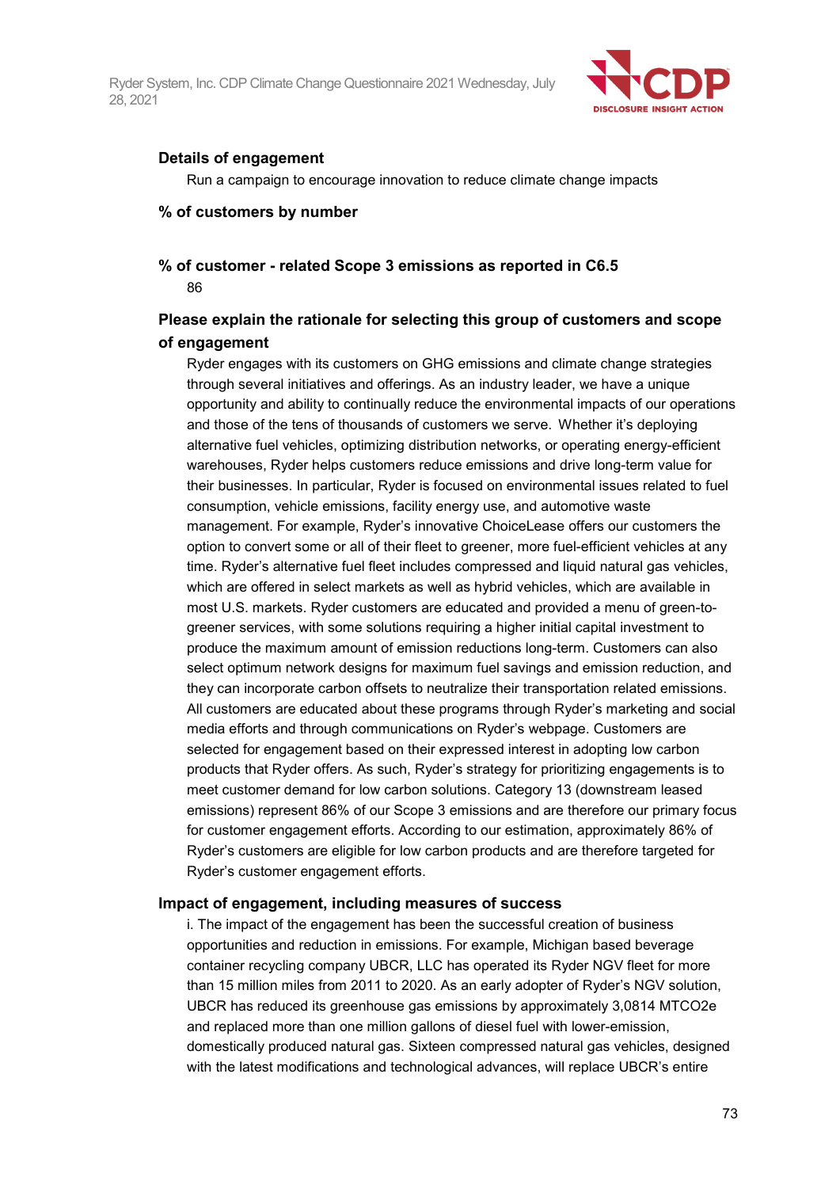**Details of engagement**

Run a campaign to encourage innovation to reduce climate change impacts

**% of customers by number**

**% of customer - related Scope 3 emissions as reported in C6.5**

86

**Please explain the rationale for selecting this group of customers and scope of engagement**

Ryder engages with its customers on GHG emissions and climate change strategies through several initiatives and offerings. As an industry leader, we have a unique opportunity and ability to continually reduce the environmental impacts of our operations and those of the tens of thousands of customers we serve. Whether it's deploying alternative fuel vehicles, optimizing distribution networks, or operating energy-efficient warehouses, Ryder helps customers reduce emissions and drive long-term value for their businesses. In particular, Ryder is focused on environmental issues related to fuel consumption, vehicle emissions, facility energy use, and automotive waste management. For example, Ryder's innovative ChoiceLease offers our customers the option to convert some or all of their fleet to greener, more fuel-efficient vehicles at any time. Ryder's alternative fuel fleet includes compressed and liquid natural gas vehicles, which are offered in select markets as well as hybrid vehicles, which are available in most U.S. markets. Ryder customers are educated and provided a menu of green-to-greener services, with some solutions requiring a higher initial capital investment to produce the maximum amount of emission reductions long-term. Customers can also select optimum network designs for maximum fuel savings and emission reduction, and they can incorporate carbon offsets to neutralize their transportation related emissions. All customers are educated about these programs through Ryder's marketing and social media efforts and through communications on Ryder's webpage. Customers are selected for engagement based on their expressed interest in adopting low carbon products that Ryder offers. As such, Ryder's strategy for prioritizing engagements is to meet customer demand for low carbon solutions. Category 13 (downstream leased emissions) represent 86% of our Scope 3 emissions and are therefore our primary focus for customer engagement efforts. According to our estimation, approximately 86% of Ryder's customers are eligible for low carbon products and are therefore targeted for Ryder's customer engagement efforts.

**Impact of engagement, including measures of success**

i. The impact of the engagement has been the successful creation of business opportunities and reduction in emissions. For example, Michigan based beverage container recycling company UBCR, LLC has operated its Ryder NGV fleet for more than 15 million miles from 2011 to 2020. As an early adopter of Ryder's NGV solution, UBCR has reduced its greenhouse gas emissions by approximately 3,0814 MTCO2e and replaced more than one million gallons of diesel fuel with lower-emission, domestically produced natural gas. Sixteen compressed natural gas vehicles, designed with the latest modifications and technological advances, will replace UBCR's entire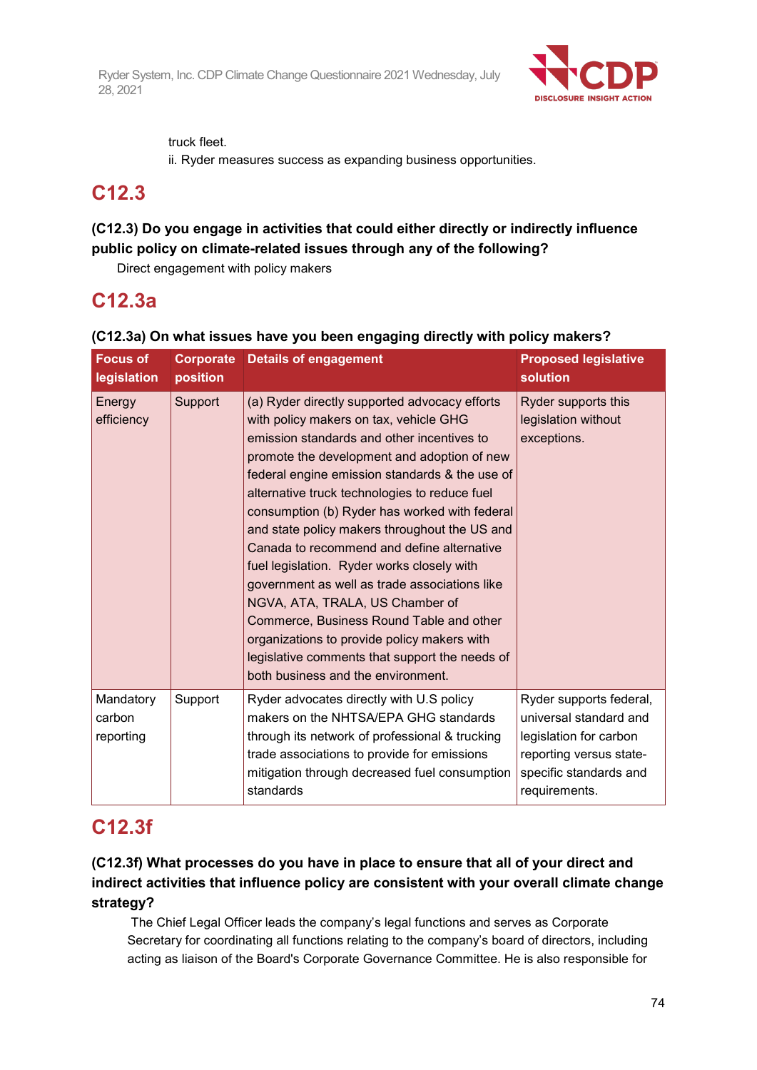truck fleet.

ii. Ryder measures success as expanding business opportunities.

## C12.3

**(C12.3) Do you engage in activities that could either directly or indirectly influence public policy on climate-related issues through any of the following?**

Direct engagement with policy makers

## C12.3a

**(C12.3a) On what issues have you been engaging directly with policy makers?**

| Focus of legislation | Corporate position | Details of engagement | Proposed legislative solution |
|---|---|---|---|
| Energy efficiency | Support | (a) Ryder directly supported advocacy efforts with policy makers on tax, vehicle GHG emission standards and other incentives to promote the development and adoption of new federal engine emission standards & the use of alternative truck technologies to reduce fuel consumption (b) Ryder has worked with federal and state policy makers throughout the US and Canada to recommend and define alternative fuel legislation. Ryder works closely with government as well as trade associations like NGVA, ATA, TRALA, US Chamber of Commerce, Business Round Table and other organizations to provide policy makers with legislative comments that support the needs of both business and the environment. | Ryder supports this legislation without exceptions. |
| Mandatory carbon reporting | Support | Ryder advocates directly with U.S policy makers on the NHTSA/EPA GHG standards through its network of professional & trucking trade associations to provide for emissions mitigation through decreased fuel consumption standards | Ryder supports federal, universal standard and legislation for carbon reporting versus state-specific standards and requirements. |

## C12.3f

**(C12.3f) What processes do you have in place to ensure that all of your direct and indirect activities that influence policy are consistent with your overall climate change strategy?**

The Chief Legal Officer leads the company's legal functions and serves as Corporate Secretary for coordinating all functions relating to the company's board of directors, including acting as liaison of the Board's Corporate Governance Committee. He is also responsible for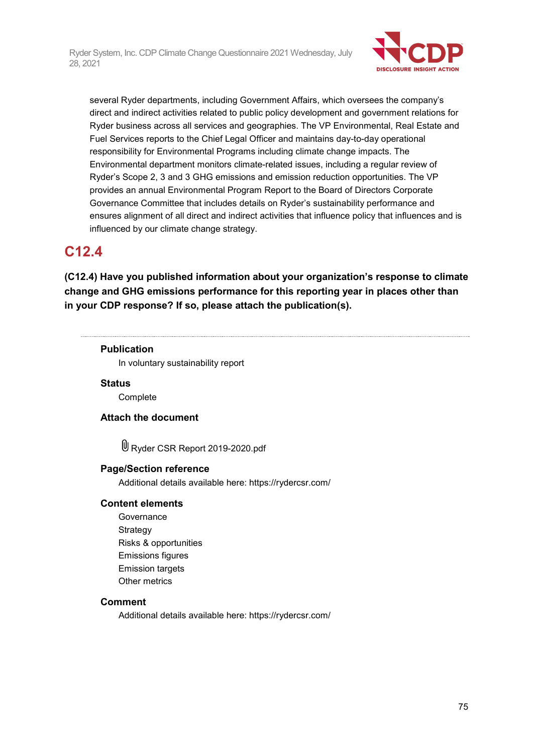several Ryder departments, including Government Affairs, which oversees the company's direct and indirect activities related to public policy development and government relations for Ryder business across all services and geographies. The VP Environmental, Real Estate and Fuel Services reports to the Chief Legal Officer and maintains day-to-day operational responsibility for Environmental Programs including climate change impacts. The Environmental department monitors climate-related issues, including a regular review of Ryder's Scope 2, 3 and 3 GHG emissions and emission reduction opportunities. The VP provides an annual Environmental Program Report to the Board of Directors Corporate Governance Committee that includes details on Ryder's sustainability performance and ensures alignment of all direct and indirect activities that influence policy that influences and is influenced by our climate change strategy.

## C12.4

**(C12.4) Have you published information about your organization's response to climate change and GHG emissions performance for this reporting year in places other than in your CDP response? If so, please attach the publication(s).**

---

**Publication**

In voluntary sustainability report

**Status**

Complete

**Attach the document**

Ryder CSR Report 2019-2020.pdf

**Page/Section reference**

Additional details available here: https://rydercsr.com/

**Content elements**

Governance
Strategy
Risks & opportunities
Emissions figures
Emission targets
Other metrics

**Comment**

Additional details available here: https://rydercsr.com/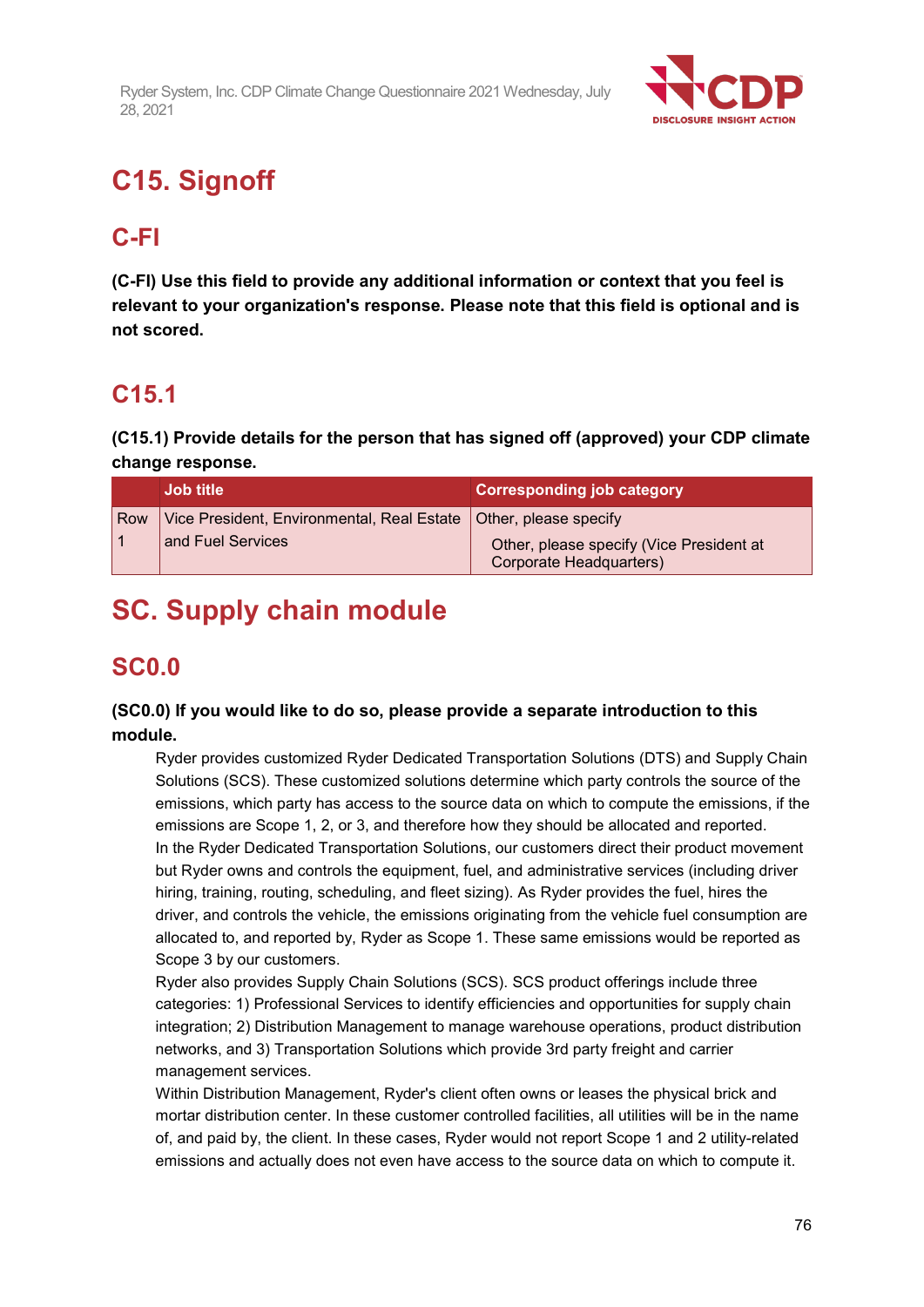# C15. Signoff

## C-FI

**(C-FI) Use this field to provide any additional information or context that you feel is relevant to your organization's response. Please note that this field is optional and is not scored.**

## C15.1

**(C15.1) Provide details for the person that has signed off (approved) your CDP climate change response.**

| | Job title | Corresponding job category |
|---|---|---|
| Row 1 | Vice President, Environmental, Real Estate and Fuel Services | Other, please specify<br>Other, please specify (Vice President at Corporate Headquarters) |

# SC. Supply chain module

## SC0.0

**(SC0.0) If you would like to do so, please provide a separate introduction to this module.**

Ryder provides customized Ryder Dedicated Transportation Solutions (DTS) and Supply Chain Solutions (SCS). These customized solutions determine which party controls the source of the emissions, which party has access to the source data on which to compute the emissions, if the emissions are Scope 1, 2, or 3, and therefore how they should be allocated and reported.
In the Ryder Dedicated Transportation Solutions, our customers direct their product movement but Ryder owns and controls the equipment, fuel, and administrative services (including driver hiring, training, routing, scheduling, and fleet sizing). As Ryder provides the fuel, hires the driver, and controls the vehicle, the emissions originating from the vehicle fuel consumption are allocated to, and reported by, Ryder as Scope 1. These same emissions would be reported as Scope 3 by our customers.
Ryder also provides Supply Chain Solutions (SCS). SCS product offerings include three categories: 1) Professional Services to identify efficiencies and opportunities for supply chain integration; 2) Distribution Management to manage warehouse operations, product distribution networks, and 3) Transportation Solutions which provide 3rd party freight and carrier management services.
Within Distribution Management, Ryder's client often owns or leases the physical brick and mortar distribution center. In these customer controlled facilities, all utilities will be in the name of, and paid by, the client. In these cases, Ryder would not report Scope 1 and 2 utility-related emissions and actually does not even have access to the source data on which to compute it.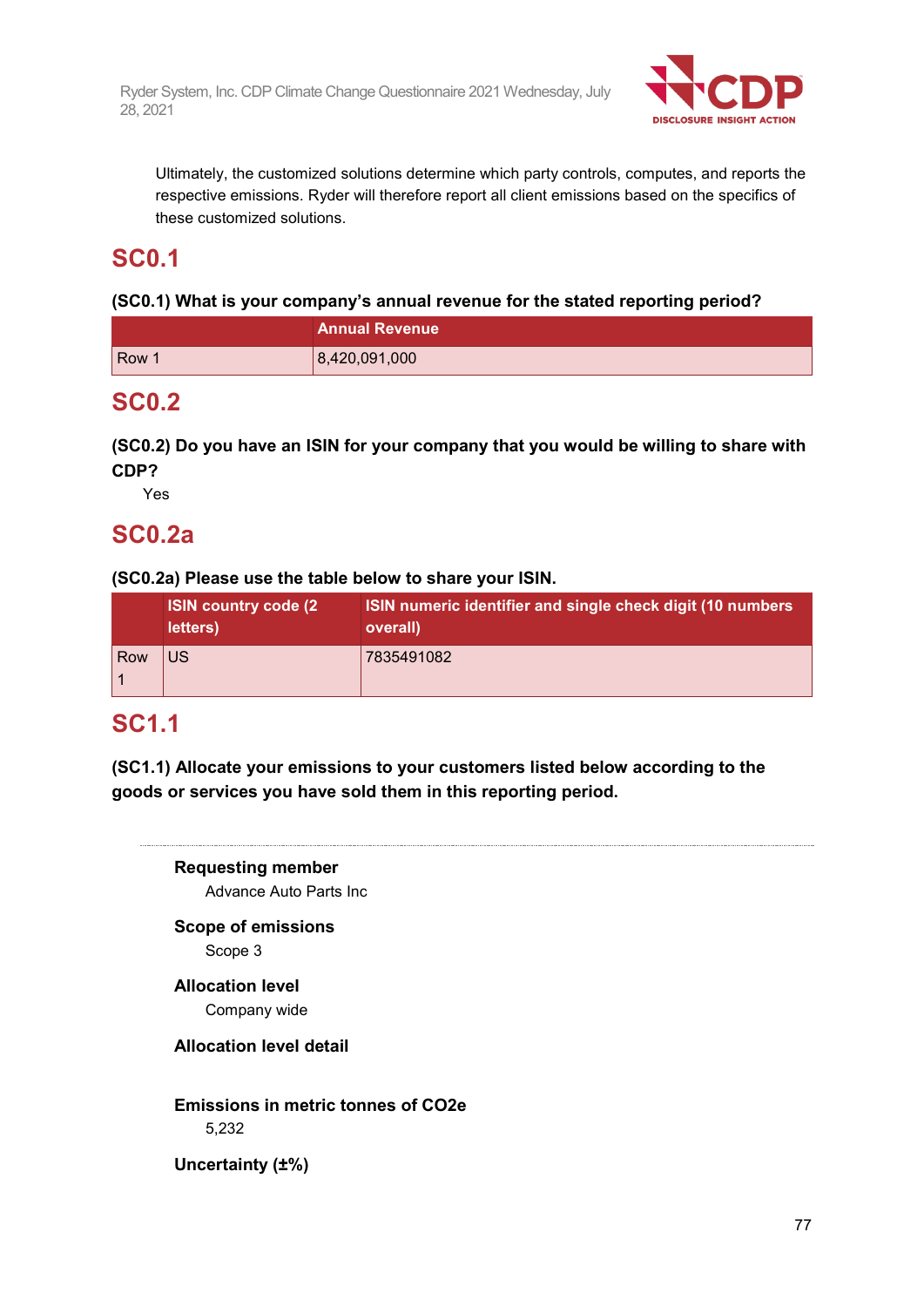Ultimately, the customized solutions determine which party controls, computes, and reports the respective emissions. Ryder will therefore report all client emissions based on the specifics of these customized solutions.

## SC0.1

**(SC0.1) What is your company's annual revenue for the stated reporting period?**

| | Annual Revenue |
|---|---|
| Row 1 | 8,420,091,000 |

## SC0.2

**(SC0.2) Do you have an ISIN for your company that you would be willing to share with CDP?**

Yes

## SC0.2a

**(SC0.2a) Please use the table below to share your ISIN.**

| | ISIN country code (2 letters) | ISIN numeric identifier and single check digit (10 numbers overall) |
|---|---|---|
| Row 1 | US | 7835491082 |

## SC1.1

**(SC1.1) Allocate your emissions to your customers listed below according to the goods or services you have sold them in this reporting period.**

---

**Requesting member**

Advance Auto Parts Inc

**Scope of emissions**

Scope 3

**Allocation level**

Company wide

**Allocation level detail**

**Emissions in metric tonnes of CO2e**

5,232

**Uncertainty (±%)**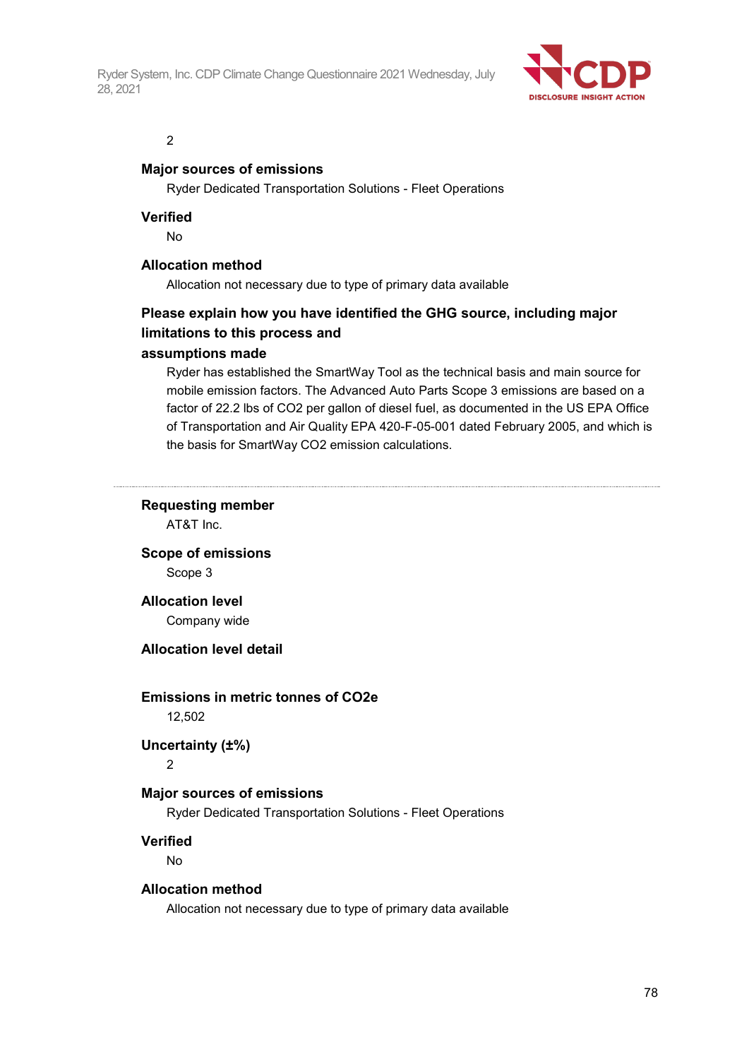2

**Major sources of emissions**

Ryder Dedicated Transportation Solutions - Fleet Operations

**Verified**

No

**Allocation method**

Allocation not necessary due to type of primary data available

**Please explain how you have identified the GHG source, including major limitations to this process and assumptions made**

Ryder has established the SmartWay Tool as the technical basis and main source for mobile emission factors. The Advanced Auto Parts Scope 3 emissions are based on a factor of 22.2 lbs of CO2 per gallon of diesel fuel, as documented in the US EPA Office of Transportation and Air Quality EPA 420-F-05-001 dated February 2005, and which is the basis for SmartWay CO2 emission calculations.

---

**Requesting member**

AT&T Inc.

**Scope of emissions**

Scope 3

**Allocation level**

Company wide

**Allocation level detail**

**Emissions in metric tonnes of CO2e**

12,502

**Uncertainty (±%)**

2

**Major sources of emissions**

Ryder Dedicated Transportation Solutions - Fleet Operations

**Verified**

No

**Allocation method**

Allocation not necessary due to type of primary data available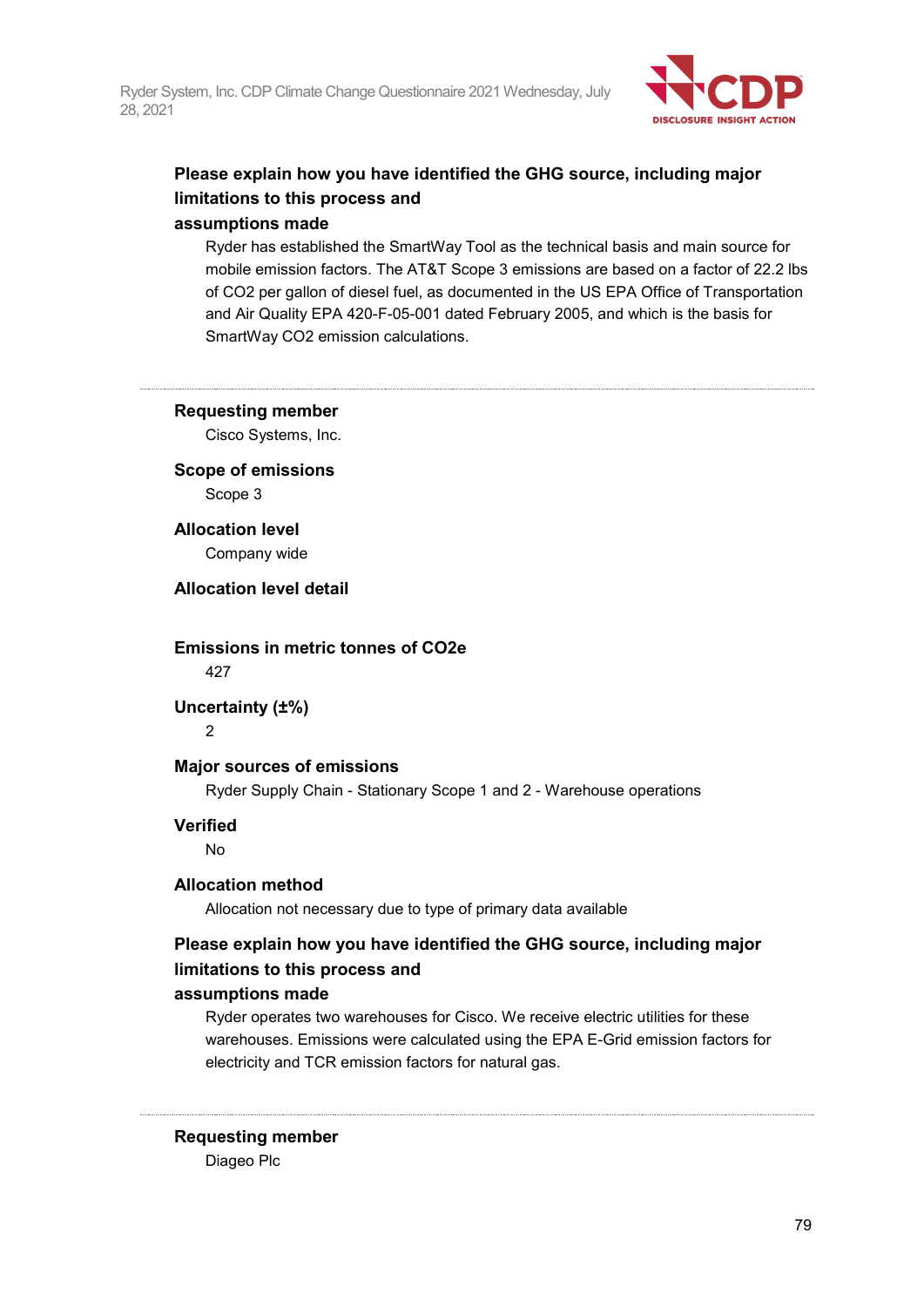**Please explain how you have identified the GHG source, including major limitations to this process and assumptions made**

Ryder has established the SmartWay Tool as the technical basis and main source for mobile emission factors. The AT&T Scope 3 emissions are based on a factor of 22.2 lbs of $CO_2$ per gallon of diesel fuel, as documented in the US EPA Office of Transportation and Air Quality EPA 420-F-05-001 dated February 2005, and which is the basis for SmartWay $CO_2$ emission calculations.

---

**Requesting member**

Cisco Systems, Inc.

**Scope of emissions**

Scope 3

**Allocation level**

Company wide

**Allocation level detail**

**Emissions in metric tonnes of CO2e**

427

**Uncertainty (±%)**

2

**Major sources of emissions**

Ryder Supply Chain - Stationary Scope 1 and 2 - Warehouse operations

**Verified**

No

**Allocation method**

Allocation not necessary due to type of primary data available

**Please explain how you have identified the GHG source, including major limitations to this process and assumptions made**

Ryder operates two warehouses for Cisco. We receive electric utilities for these warehouses. Emissions were calculated using the EPA E-Grid emission factors for electricity and TCR emission factors for natural gas.

---

**Requesting member**

Diageo Plc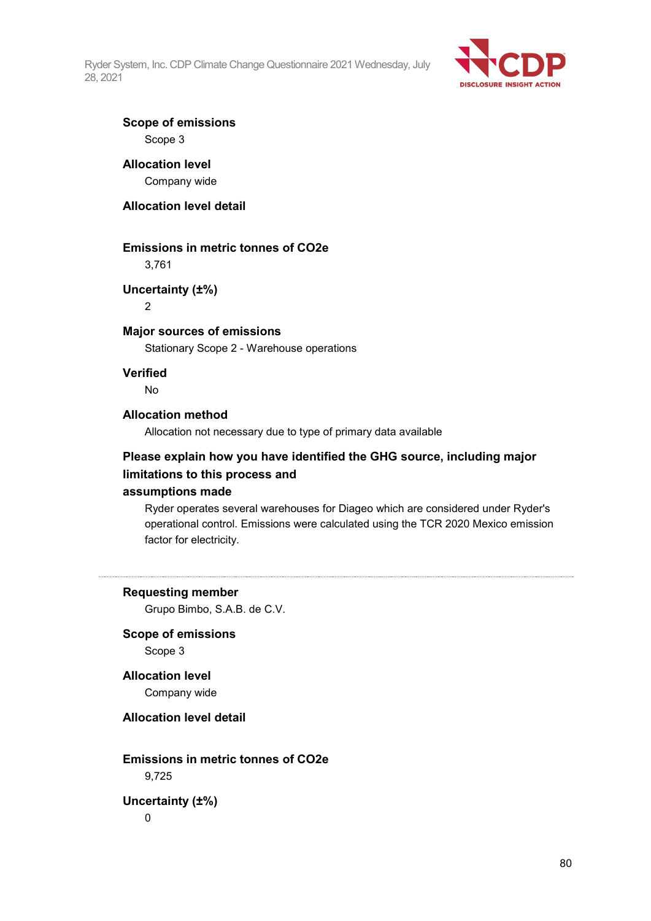**Scope of emissions**
Scope 3

**Allocation level**
Company wide

**Allocation level detail**

**Emissions in metric tonnes of CO2e**
3,761

**Uncertainty (±%)**
2

**Major sources of emissions**
Stationary Scope 2 - Warehouse operations

**Verified**
No

**Allocation method**
Allocation not necessary due to type of primary data available

**Please explain how you have identified the GHG source, including major limitations to this process and assumptions made**
Ryder operates several warehouses for Diageo which are considered under Ryder's operational control. Emissions were calculated using the TCR 2020 Mexico emission factor for electricity.

---

**Requesting member**
Grupo Bimbo, S.A.B. de C.V.

**Scope of emissions**
Scope 3

**Allocation level**
Company wide

**Allocation level detail**

**Emissions in metric tonnes of CO2e**
9,725

**Uncertainty (±%)**
0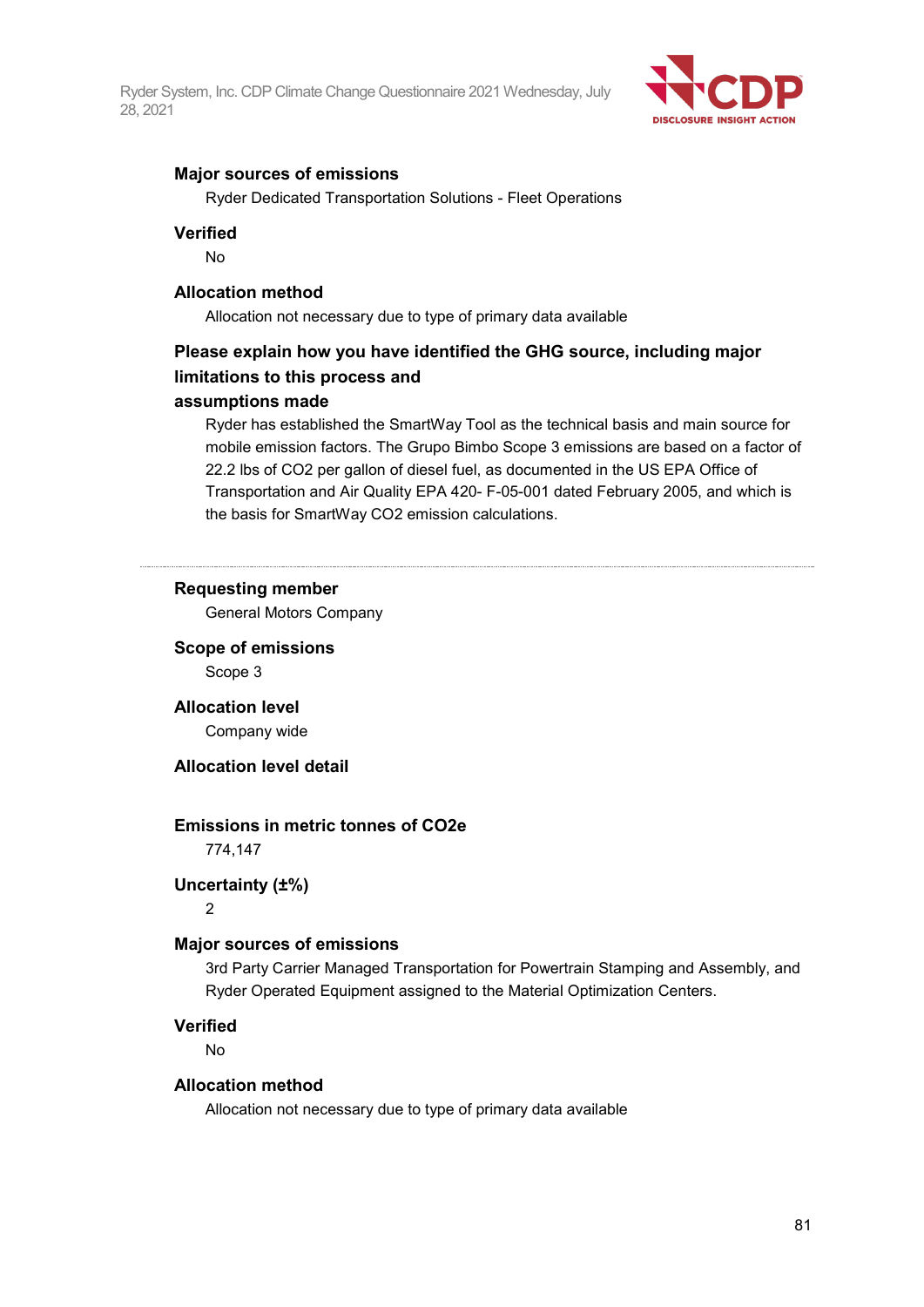**Major sources of emissions**

Ryder Dedicated Transportation Solutions - Fleet Operations

**Verified**

No

**Allocation method**

Allocation not necessary due to type of primary data available

**Please explain how you have identified the GHG source, including major limitations to this process and assumptions made**

Ryder has established the SmartWay Tool as the technical basis and main source for mobile emission factors. The Grupo Bimbo Scope 3 emissions are based on a factor of 22.2 lbs of CO2 per gallon of diesel fuel, as documented in the US EPA Office of Transportation and Air Quality EPA 420- F-05-001 dated February 2005, and which is the basis for SmartWay CO2 emission calculations.

---

**Requesting member**

General Motors Company

**Scope of emissions**

Scope 3

**Allocation level**

Company wide

**Allocation level detail**

**Emissions in metric tonnes of CO2e**

774,147

**Uncertainty (±%)**

2

**Major sources of emissions**

3rd Party Carrier Managed Transportation for Powertrain Stamping and Assembly, and Ryder Operated Equipment assigned to the Material Optimization Centers.

**Verified**

No

**Allocation method**

Allocation not necessary due to type of primary data available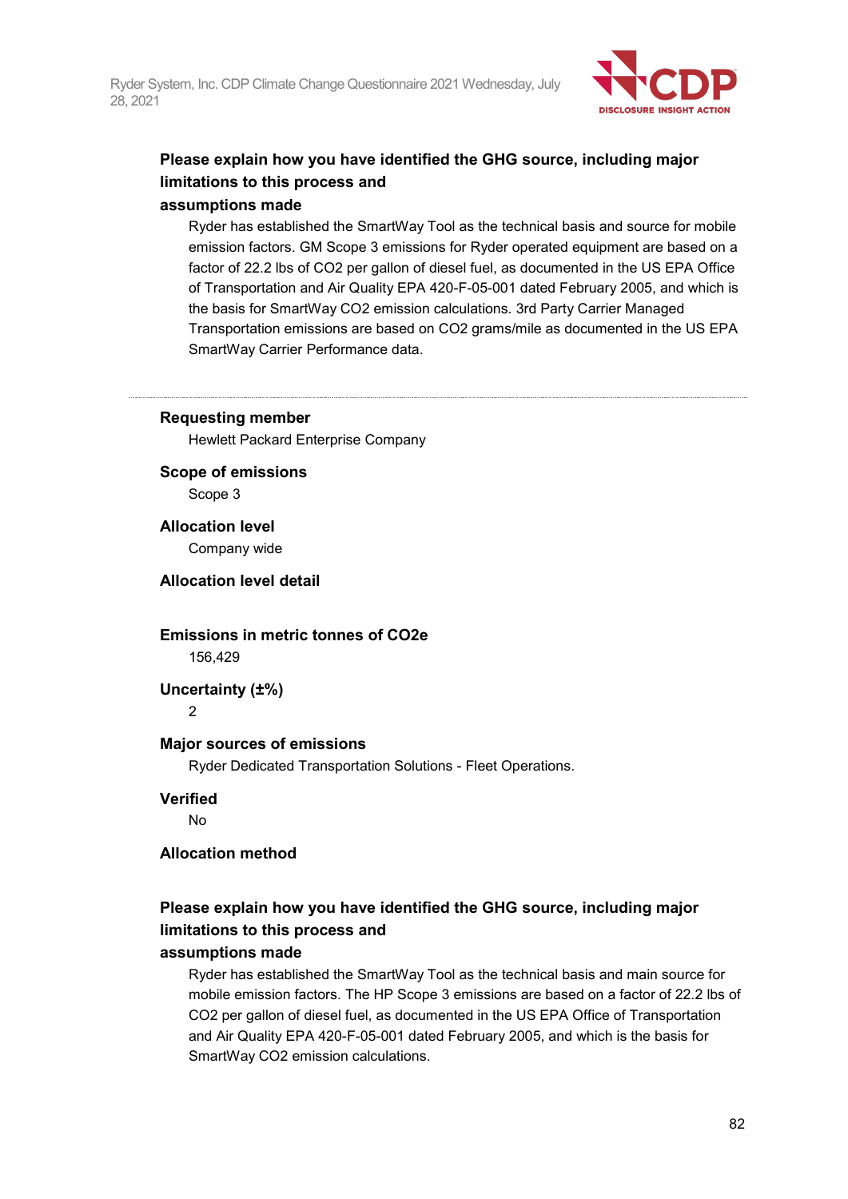**Please explain how you have identified the GHG source, including major limitations to this process and assumptions made**

Ryder has established the SmartWay Tool as the technical basis and source for mobile emission factors. GM Scope 3 emissions for Ryder operated equipment are based on a factor of 22.2 lbs of CO2 per gallon of diesel fuel, as documented in the US EPA Office of Transportation and Air Quality EPA 420-F-05-001 dated February 2005, and which is the basis for SmartWay CO2 emission calculations. 3rd Party Carrier Managed Transportation emissions are based on CO2 grams/mile as documented in the US EPA SmartWay Carrier Performance data.

---

**Requesting member**

Hewlett Packard Enterprise Company

**Scope of emissions**

Scope 3

**Allocation level**

Company wide

**Allocation level detail**

**Emissions in metric tonnes of CO2e**

156,429

**Uncertainty (±%)**

2

**Major sources of emissions**

Ryder Dedicated Transportation Solutions - Fleet Operations.

**Verified**

No

**Allocation method**

**Please explain how you have identified the GHG source, including major limitations to this process and assumptions made**

Ryder has established the SmartWay Tool as the technical basis and main source for mobile emission factors. The HP Scope 3 emissions are based on a factor of 22.2 lbs of CO2 per gallon of diesel fuel, as documented in the US EPA Office of Transportation and Air Quality EPA 420-F-05-001 dated February 2005, and which is the basis for SmartWay CO2 emission calculations.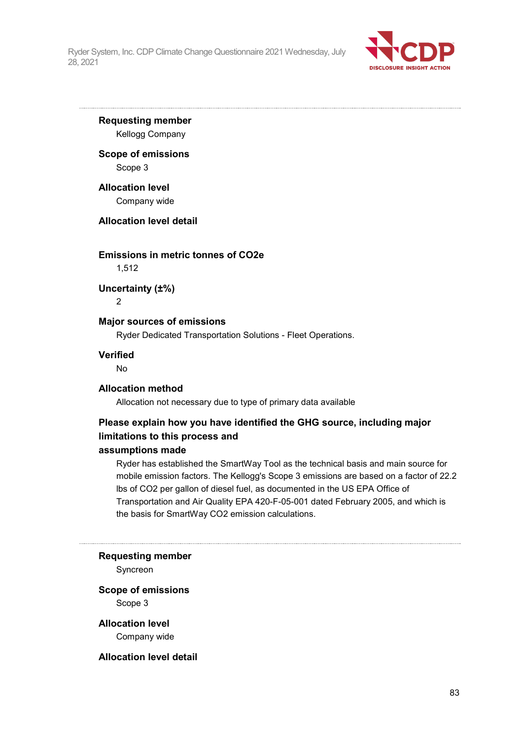**Requesting member**

Kellogg Company

**Scope of emissions**

Scope 3

**Allocation level**

Company wide

**Allocation level detail**

**Emissions in metric tonnes of CO2e**

1,512

**Uncertainty (±%)**

2

**Major sources of emissions**

Ryder Dedicated Transportation Solutions - Fleet Operations.

**Verified**

No

**Allocation method**

Allocation not necessary due to type of primary data available

**Please explain how you have identified the GHG source, including major limitations to this process and assumptions made**

Ryder has established the SmartWay Tool as the technical basis and main source for mobile emission factors. The Kellogg's Scope 3 emissions are based on a factor of 22.2 lbs of CO2 per gallon of diesel fuel, as documented in the US EPA Office of Transportation and Air Quality EPA 420-F-05-001 dated February 2005, and which is the basis for SmartWay CO2 emission calculations.

---

**Requesting member**

Syncreon

**Scope of emissions**

Scope 3

**Allocation level**

Company wide

**Allocation level detail**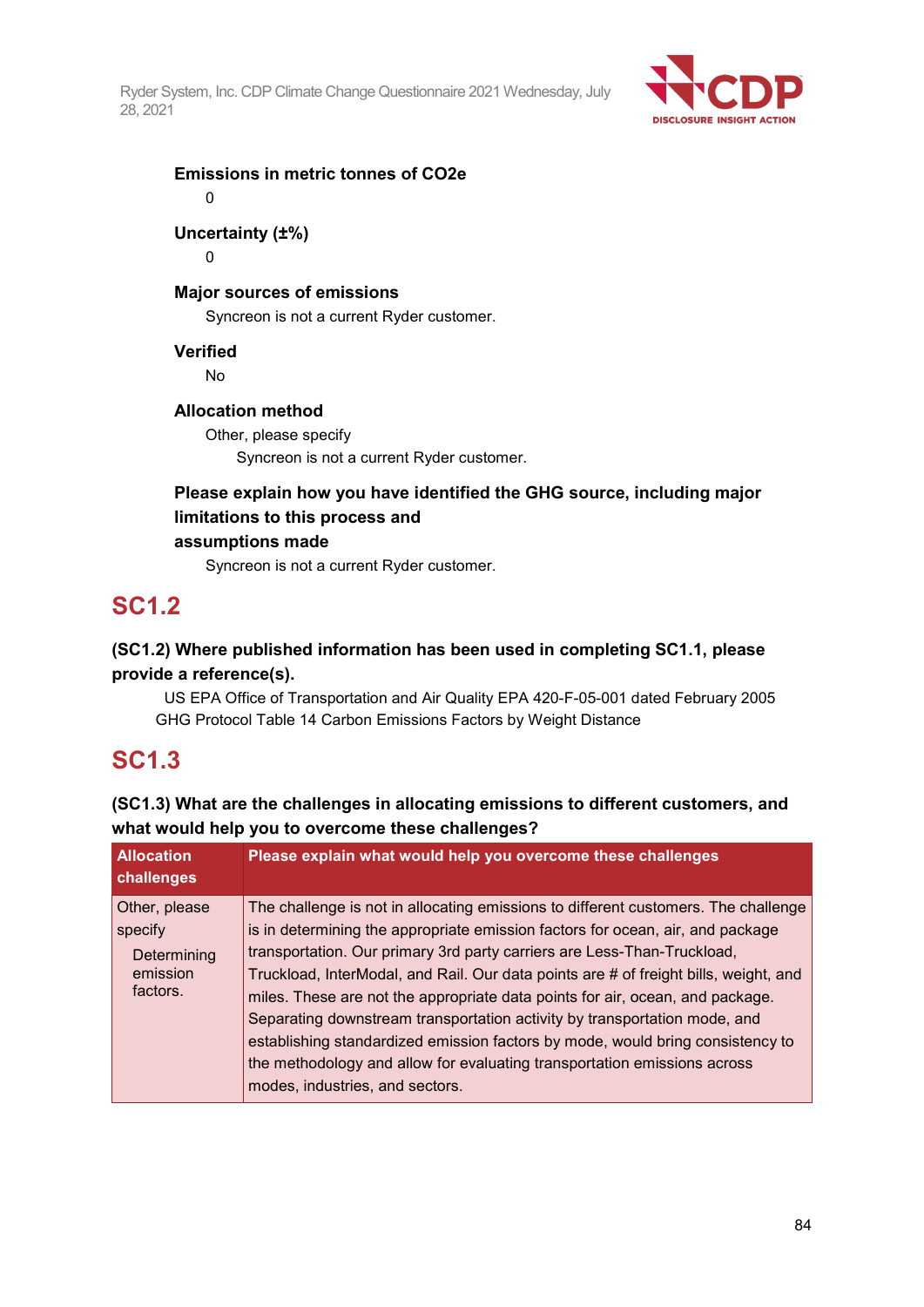**Emissions in metric tonnes of CO2e**

0

**Uncertainty (±%)**

0

**Major sources of emissions**

Syncreon is not a current Ryder customer.

**Verified**

No

**Allocation method**

Other, please specify

Syncreon is not a current Ryder customer.

**Please explain how you have identified the GHG source, including major limitations to this process and assumptions made**

Syncreon is not a current Ryder customer.

## SC1.2

**(SC1.2) Where published information has been used in completing SC1.1, please provide a reference(s).**

US EPA Office of Transportation and Air Quality EPA 420-F-05-001 dated February 2005
GHG Protocol Table 14 Carbon Emissions Factors by Weight Distance

## SC1.3

**(SC1.3) What are the challenges in allocating emissions to different customers, and what would help you to overcome these challenges?**

| Allocation challenges | Please explain what would help you overcome these challenges |
|---|---|
| Other, please specify<br>Determining emission factors. | The challenge is not in allocating emissions to different customers. The challenge is in determining the appropriate emission factors for ocean, air, and package transportation. Our primary 3rd party carriers are Less-Than-Truckload, Truckload, InterModal, and Rail. Our data points are # of freight bills, weight, and miles. These are not the appropriate data points for air, ocean, and package. Separating downstream transportation activity by transportation mode, and establishing standardized emission factors by mode, would bring consistency to the methodology and allow for evaluating transportation emissions across modes, industries, and sectors. |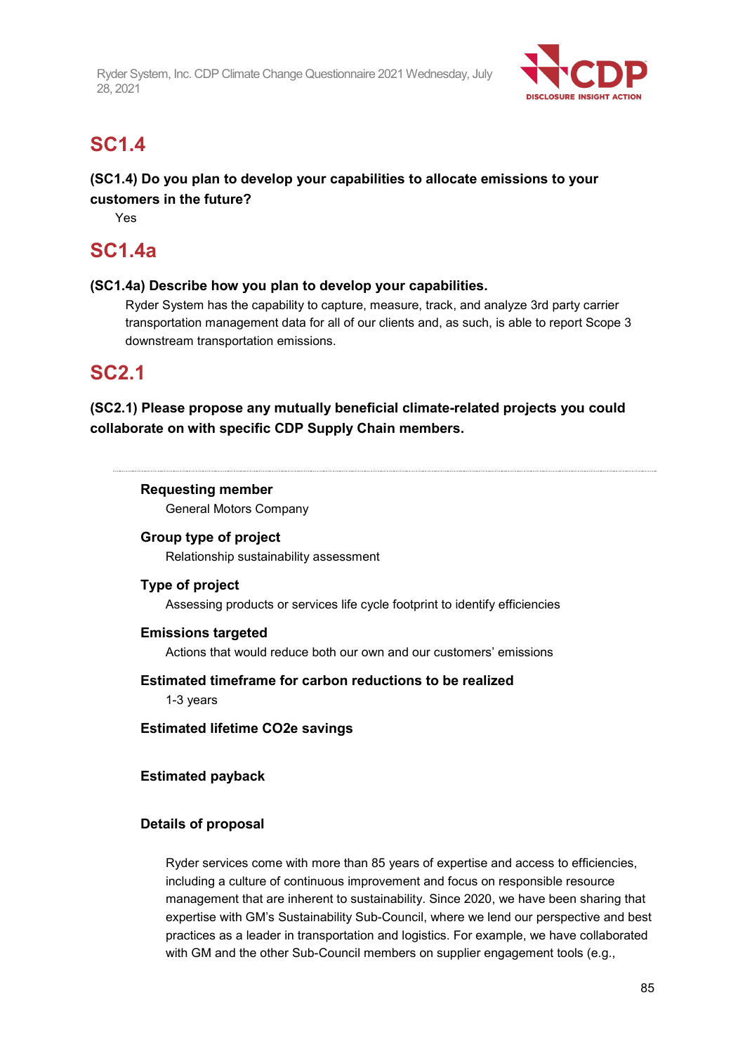## SC1.4

**(SC1.4) Do you plan to develop your capabilities to allocate emissions to your customers in the future?**

Yes

## SC1.4a

**(SC1.4a) Describe how you plan to develop your capabilities.**

Ryder System has the capability to capture, measure, track, and analyze 3rd party carrier transportation management data for all of our clients and, as such, is able to report Scope 3 downstream transportation emissions.

## SC2.1

**(SC2.1) Please propose any mutually beneficial climate-related projects you could collaborate on with specific CDP Supply Chain members.**

---

**Requesting member**

General Motors Company

**Group type of project**

Relationship sustainability assessment

**Type of project**

Assessing products or services life cycle footprint to identify efficiencies

**Emissions targeted**

Actions that would reduce both our own and our customers' emissions

**Estimated timeframe for carbon reductions to be realized**

1-3 years

**Estimated lifetime CO2e savings**

**Estimated payback**

**Details of proposal**

Ryder services come with more than 85 years of expertise and access to efficiencies, including a culture of continuous improvement and focus on responsible resource management that are inherent to sustainability. Since 2020, we have been sharing that expertise with GM's Sustainability Sub-Council, where we lend our perspective and best practices as a leader in transportation and logistics. For example, we have collaborated with GM and the other Sub-Council members on supplier engagement tools (e.g.,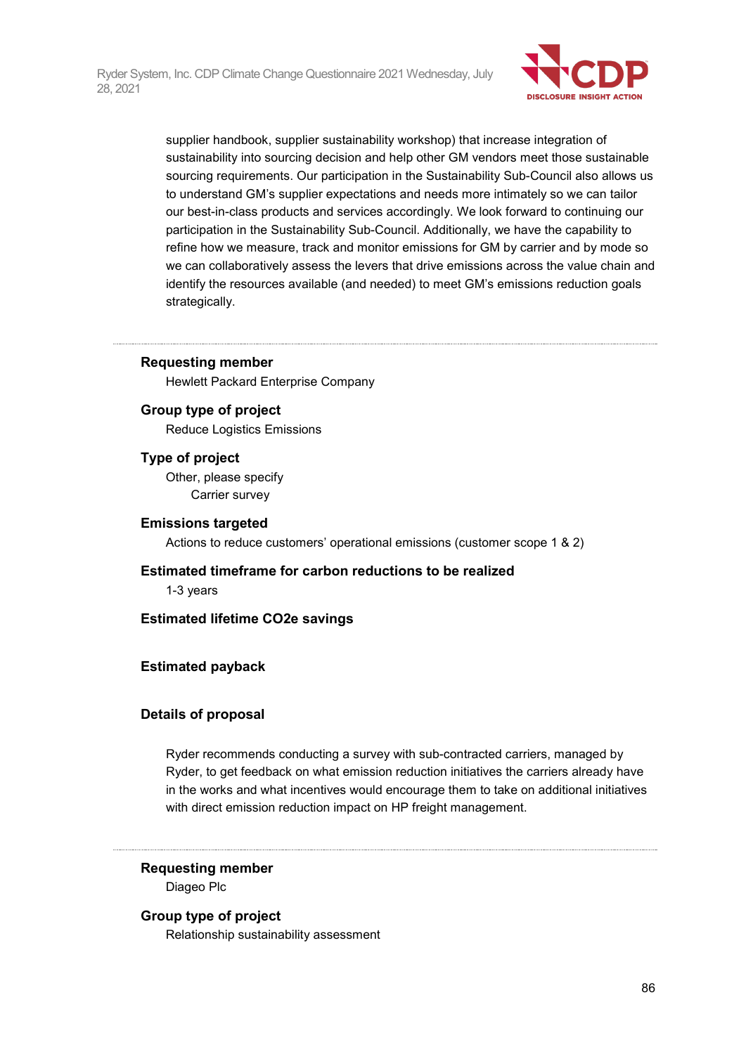supplier handbook, supplier sustainability workshop) that increase integration of sustainability into sourcing decision and help other GM vendors meet those sustainable sourcing requirements. Our participation in the Sustainability Sub-Council also allows us to understand GM's supplier expectations and needs more intimately so we can tailor our best-in-class products and services accordingly. We look forward to continuing our participation in the Sustainability Sub-Council. Additionally, we have the capability to refine how we measure, track and monitor emissions for GM by carrier and by mode so we can collaboratively assess the levers that drive emissions across the value chain and identify the resources available (and needed) to meet GM's emissions reduction goals strategically.

---

**Requesting member**

Hewlett Packard Enterprise Company

**Group type of project**

Reduce Logistics Emissions

**Type of project**

Other, please specify

Carrier survey

**Emissions targeted**

Actions to reduce customers' operational emissions (customer scope 1 & 2)

**Estimated timeframe for carbon reductions to be realized**

1-3 years

**Estimated lifetime CO2e savings**

**Estimated payback**

**Details of proposal**

Ryder recommends conducting a survey with sub-contracted carriers, managed by Ryder, to get feedback on what emission reduction initiatives the carriers already have in the works and what incentives would encourage them to take on additional initiatives with direct emission reduction impact on HP freight management.

---

**Requesting member**

Diageo Plc

**Group type of project**

Relationship sustainability assessment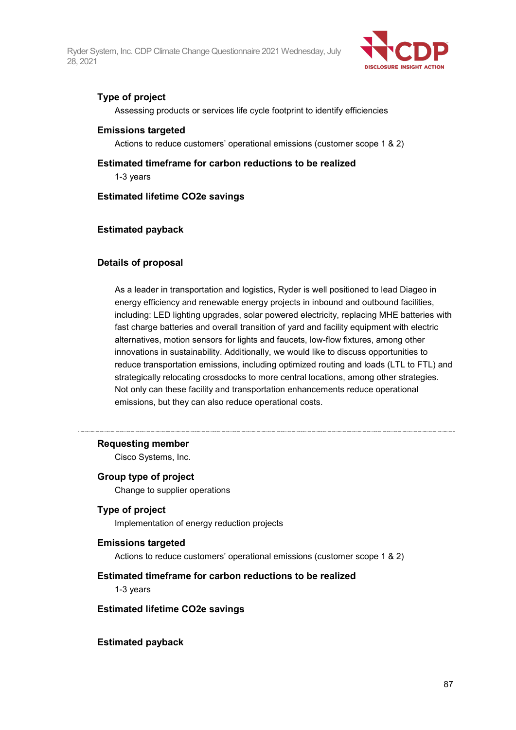**Type of project**

Assessing products or services life cycle footprint to identify efficiencies

**Emissions targeted**

Actions to reduce customers' operational emissions (customer scope 1 & 2)

**Estimated timeframe for carbon reductions to be realized**

1-3 years

**Estimated lifetime CO2e savings**

**Estimated payback**

**Details of proposal**

As a leader in transportation and logistics, Ryder is well positioned to lead Diageo in energy efficiency and renewable energy projects in inbound and outbound facilities, including: LED lighting upgrades, solar powered electricity, replacing MHE batteries with fast charge batteries and overall transition of yard and facility equipment with electric alternatives, motion sensors for lights and faucets, low-flow fixtures, among other innovations in sustainability. Additionally, we would like to discuss opportunities to reduce transportation emissions, including optimized routing and loads (LTL to FTL) and strategically relocating crossdocks to more central locations, among other strategies. Not only can these facility and transportation enhancements reduce operational emissions, but they can also reduce operational costs.

---

**Requesting member**

Cisco Systems, Inc.

**Group type of project**

Change to supplier operations

**Type of project**

Implementation of energy reduction projects

**Emissions targeted**

Actions to reduce customers' operational emissions (customer scope 1 & 2)

**Estimated timeframe for carbon reductions to be realized**

1-3 years

**Estimated lifetime CO2e savings**

**Estimated payback**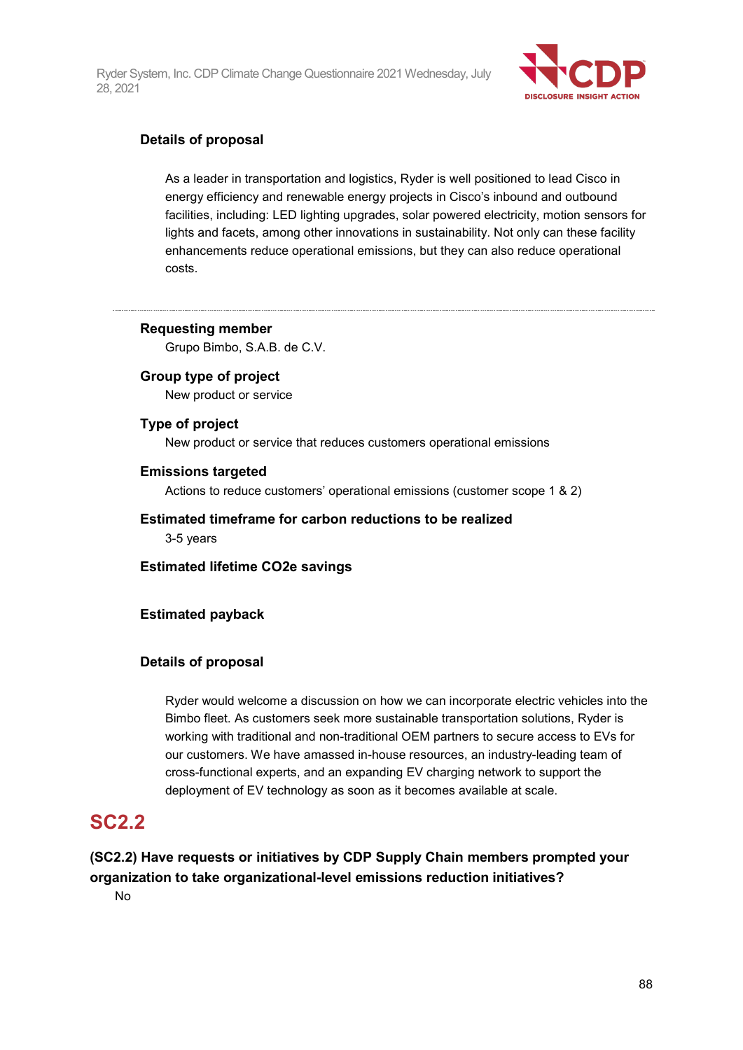**Details of proposal**

As a leader in transportation and logistics, Ryder is well positioned to lead Cisco in energy efficiency and renewable energy projects in Cisco's inbound and outbound facilities, including: LED lighting upgrades, solar powered electricity, motion sensors for lights and facets, among other innovations in sustainability. Not only can these facility enhancements reduce operational emissions, but they can also reduce operational costs.

---

**Requesting member**

Grupo Bimbo, S.A.B. de C.V.

**Group type of project**

New product or service

**Type of project**

New product or service that reduces customers operational emissions

**Emissions targeted**

Actions to reduce customers' operational emissions (customer scope 1 & 2)

**Estimated timeframe for carbon reductions to be realized**

3-5 years

**Estimated lifetime CO2e savings**

**Estimated payback**

**Details of proposal**

Ryder would welcome a discussion on how we can incorporate electric vehicles into the Bimbo fleet. As customers seek more sustainable transportation solutions, Ryder is working with traditional and non-traditional OEM partners to secure access to EVs for our customers. We have amassed in-house resources, an industry-leading team of cross-functional experts, and an expanding EV charging network to support the deployment of EV technology as soon as it becomes available at scale.

## SC2.2

**(SC2.2) Have requests or initiatives by CDP Supply Chain members prompted your organization to take organizational-level emissions reduction initiatives?**

No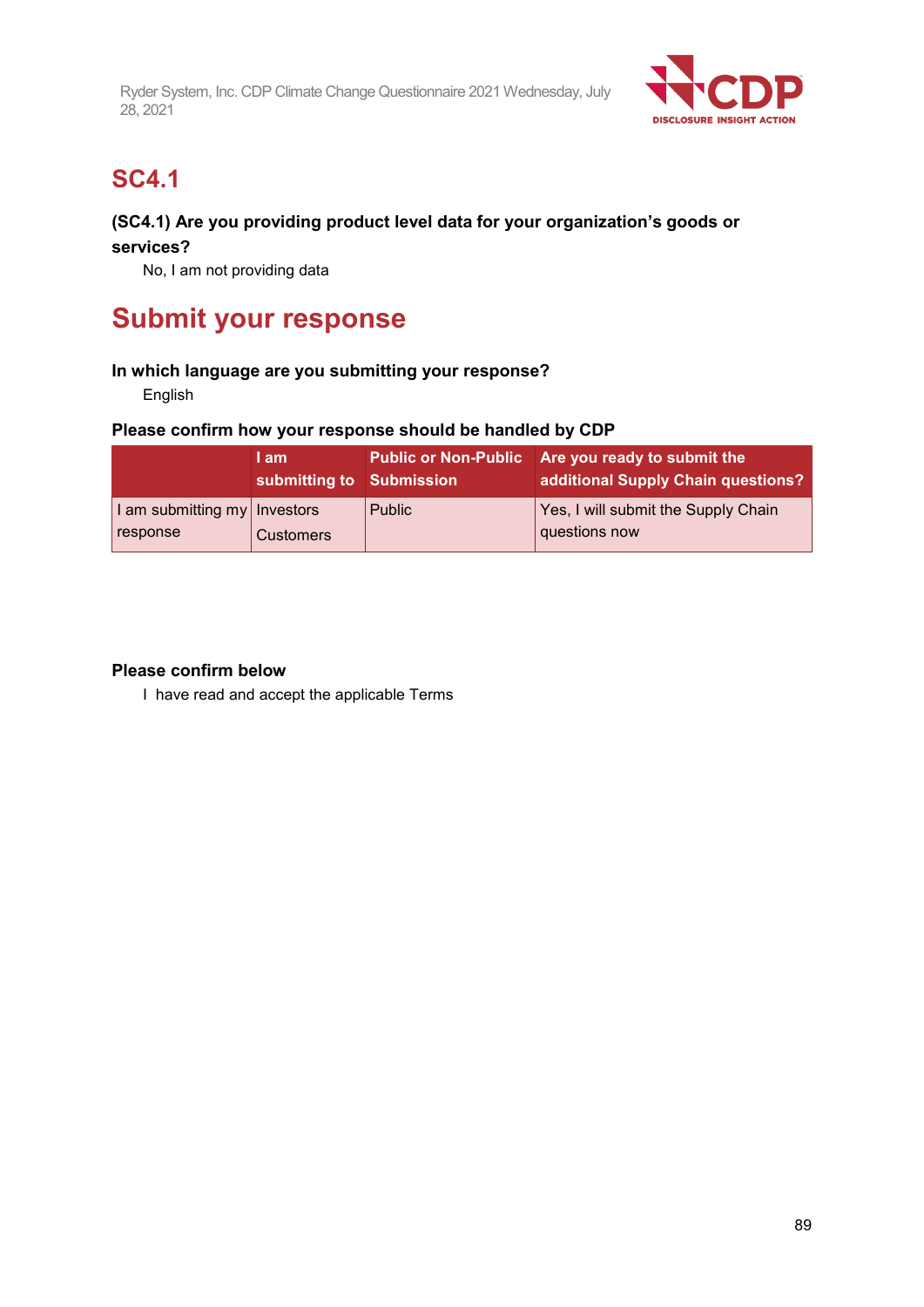## SC4.1

**(SC4.1) Are you providing product level data for your organization's goods or services?**

No, I am not providing data

# Submit your response

**In which language are you submitting your response?**

English

**Please confirm how your response should be handled by CDP**

| | I am submitting to | Public or Non-Public Submission | Are you ready to submit the additional Supply Chain questions? |
|---|---|---|---|
| I am submitting my response | Investors<br>Customers | Public | Yes, I will submit the Supply Chain questions now |

**Please confirm below**

I have read and accept the applicable Terms